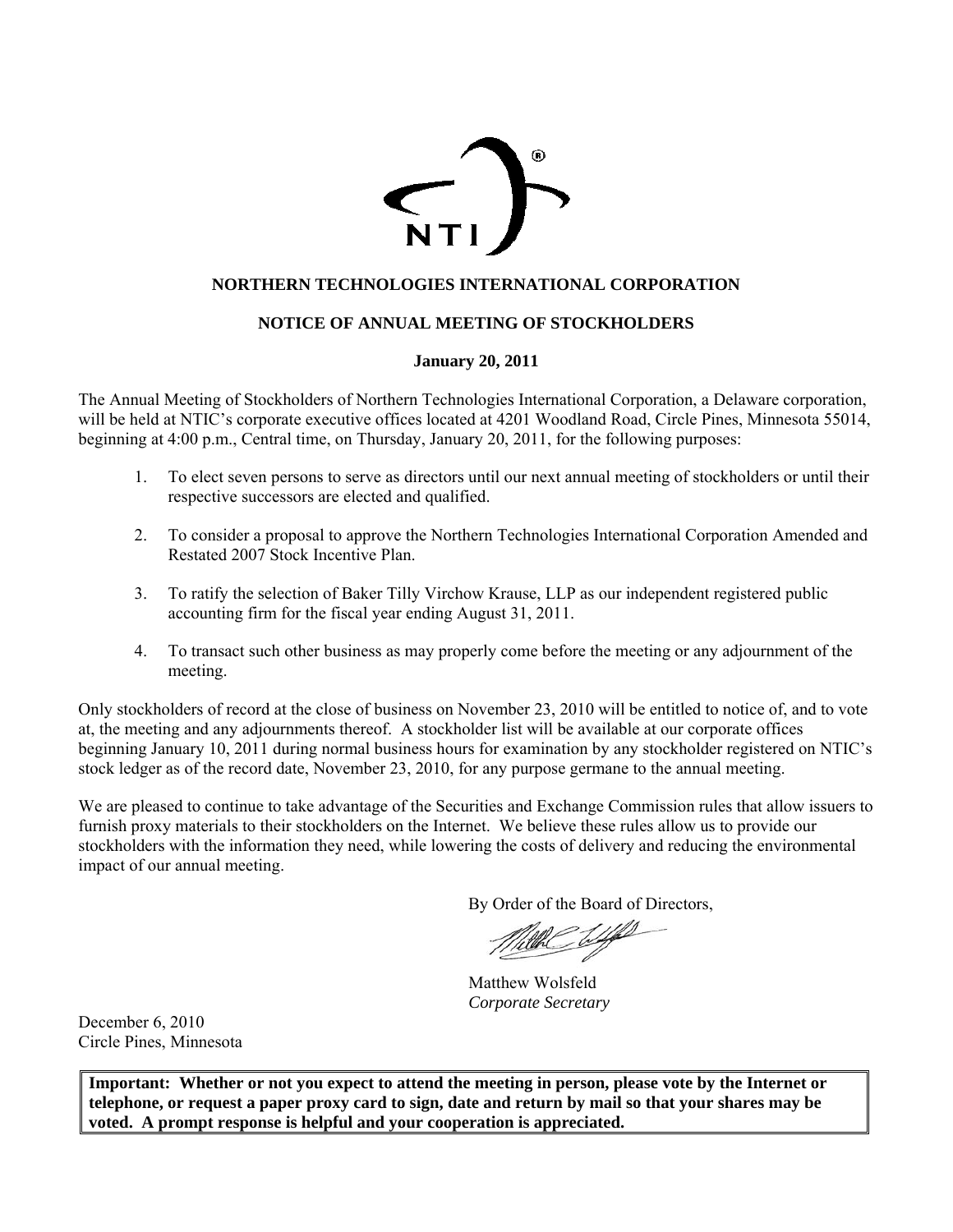# NORTHERN TECHNOLOGIES INTERNATIONAL CORPORATION

## NOTICE OF ANNUAL MEETING OF STOCKHOLDERS

**January 20, 2011**

The Annual Meeting of Stockholders of Northern Technologies International Corporation, a Delaware corporation, will be held at NTIC's corporate executive offices located at 4201 Woodland Road, Circle Pines, Minnesota 55014, beginning at 4:00 p.m., Central time, on Thursday, January 20, 2011, for the following purposes:

1. To elect seven persons to serve as directors until our next annual meeting of stockholders or until their respective successors are elected and qualified.

2. To consider a proposal to approve the Northern Technologies International Corporation Amended and Restated 2007 Stock Incentive Plan.

3. To ratify the selection of Baker Tilly Virchow Krause, LLP as our independent registered public accounting firm for the fiscal year ending August 31, 2011.

4. To transact such other business as may properly come before the meeting or any adjournment of the meeting.

Only stockholders of record at the close of business on November 23, 2010 will be entitled to notice of, and to vote at, the meeting and any adjournments thereof. A stockholder list will be available at our corporate offices beginning January 10, 2011 during normal business hours for examination by any stockholder registered on NTIC's stock ledger as of the record date, November 23, 2010, for any purpose germane to the annual meeting.

We are pleased to continue to take advantage of the Securities and Exchange Commission rules that allow issuers to furnish proxy materials to their stockholders on the Internet. We believe these rules allow us to provide our stockholders with the information they need, while lowering the costs of delivery and reducing the environmental impact of our annual meeting.

By Order of the Board of Directors,

Matthew Wolsfeld
*Corporate Secretary*

December 6, 2010
Circle Pines, Minnesota

**Important: Whether or not you expect to attend the meeting in person, please vote by the Internet or telephone, or request a paper proxy card to sign, date and return by mail so that your shares may be voted. A prompt response is helpful and your cooperation is appreciated.**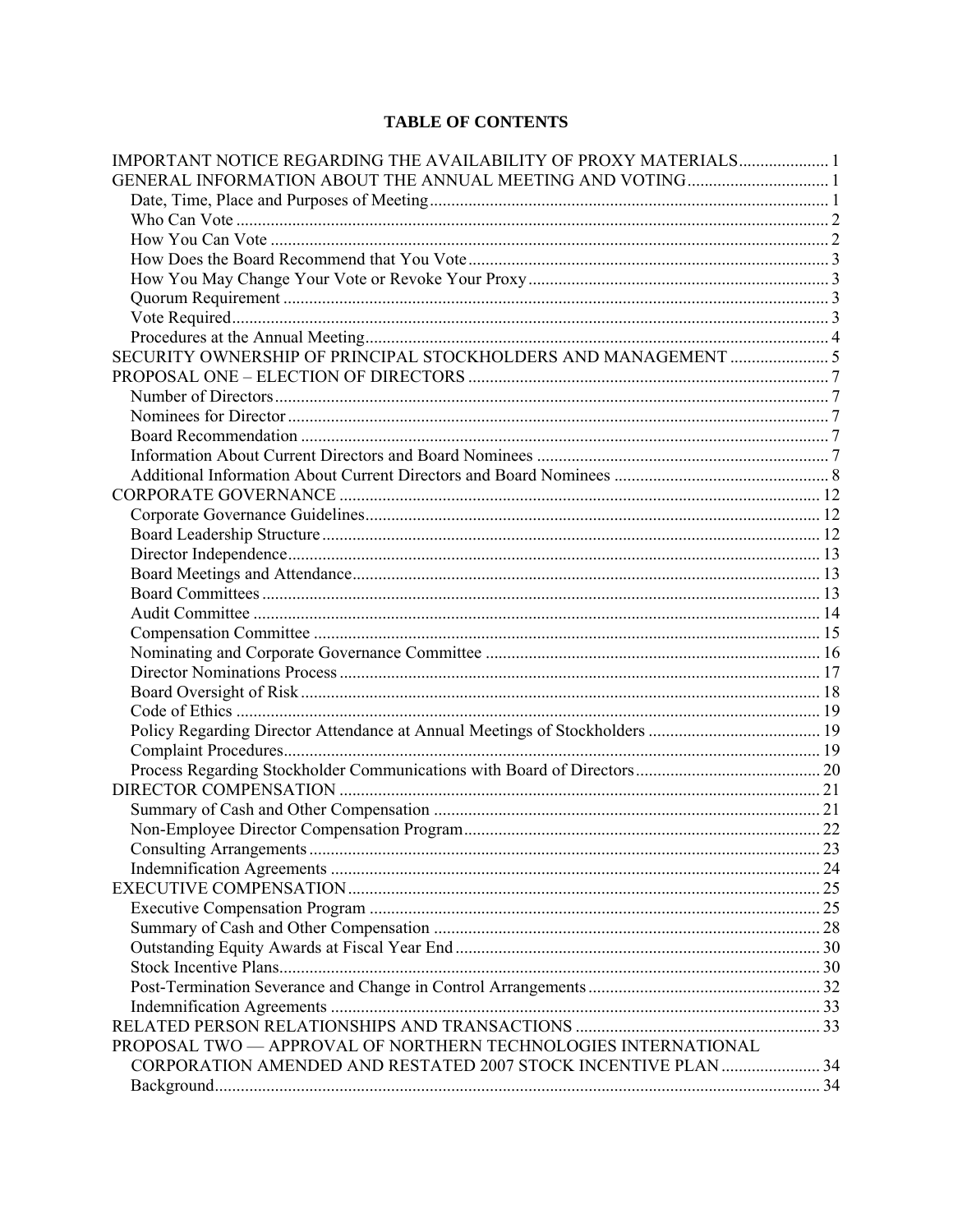# TABLE OF CONTENTS

| | |
|---|---|
| IMPORTANT NOTICE REGARDING THE AVAILABILITY OF PROXY MATERIALS | 1 |
| GENERAL INFORMATION ABOUT THE ANNUAL MEETING AND VOTING | 1 |
| Date, Time, Place and Purposes of Meeting | 1 |
| Who Can Vote | 2 |
| How You Can Vote | 2 |
| How Does the Board Recommend that You Vote | 3 |
| How You May Change Your Vote or Revoke Your Proxy | 3 |
| Quorum Requirement | 3 |
| Vote Required | 3 |
| Procedures at the Annual Meeting | 4 |
| SECURITY OWNERSHIP OF PRINCIPAL STOCKHOLDERS AND MANAGEMENT | 5 |
| PROPOSAL ONE – ELECTION OF DIRECTORS | 7 |
| Number of Directors | 7 |
| Nominees for Director | 7 |
| Board Recommendation | 7 |
| Information About Current Directors and Board Nominees | 7 |
| Additional Information About Current Directors and Board Nominees | 8 |
| CORPORATE GOVERNANCE | 12 |
| Corporate Governance Guidelines | 12 |
| Board Leadership Structure | 12 |
| Director Independence | 13 |
| Board Meetings and Attendance | 13 |
| Board Committees | 13 |
| Audit Committee | 14 |
| Compensation Committee | 15 |
| Nominating and Corporate Governance Committee | 16 |
| Director Nominations Process | 17 |
| Board Oversight of Risk | 18 |
| Code of Ethics | 19 |
| Policy Regarding Director Attendance at Annual Meetings of Stockholders | 19 |
| Complaint Procedures | 19 |
| Process Regarding Stockholder Communications with Board of Directors | 20 |
| DIRECTOR COMPENSATION | 21 |
| Summary of Cash and Other Compensation | 21 |
| Non-Employee Director Compensation Program | 22 |
| Consulting Arrangements | 23 |
| Indemnification Agreements | 24 |
| EXECUTIVE COMPENSATION | 25 |
| Executive Compensation Program | 25 |
| Summary of Cash and Other Compensation | 28 |
| Outstanding Equity Awards at Fiscal Year End | 30 |
| Stock Incentive Plans | 30 |
| Post-Termination Severance and Change in Control Arrangements | 32 |
| Indemnification Agreements | 33 |
| RELATED PERSON RELATIONSHIPS AND TRANSACTIONS | 33 |
| PROPOSAL TWO — APPROVAL OF NORTHERN TECHNOLOGIES INTERNATIONAL CORPORATION AMENDED AND RESTATED 2007 STOCK INCENTIVE PLAN | 34 |
| Background | 34 |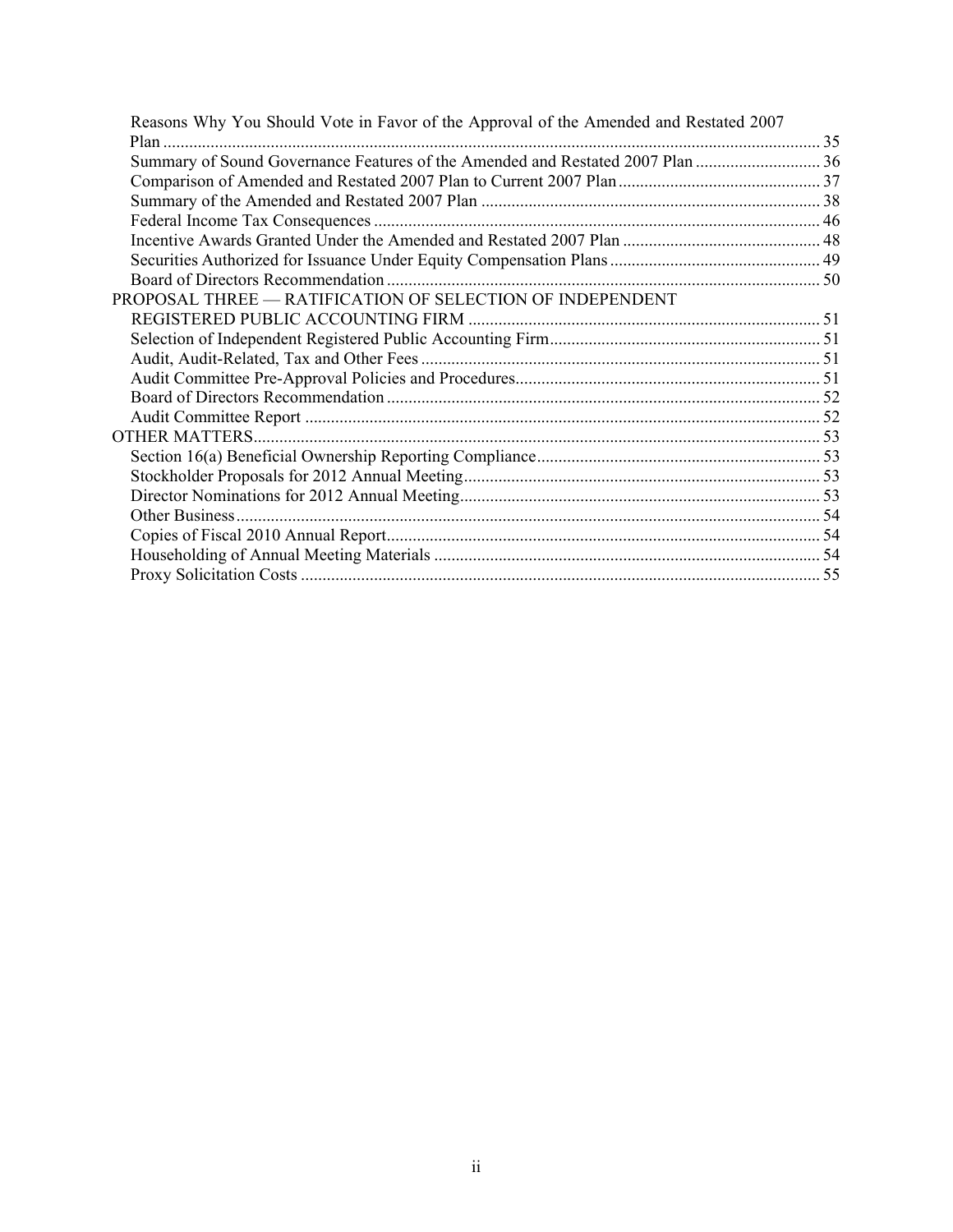Reasons Why You Should Vote in Favor of the Approval of the Amended and Restated 2007 Plan ........ 35
Summary of Sound Governance Features of the Amended and Restated 2007 Plan ........ 36
Comparison of Amended and Restated 2007 Plan to Current 2007 Plan ........ 37
Summary of the Amended and Restated 2007 Plan ........ 38
Federal Income Tax Consequences ........ 46
Incentive Awards Granted Under the Amended and Restated 2007 Plan ........ 48
Securities Authorized for Issuance Under Equity Compensation Plans ........ 49
Board of Directors Recommendation ........ 50

PROPOSAL THREE — RATIFICATION OF SELECTION OF INDEPENDENT REGISTERED PUBLIC ACCOUNTING FIRM ........ 51
Selection of Independent Registered Public Accounting Firm ........ 51
Audit, Audit-Related, Tax and Other Fees ........ 51
Audit Committee Pre-Approval Policies and Procedures ........ 51
Board of Directors Recommendation ........ 52
Audit Committee Report ........ 52

OTHER MATTERS ........ 53
Section 16(a) Beneficial Ownership Reporting Compliance ........ 53
Stockholder Proposals for 2012 Annual Meeting ........ 53
Director Nominations for 2012 Annual Meeting ........ 53
Other Business ........ 54
Copies of Fiscal 2010 Annual Report ........ 54
Householding of Annual Meeting Materials ........ 54
Proxy Solicitation Costs ........ 55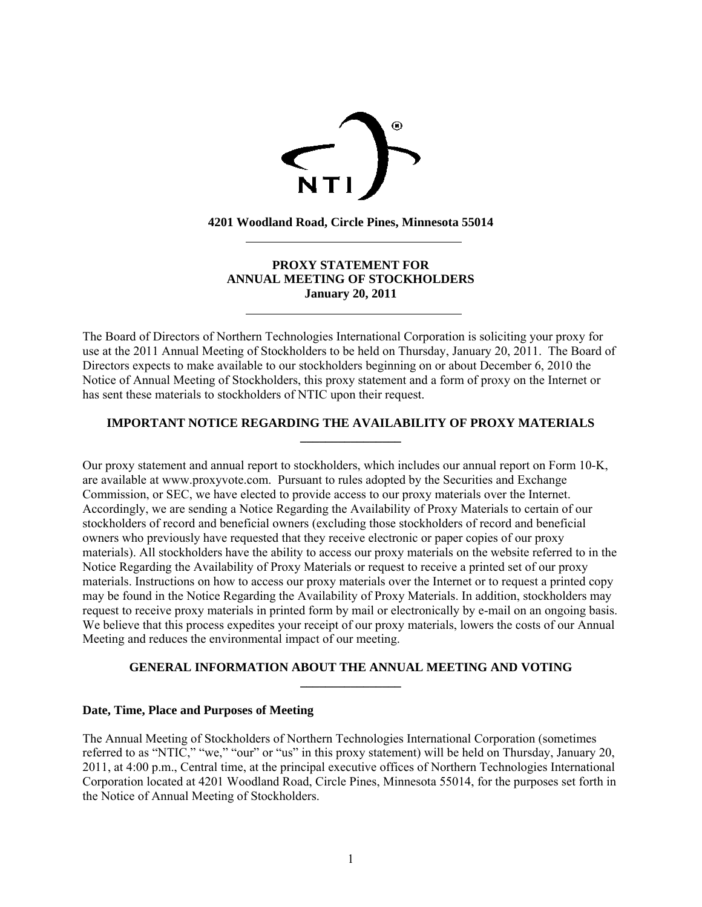**4201 Woodland Road, Circle Pines, Minnesota 55014**

---

**PROXY STATEMENT FOR**
**ANNUAL MEETING OF STOCKHOLDERS**
**January 20, 2011**

---

The Board of Directors of Northern Technologies International Corporation is soliciting your proxy for use at the 2011 Annual Meeting of Stockholders to be held on Thursday, January 20, 2011. The Board of Directors expects to make available to our stockholders beginning on or about December 6, 2010 the Notice of Annual Meeting of Stockholders, this proxy statement and a form of proxy on the Internet or has sent these materials to stockholders of NTIC upon their request.

## IMPORTANT NOTICE REGARDING THE AVAILABILITY OF PROXY MATERIALS

Our proxy statement and annual report to stockholders, which includes our annual report on Form 10-K, are available at www.proxyvote.com. Pursuant to rules adopted by the Securities and Exchange Commission, or SEC, we have elected to provide access to our proxy materials over the Internet. Accordingly, we are sending a Notice Regarding the Availability of Proxy Materials to certain of our stockholders of record and beneficial owners (excluding those stockholders of record and beneficial owners who previously have requested that they receive electronic or paper copies of our proxy materials). All stockholders have the ability to access our proxy materials on the website referred to in the Notice Regarding the Availability of Proxy Materials or request to receive a printed set of our proxy materials. Instructions on how to access our proxy materials over the Internet or to request a printed copy may be found in the Notice Regarding the Availability of Proxy Materials. In addition, stockholders may request to receive proxy materials in printed form by mail or electronically by e-mail on an ongoing basis. We believe that this process expedites your receipt of our proxy materials, lowers the costs of our Annual Meeting and reduces the environmental impact of our meeting.

## GENERAL INFORMATION ABOUT THE ANNUAL MEETING AND VOTING

### Date, Time, Place and Purposes of Meeting

The Annual Meeting of Stockholders of Northern Technologies International Corporation (sometimes referred to as "NTIC," "we," "our" or "us" in this proxy statement) will be held on Thursday, January 20, 2011, at 4:00 p.m., Central time, at the principal executive offices of Northern Technologies International Corporation located at 4201 Woodland Road, Circle Pines, Minnesota 55014, for the purposes set forth in the Notice of Annual Meeting of Stockholders.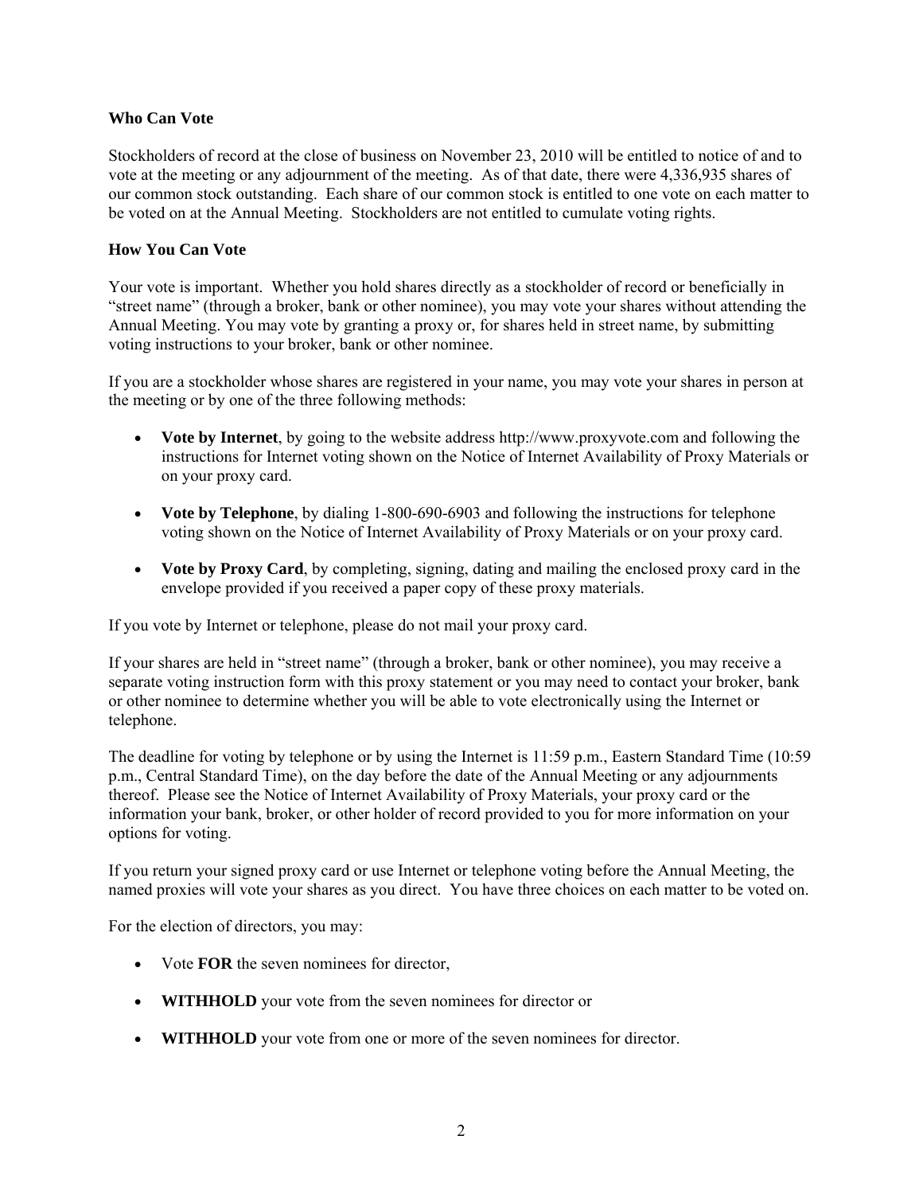### Who Can Vote

Stockholders of record at the close of business on November 23, 2010 will be entitled to notice of and to vote at the meeting or any adjournment of the meeting. As of that date, there were 4,336,935 shares of our common stock outstanding. Each share of our common stock is entitled to one vote on each matter to be voted on at the Annual Meeting. Stockholders are not entitled to cumulate voting rights.

### How You Can Vote

Your vote is important. Whether you hold shares directly as a stockholder of record or beneficially in "street name" (through a broker, bank or other nominee), you may vote your shares without attending the Annual Meeting. You may vote by granting a proxy or, for shares held in street name, by submitting voting instructions to your broker, bank or other nominee.

If you are a stockholder whose shares are registered in your name, you may vote your shares in person at the meeting or by one of the three following methods:

- **Vote by Internet**, by going to the website address http://www.proxyvote.com and following the instructions for Internet voting shown on the Notice of Internet Availability of Proxy Materials or on your proxy card.
- **Vote by Telephone**, by dialing 1-800-690-6903 and following the instructions for telephone voting shown on the Notice of Internet Availability of Proxy Materials or on your proxy card.
- **Vote by Proxy Card**, by completing, signing, dating and mailing the enclosed proxy card in the envelope provided if you received a paper copy of these proxy materials.

If you vote by Internet or telephone, please do not mail your proxy card.

If your shares are held in "street name" (through a broker, bank or other nominee), you may receive a separate voting instruction form with this proxy statement or you may need to contact your broker, bank or other nominee to determine whether you will be able to vote electronically using the Internet or telephone.

The deadline for voting by telephone or by using the Internet is 11:59 p.m., Eastern Standard Time (10:59 p.m., Central Standard Time), on the day before the date of the Annual Meeting or any adjournments thereof. Please see the Notice of Internet Availability of Proxy Materials, your proxy card or the information your bank, broker, or other holder of record provided to you for more information on your options for voting.

If you return your signed proxy card or use Internet or telephone voting before the Annual Meeting, the named proxies will vote your shares as you direct. You have three choices on each matter to be voted on.

For the election of directors, you may:

- Vote **FOR** the seven nominees for director,
- **WITHHOLD** your vote from the seven nominees for director or
- **WITHHOLD** your vote from one or more of the seven nominees for director.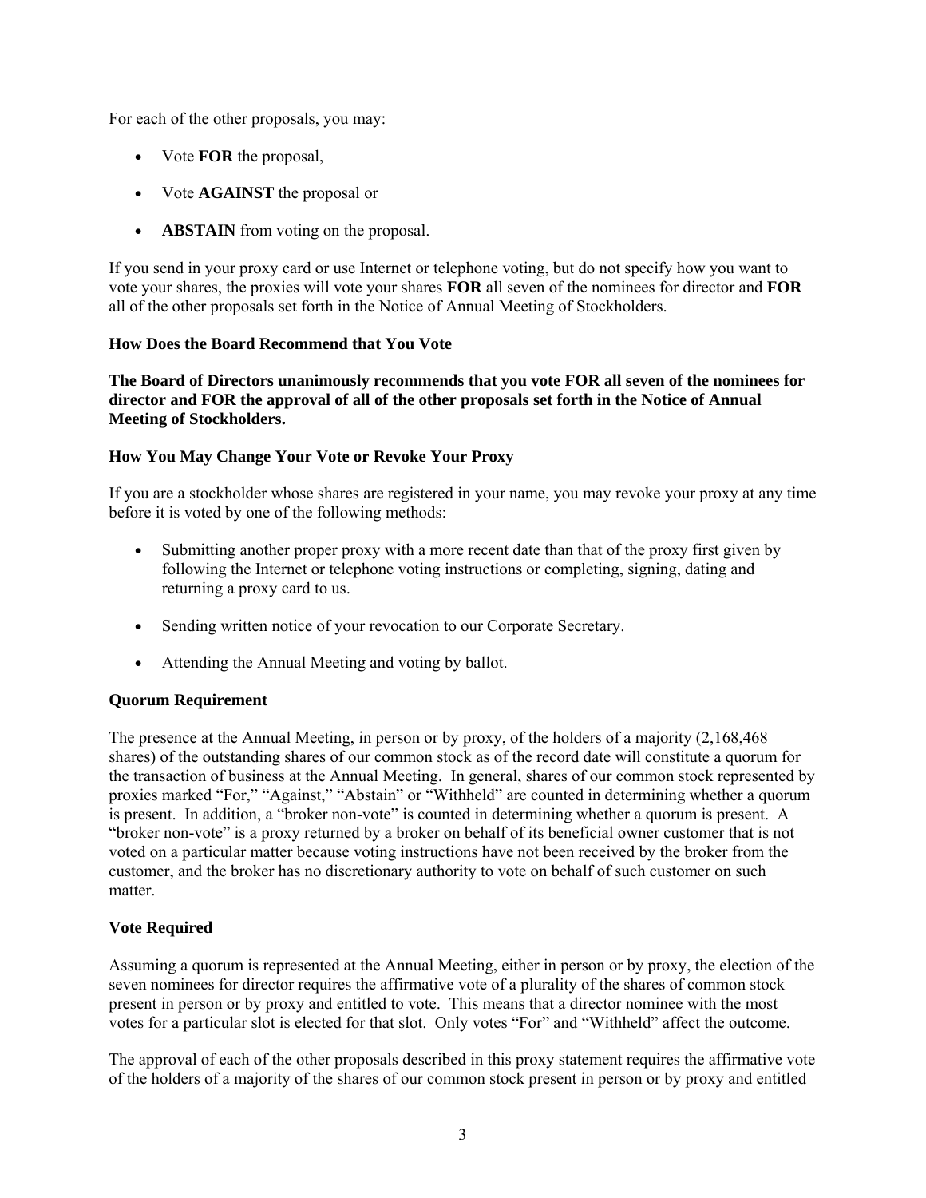For each of the other proposals, you may:

- Vote **FOR** the proposal,
- Vote **AGAINST** the proposal or
- **ABSTAIN** from voting on the proposal.

If you send in your proxy card or use Internet or telephone voting, but do not specify how you want to vote your shares, the proxies will vote your shares **FOR** all seven of the nominees for director and **FOR** all of the other proposals set forth in the Notice of Annual Meeting of Stockholders.

### How Does the Board Recommend that You Vote

**The Board of Directors unanimously recommends that you vote FOR all seven of the nominees for director and FOR the approval of all of the other proposals set forth in the Notice of Annual Meeting of Stockholders.**

### How You May Change Your Vote or Revoke Your Proxy

If you are a stockholder whose shares are registered in your name, you may revoke your proxy at any time before it is voted by one of the following methods:

- Submitting another proper proxy with a more recent date than that of the proxy first given by following the Internet or telephone voting instructions or completing, signing, dating and returning a proxy card to us.
- Sending written notice of your revocation to our Corporate Secretary.
- Attending the Annual Meeting and voting by ballot.

### Quorum Requirement

The presence at the Annual Meeting, in person or by proxy, of the holders of a majority (2,168,468 shares) of the outstanding shares of our common stock as of the record date will constitute a quorum for the transaction of business at the Annual Meeting. In general, shares of our common stock represented by proxies marked "For," "Against," "Abstain" or "Withheld" are counted in determining whether a quorum is present. In addition, a "broker non-vote" is counted in determining whether a quorum is present. A "broker non-vote" is a proxy returned by a broker on behalf of its beneficial owner customer that is not voted on a particular matter because voting instructions have not been received by the broker from the customer, and the broker has no discretionary authority to vote on behalf of such customer on such matter.

### Vote Required

Assuming a quorum is represented at the Annual Meeting, either in person or by proxy, the election of the seven nominees for director requires the affirmative vote of a plurality of the shares of common stock present in person or by proxy and entitled to vote. This means that a director nominee with the most votes for a particular slot is elected for that slot. Only votes "For" and "Withheld" affect the outcome.

The approval of each of the other proposals described in this proxy statement requires the affirmative vote of the holders of a majority of the shares of our common stock present in person or by proxy and entitled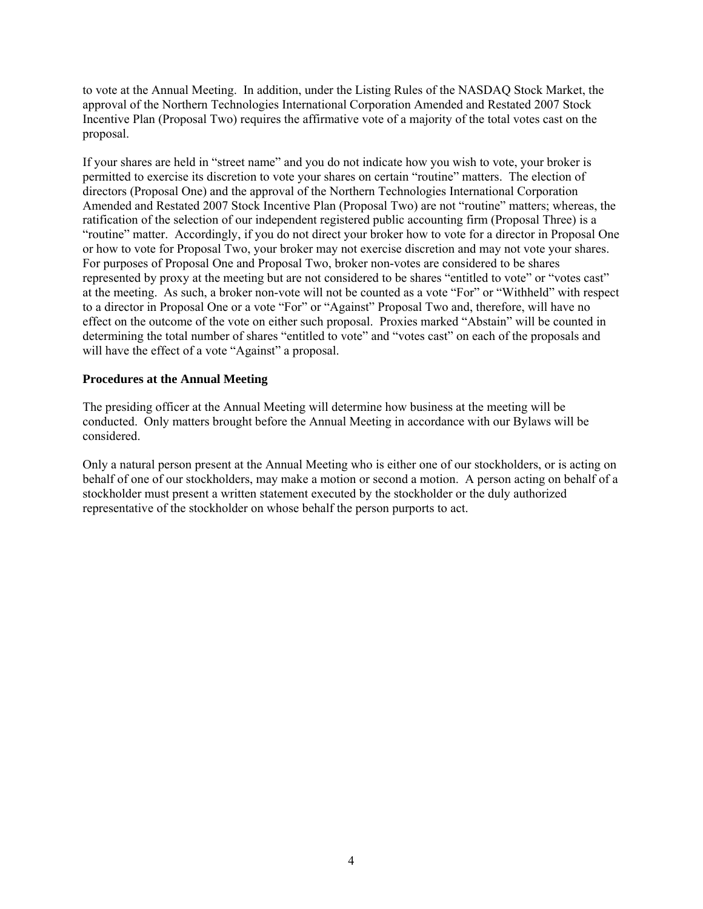to vote at the Annual Meeting. In addition, under the Listing Rules of the NASDAQ Stock Market, the approval of the Northern Technologies International Corporation Amended and Restated 2007 Stock Incentive Plan (Proposal Two) requires the affirmative vote of a majority of the total votes cast on the proposal.

If your shares are held in "street name" and you do not indicate how you wish to vote, your broker is permitted to exercise its discretion to vote your shares on certain "routine" matters. The election of directors (Proposal One) and the approval of the Northern Technologies International Corporation Amended and Restated 2007 Stock Incentive Plan (Proposal Two) are not "routine" matters; whereas, the ratification of the selection of our independent registered public accounting firm (Proposal Three) is a "routine" matter. Accordingly, if you do not direct your broker how to vote for a director in Proposal One or how to vote for Proposal Two, your broker may not exercise discretion and may not vote your shares. For purposes of Proposal One and Proposal Two, broker non-votes are considered to be shares represented by proxy at the meeting but are not considered to be shares "entitled to vote" or "votes cast" at the meeting. As such, a broker non-vote will not be counted as a vote "For" or "Withheld" with respect to a director in Proposal One or a vote "For" or "Against" Proposal Two and, therefore, will have no effect on the outcome of the vote on either such proposal. Proxies marked "Abstain" will be counted in determining the total number of shares "entitled to vote" and "votes cast" on each of the proposals and will have the effect of a vote "Against" a proposal.

**Procedures at the Annual Meeting**

The presiding officer at the Annual Meeting will determine how business at the meeting will be conducted. Only matters brought before the Annual Meeting in accordance with our Bylaws will be considered.

Only a natural person present at the Annual Meeting who is either one of our stockholders, or is acting on behalf of one of our stockholders, may make a motion or second a motion. A person acting on behalf of a stockholder must present a written statement executed by the stockholder or the duly authorized representative of the stockholder on whose behalf the person purports to act.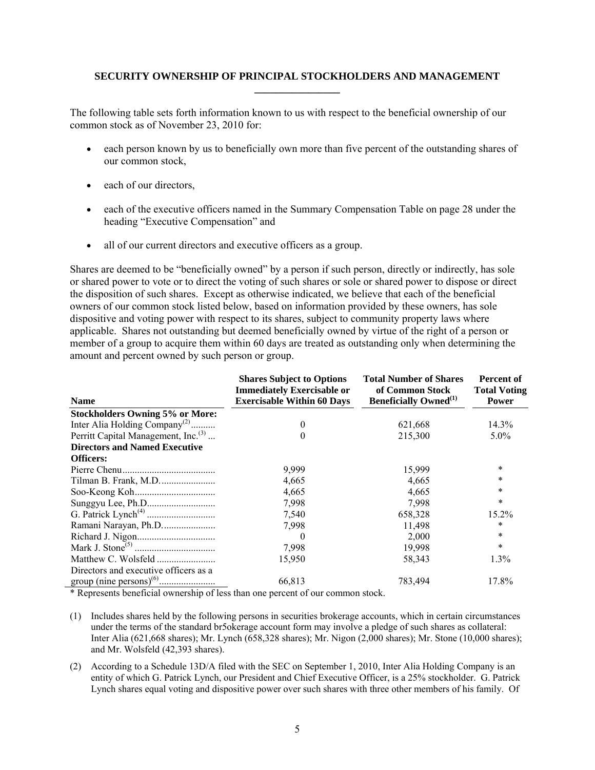## SECURITY OWNERSHIP OF PRINCIPAL STOCKHOLDERS AND MANAGEMENT

The following table sets forth information known to us with respect to the beneficial ownership of our common stock as of November 23, 2010 for:

- each person known by us to beneficially own more than five percent of the outstanding shares of our common stock,
- each of our directors,
- each of the executive officers named in the Summary Compensation Table on page 28 under the heading "Executive Compensation" and
- all of our current directors and executive officers as a group.

Shares are deemed to be "beneficially owned" by a person if such person, directly or indirectly, has sole or shared power to vote or to direct the voting of such shares or sole or shared power to dispose or direct the disposition of such shares. Except as otherwise indicated, we believe that each of the beneficial owners of our common stock listed below, based on information provided by these owners, has sole dispositive and voting power with respect to its shares, subject to community property laws where applicable. Shares not outstanding but deemed beneficially owned by virtue of the right of a person or member of a group to acquire them within 60 days are treated as outstanding only when determining the amount and percent owned by such person or group.

| Name | Shares Subject to Options Immediately Exercisable or Exercisable Within 60 Days | Total Number of Shares of Common Stock Beneficially Owned[(1)] | Percent of Total Voting Power |
|---|---|---|---|
| **Stockholders Owning 5% or More:** | | | |
| Inter Alia Holding Company[(2)] | 0 | 621,668 | 14.3% |
| Perritt Capital Management, Inc.[(3)] | 0 | 215,300 | 5.0% |
| **Directors and Named Executive Officers:** | | | |
| Pierre Chenu | 9,999 | 15,999 | * |
| Tilman B. Frank, M.D. | 4,665 | 4,665 | * |
| Soo-Keong Koh | 4,665 | 4,665 | * |
| Sunggyu Lee, Ph.D. | 7,998 | 7,998 | * |
| G. Patrick Lynch[(4)] | 7,540 | 658,328 | 15.2% |
| Ramani Narayan, Ph.D. | 7,998 | 11,498 | * |
| Richard J. Nigon | 0 | 2,000 | * |
| Mark J. Stone[(5)] | 7,998 | 19,998 | * |
| Matthew C. Wolsfeld | 15,950 | 58,343 | 1.3% |
| Directors and executive officers as a group (nine persons)[(6)] | 66,813 | 783,494 | 17.8% |

* Represents beneficial ownership of less than one percent of our common stock.

(1) Includes shares held by the following persons in securities brokerage accounts, which in certain circumstances under the terms of the standard br5okerage account form may involve a pledge of such shares as collateral: Inter Alia (621,668 shares); Mr. Lynch (658,328 shares); Mr. Nigon (2,000 shares); Mr. Stone (10,000 shares); and Mr. Wolsfeld (42,393 shares).

(2) According to a Schedule 13D/A filed with the SEC on September 1, 2010, Inter Alia Holding Company is an entity of which G. Patrick Lynch, our President and Chief Executive Officer, is a 25% stockholder. G. Patrick Lynch shares equal voting and dispositive power over such shares with three other members of his family. Of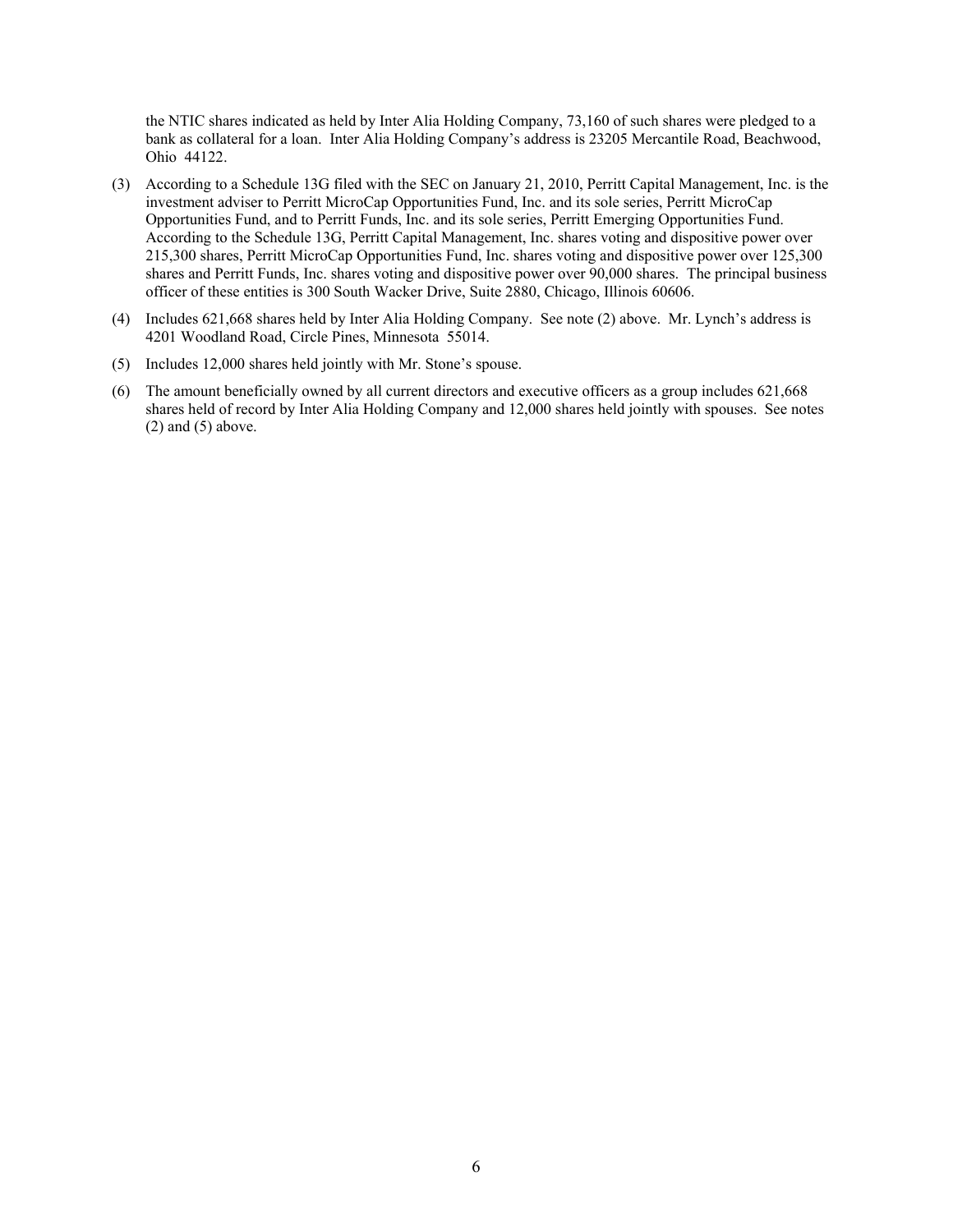the NTIC shares indicated as held by Inter Alia Holding Company, 73,160 of such shares were pledged to a bank as collateral for a loan. Inter Alia Holding Company's address is 23205 Mercantile Road, Beachwood, Ohio 44122.

(3) According to a Schedule 13G filed with the SEC on January 21, 2010, Perritt Capital Management, Inc. is the investment adviser to Perritt MicroCap Opportunities Fund, Inc. and its sole series, Perritt MicroCap Opportunities Fund, and to Perritt Funds, Inc. and its sole series, Perritt Emerging Opportunities Fund. According to the Schedule 13G, Perritt Capital Management, Inc. shares voting and dispositive power over 215,300 shares, Perritt MicroCap Opportunities Fund, Inc. shares voting and dispositive power over 125,300 shares and Perritt Funds, Inc. shares voting and dispositive power over 90,000 shares. The principal business officer of these entities is 300 South Wacker Drive, Suite 2880, Chicago, Illinois 60606.

(4) Includes 621,668 shares held by Inter Alia Holding Company. See note (2) above. Mr. Lynch's address is 4201 Woodland Road, Circle Pines, Minnesota 55014.

(5) Includes 12,000 shares held jointly with Mr. Stone's spouse.

(6) The amount beneficially owned by all current directors and executive officers as a group includes 621,668 shares held of record by Inter Alia Holding Company and 12,000 shares held jointly with spouses. See notes (2) and (5) above.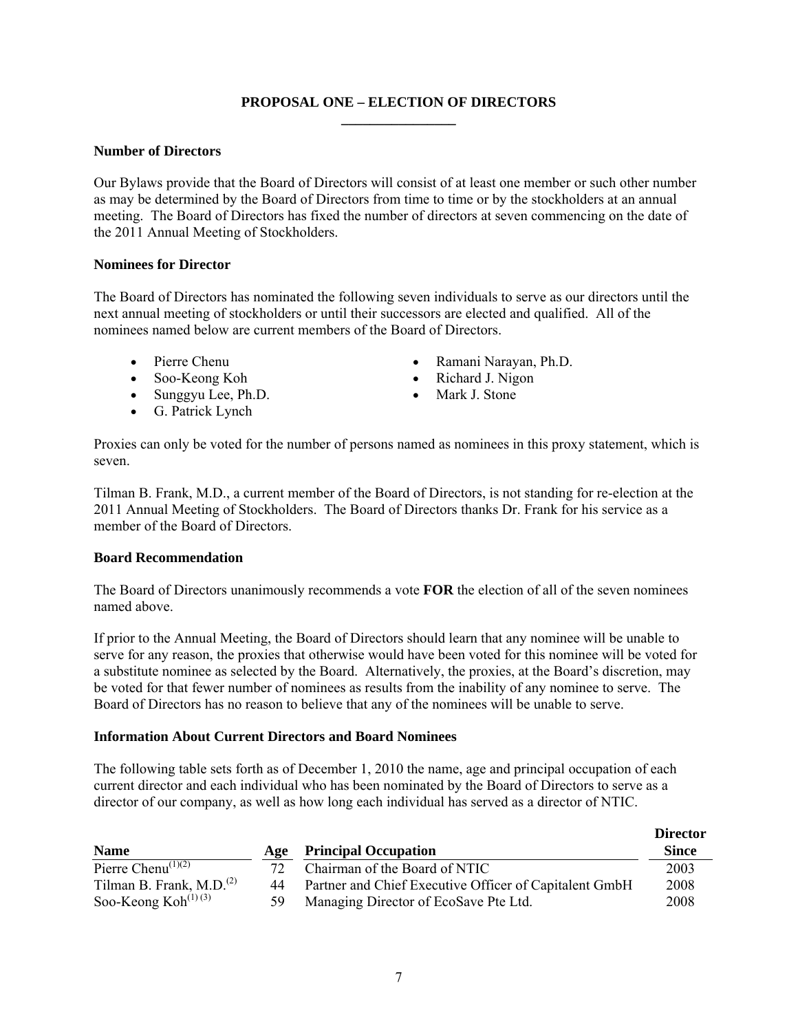## PROPOSAL ONE – ELECTION OF DIRECTORS

### Number of Directors

Our Bylaws provide that the Board of Directors will consist of at least one member or such other number as may be determined by the Board of Directors from time to time or by the stockholders at an annual meeting. The Board of Directors has fixed the number of directors at seven commencing on the date of the 2011 Annual Meeting of Stockholders.

### Nominees for Director

The Board of Directors has nominated the following seven individuals to serve as our directors until the next annual meeting of stockholders or until their successors are elected and qualified. All of the nominees named below are current members of the Board of Directors.

- Pierre Chenu
- Soo-Keong Koh
- Sunggyu Lee, Ph.D.
- G. Patrick Lynch
- Ramani Narayan, Ph.D.
- Richard J. Nigon
- Mark J. Stone

Proxies can only be voted for the number of persons named as nominees in this proxy statement, which is seven.

Tilman B. Frank, M.D., a current member of the Board of Directors, is not standing for re-election at the 2011 Annual Meeting of Stockholders. The Board of Directors thanks Dr. Frank for his service as a member of the Board of Directors.

### Board Recommendation

The Board of Directors unanimously recommends a vote **FOR** the election of all of the seven nominees named above.

If prior to the Annual Meeting, the Board of Directors should learn that any nominee will be unable to serve for any reason, the proxies that otherwise would have been voted for this nominee will be voted for a substitute nominee as selected by the Board. Alternatively, the proxies, at the Board's discretion, may be voted for that fewer number of nominees as results from the inability of any nominee to serve. The Board of Directors has no reason to believe that any of the nominees will be unable to serve.

### Information About Current Directors and Board Nominees

The following table sets forth as of December 1, 2010 the name, age and principal occupation of each current director and each individual who has been nominated by the Board of Directors to serve as a director of our company, as well as how long each individual has served as a director of NTIC.

| Name | Age | Principal Occupation | Director Since |
|---|---|---|---|
| Pierre Chenu(1)(2) | 72 | Chairman of the Board of NTIC | 2003 |
| Tilman B. Frank, M.D.(2) | 44 | Partner and Chief Executive Officer of Capitalent GmbH | 2008 |
| Soo-Keong Koh(1)(3) | 59 | Managing Director of EcoSave Pte Ltd. | 2008 |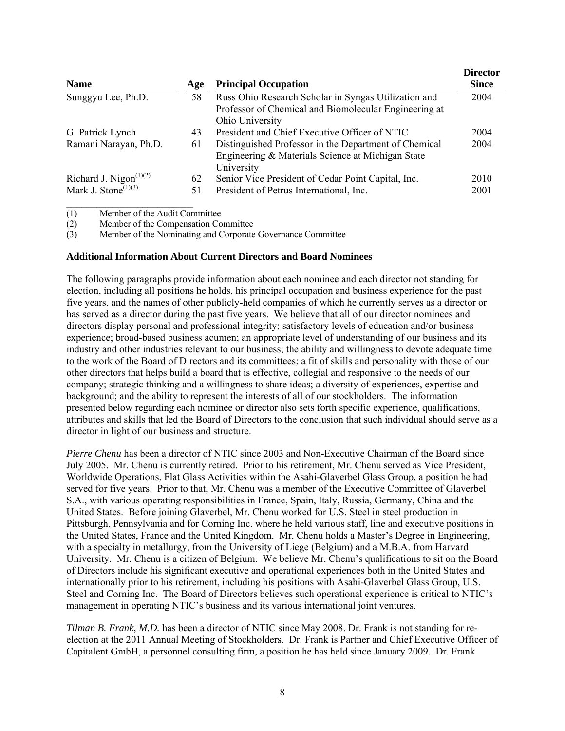| Name | Age | Principal Occupation | Director Since |
|---|---|---|---|
| Sunggyu Lee, Ph.D. | 58 | Russ Ohio Research Scholar in Syngas Utilization and Professor of Chemical and Biomolecular Engineering at Ohio University | 2004 |
| G. Patrick Lynch | 43 | President and Chief Executive Officer of NTIC | 2004 |
| Ramani Narayan, Ph.D. | 61 | Distinguished Professor in the Department of Chemical Engineering & Materials Science at Michigan State University | 2004 |
| Richard J. Nigon(1)(2) | 62 | Senior Vice President of Cedar Point Capital, Inc. | 2010 |
| Mark J. Stone(1)(3) | 51 | President of Petrus International, Inc. | 2001 |

(1) Member of the Audit Committee

(2) Member of the Compensation Committee

(3) Member of the Nominating and Corporate Governance Committee

**Additional Information About Current Directors and Board Nominees**

The following paragraphs provide information about each nominee and each director not standing for election, including all positions he holds, his principal occupation and business experience for the past five years, and the names of other publicly-held companies of which he currently serves as a director or has served as a director during the past five years. We believe that all of our director nominees and directors display personal and professional integrity; satisfactory levels of education and/or business experience; broad-based business acumen; an appropriate level of understanding of our business and its industry and other industries relevant to our business; the ability and willingness to devote adequate time to the work of the Board of Directors and its committees; a fit of skills and personality with those of our other directors that helps build a board that is effective, collegial and responsive to the needs of our company; strategic thinking and a willingness to share ideas; a diversity of experiences, expertise and background; and the ability to represent the interests of all of our stockholders. The information presented below regarding each nominee or director also sets forth specific experience, qualifications, attributes and skills that led the Board of Directors to the conclusion that such individual should serve as a director in light of our business and structure.

*Pierre Chenu* has been a director of NTIC since 2003 and Non-Executive Chairman of the Board since July 2005. Mr. Chenu is currently retired. Prior to his retirement, Mr. Chenu served as Vice President, Worldwide Operations, Flat Glass Activities within the Asahi-Glaverbel Glass Group, a position he had served for five years. Prior to that, Mr. Chenu was a member of the Executive Committee of Glaverbel S.A., with various operating responsibilities in France, Spain, Italy, Russia, Germany, China and the United States. Before joining Glaverbel, Mr. Chenu worked for U.S. Steel in steel production in Pittsburgh, Pennsylvania and for Corning Inc. where he held various staff, line and executive positions in the United States, France and the United Kingdom. Mr. Chenu holds a Master's Degree in Engineering, with a specialty in metallurgy, from the University of Liege (Belgium) and a M.B.A. from Harvard University. Mr. Chenu is a citizen of Belgium. We believe Mr. Chenu's qualifications to sit on the Board of Directors include his significant executive and operational experiences both in the United States and internationally prior to his retirement, including his positions with Asahi-Glaverbel Glass Group, U.S. Steel and Corning Inc. The Board of Directors believes such operational experience is critical to NTIC's management in operating NTIC's business and its various international joint ventures.

*Tilman B. Frank, M.D.* has been a director of NTIC since May 2008. Dr. Frank is not standing for re-election at the 2011 Annual Meeting of Stockholders. Dr. Frank is Partner and Chief Executive Officer of Capitalent GmbH, a personnel consulting firm, a position he has held since January 2009. Dr. Frank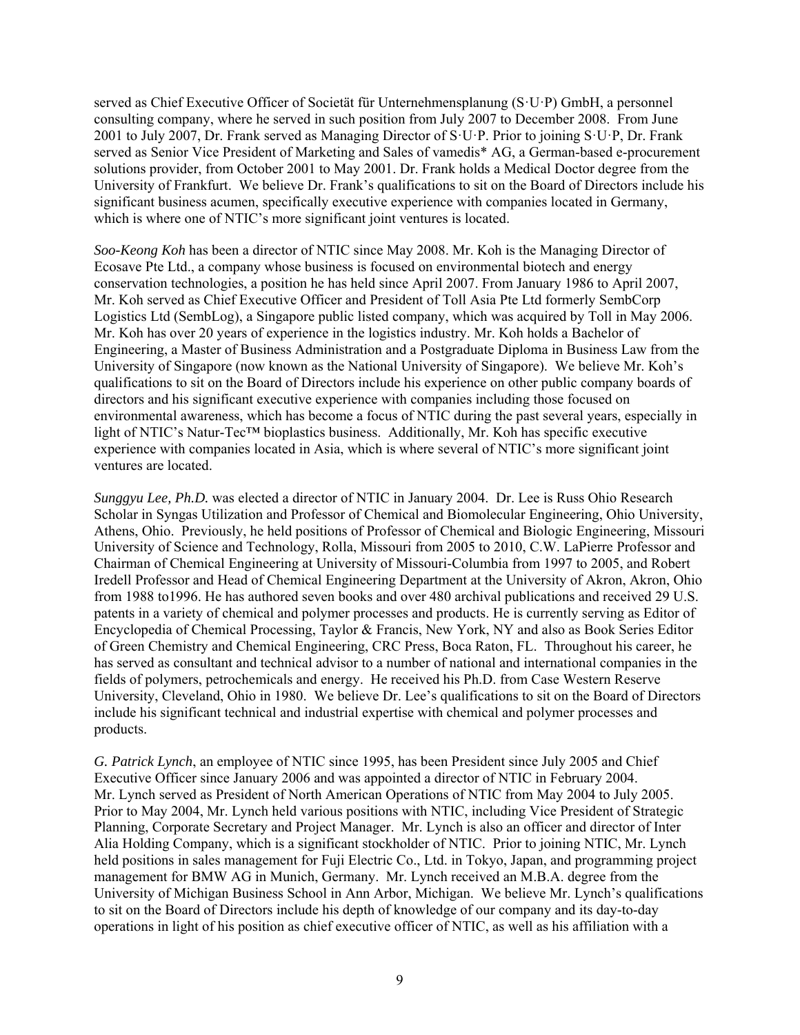served as Chief Executive Officer of Societät für Unternehmensplanung (S·U·P) GmbH, a personnel consulting company, where he served in such position from July 2007 to December 2008. From June 2001 to July 2007, Dr. Frank served as Managing Director of S·U·P. Prior to joining S·U·P, Dr. Frank served as Senior Vice President of Marketing and Sales of vamedis* AG, a German-based e-procurement solutions provider, from October 2001 to May 2001. Dr. Frank holds a Medical Doctor degree from the University of Frankfurt. We believe Dr. Frank's qualifications to sit on the Board of Directors include his significant business acumen, specifically executive experience with companies located in Germany, which is where one of NTIC's more significant joint ventures is located.

*Soo-Keong Koh* has been a director of NTIC since May 2008. Mr. Koh is the Managing Director of Ecosave Pte Ltd., a company whose business is focused on environmental biotech and energy conservation technologies, a position he has held since April 2007. From January 1986 to April 2007, Mr. Koh served as Chief Executive Officer and President of Toll Asia Pte Ltd formerly SembCorp Logistics Ltd (SembLog), a Singapore public listed company, which was acquired by Toll in May 2006. Mr. Koh has over 20 years of experience in the logistics industry. Mr. Koh holds a Bachelor of Engineering, a Master of Business Administration and a Postgraduate Diploma in Business Law from the University of Singapore (now known as the National University of Singapore). We believe Mr. Koh's qualifications to sit on the Board of Directors include his experience on other public company boards of directors and his significant executive experience with companies including those focused on environmental awareness, which has become a focus of NTIC during the past several years, especially in light of NTIC's Natur-Tec™ bioplastics business. Additionally, Mr. Koh has specific executive experience with companies located in Asia, which is where several of NTIC's more significant joint ventures are located.

*Sunggyu Lee, Ph.D.* was elected a director of NTIC in January 2004. Dr. Lee is Russ Ohio Research Scholar in Syngas Utilization and Professor of Chemical and Biomolecular Engineering, Ohio University, Athens, Ohio. Previously, he held positions of Professor of Chemical and Biologic Engineering, Missouri University of Science and Technology, Rolla, Missouri from 2005 to 2010, C.W. LaPierre Professor and Chairman of Chemical Engineering at University of Missouri-Columbia from 1997 to 2005, and Robert Iredell Professor and Head of Chemical Engineering Department at the University of Akron, Akron, Ohio from 1988 to1996. He has authored seven books and over 480 archival publications and received 29 U.S. patents in a variety of chemical and polymer processes and products. He is currently serving as Editor of Encyclopedia of Chemical Processing, Taylor & Francis, New York, NY and also as Book Series Editor of Green Chemistry and Chemical Engineering, CRC Press, Boca Raton, FL. Throughout his career, he has served as consultant and technical advisor to a number of national and international companies in the fields of polymers, petrochemicals and energy. He received his Ph.D. from Case Western Reserve University, Cleveland, Ohio in 1980. We believe Dr. Lee's qualifications to sit on the Board of Directors include his significant technical and industrial expertise with chemical and polymer processes and products.

*G. Patrick Lynch*, an employee of NTIC since 1995, has been President since July 2005 and Chief Executive Officer since January 2006 and was appointed a director of NTIC in February 2004. Mr. Lynch served as President of North American Operations of NTIC from May 2004 to July 2005. Prior to May 2004, Mr. Lynch held various positions with NTIC, including Vice President of Strategic Planning, Corporate Secretary and Project Manager. Mr. Lynch is also an officer and director of Inter Alia Holding Company, which is a significant stockholder of NTIC. Prior to joining NTIC, Mr. Lynch held positions in sales management for Fuji Electric Co., Ltd. in Tokyo, Japan, and programming project management for BMW AG in Munich, Germany. Mr. Lynch received an M.B.A. degree from the University of Michigan Business School in Ann Arbor, Michigan. We believe Mr. Lynch's qualifications to sit on the Board of Directors include his depth of knowledge of our company and its day-to-day operations in light of his position as chief executive officer of NTIC, as well as his affiliation with a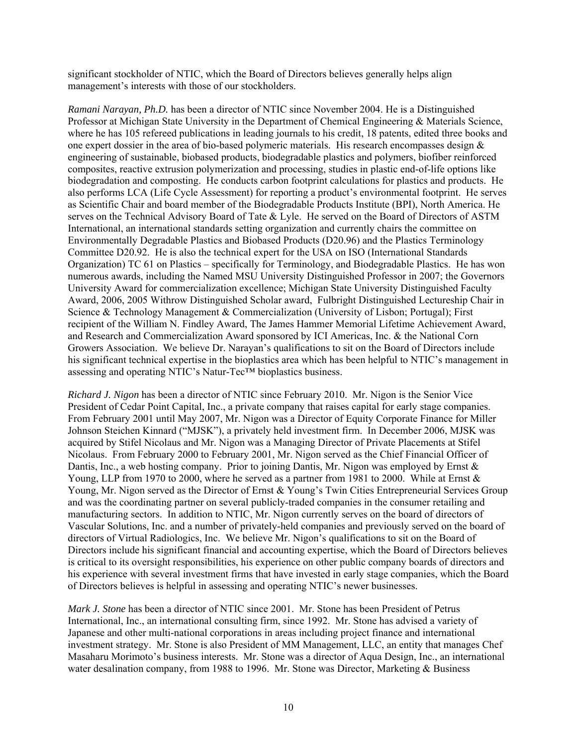significant stockholder of NTIC, which the Board of Directors believes generally helps align management's interests with those of our stockholders.

*Ramani Narayan, Ph.D.* has been a director of NTIC since November 2004. He is a Distinguished Professor at Michigan State University in the Department of Chemical Engineering & Materials Science, where he has 105 refereed publications in leading journals to his credit, 18 patents, edited three books and one expert dossier in the area of bio-based polymeric materials. His research encompasses design & engineering of sustainable, biobased products, biodegradable plastics and polymers, biofiber reinforced composites, reactive extrusion polymerization and processing, studies in plastic end-of-life options like biodegradation and composting. He conducts carbon footprint calculations for plastics and products. He also performs LCA (Life Cycle Assessment) for reporting a product's environmental footprint. He serves as Scientific Chair and board member of the Biodegradable Products Institute (BPI), North America. He serves on the Technical Advisory Board of Tate & Lyle. He served on the Board of Directors of ASTM International, an international standards setting organization and currently chairs the committee on Environmentally Degradable Plastics and Biobased Products (D20.96) and the Plastics Terminology Committee D20.92. He is also the technical expert for the USA on ISO (International Standards Organization) TC 61 on Plastics – specifically for Terminology, and Biodegradable Plastics. He has won numerous awards, including the Named MSU University Distinguished Professor in 2007; the Governors University Award for commercialization excellence; Michigan State University Distinguished Faculty Award, 2006, 2005 Withrow Distinguished Scholar award, Fulbright Distinguished Lectureship Chair in Science & Technology Management & Commercialization (University of Lisbon; Portugal); First recipient of the William N. Findley Award, The James Hammer Memorial Lifetime Achievement Award, and Research and Commercialization Award sponsored by ICI Americas, Inc. & the National Corn Growers Association. We believe Dr. Narayan's qualifications to sit on the Board of Directors include his significant technical expertise in the bioplastics area which has been helpful to NTIC's management in assessing and operating NTIC's Natur-Tec™ bioplastics business.

*Richard J. Nigon* has been a director of NTIC since February 2010. Mr. Nigon is the Senior Vice President of Cedar Point Capital, Inc., a private company that raises capital for early stage companies. From February 2001 until May 2007, Mr. Nigon was a Director of Equity Corporate Finance for Miller Johnson Steichen Kinnard ("MJSK"), a privately held investment firm. In December 2006, MJSK was acquired by Stifel Nicolaus and Mr. Nigon was a Managing Director of Private Placements at Stifel Nicolaus. From February 2000 to February 2001, Mr. Nigon served as the Chief Financial Officer of Dantis, Inc., a web hosting company. Prior to joining Dantis, Mr. Nigon was employed by Ernst & Young, LLP from 1970 to 2000, where he served as a partner from 1981 to 2000. While at Ernst & Young, Mr. Nigon served as the Director of Ernst & Young's Twin Cities Entrepreneurial Services Group and was the coordinating partner on several publicly-traded companies in the consumer retailing and manufacturing sectors. In addition to NTIC, Mr. Nigon currently serves on the board of directors of Vascular Solutions, Inc. and a number of privately-held companies and previously served on the board of directors of Virtual Radiologics, Inc. We believe Mr. Nigon's qualifications to sit on the Board of Directors include his significant financial and accounting expertise, which the Board of Directors believes is critical to its oversight responsibilities, his experience on other public company boards of directors and his experience with several investment firms that have invested in early stage companies, which the Board of Directors believes is helpful in assessing and operating NTIC's newer businesses.

*Mark J. Stone* has been a director of NTIC since 2001. Mr. Stone has been President of Petrus International, Inc., an international consulting firm, since 1992. Mr. Stone has advised a variety of Japanese and other multi-national corporations in areas including project finance and international investment strategy. Mr. Stone is also President of MM Management, LLC, an entity that manages Chef Masaharu Morimoto's business interests. Mr. Stone was a director of Aqua Design, Inc., an international water desalination company, from 1988 to 1996. Mr. Stone was Director, Marketing & Business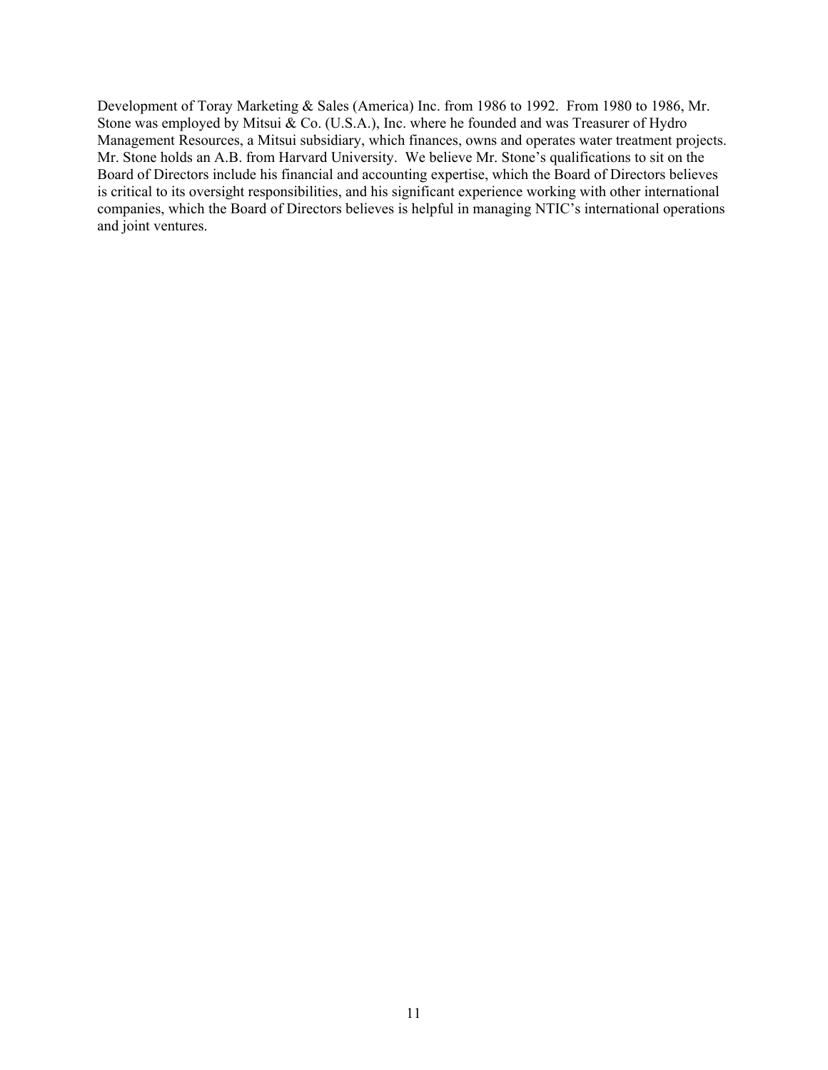Development of Toray Marketing & Sales (America) Inc. from 1986 to 1992. From 1980 to 1986, Mr. Stone was employed by Mitsui & Co. (U.S.A.), Inc. where he founded and was Treasurer of Hydro Management Resources, a Mitsui subsidiary, which finances, owns and operates water treatment projects. Mr. Stone holds an A.B. from Harvard University. We believe Mr. Stone's qualifications to sit on the Board of Directors include his financial and accounting expertise, which the Board of Directors believes is critical to its oversight responsibilities, and his significant experience working with other international companies, which the Board of Directors believes is helpful in managing NTIC's international operations and joint ventures.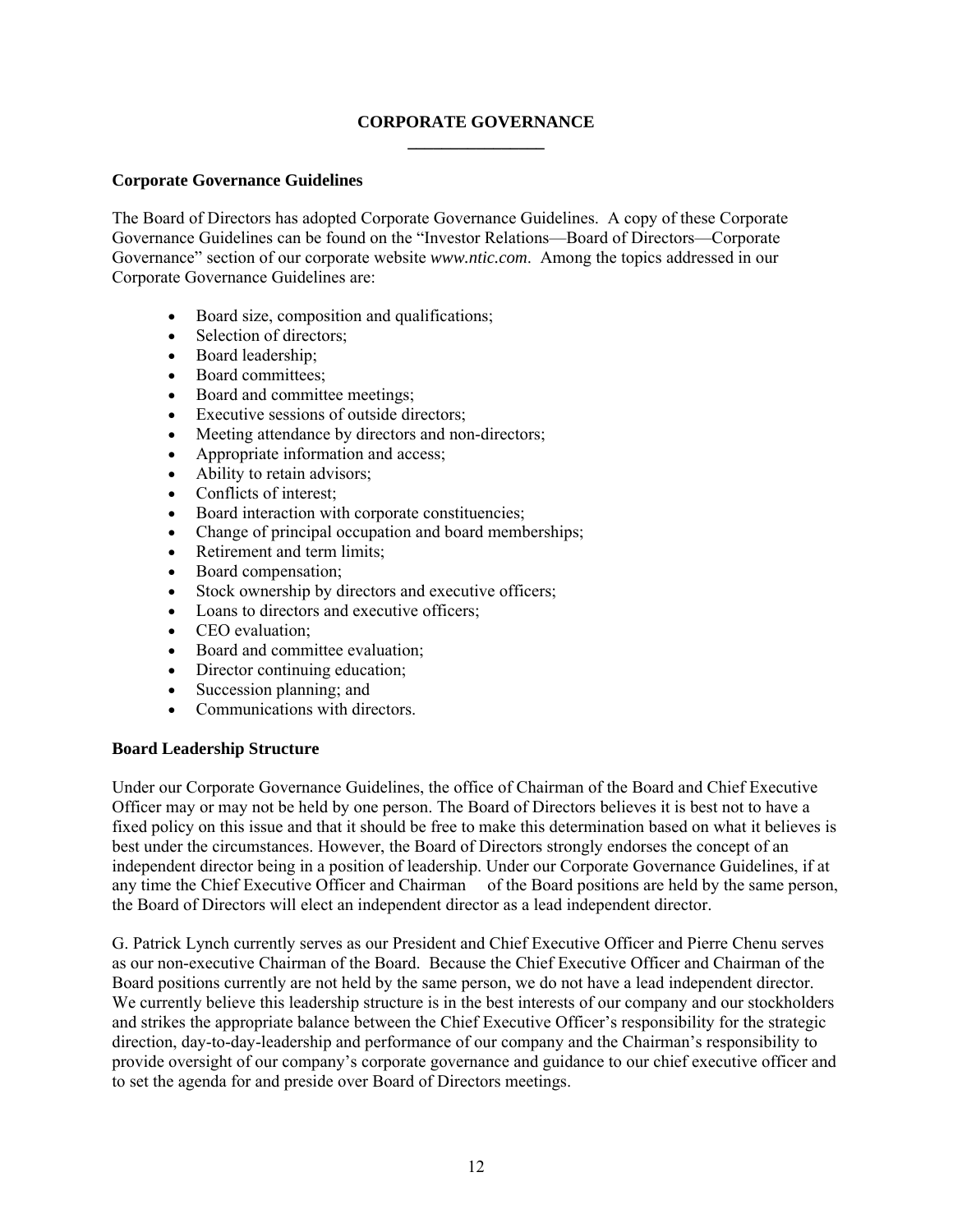# CORPORATE GOVERNANCE

## Corporate Governance Guidelines

The Board of Directors has adopted Corporate Governance Guidelines. A copy of these Corporate Governance Guidelines can be found on the "Investor Relations—Board of Directors—Corporate Governance" section of our corporate website *www.ntic.com*. Among the topics addressed in our Corporate Governance Guidelines are:

- Board size, composition and qualifications;
- Selection of directors;
- Board leadership;
- Board committees;
- Board and committee meetings;
- Executive sessions of outside directors;
- Meeting attendance by directors and non-directors;
- Appropriate information and access;
- Ability to retain advisors;
- Conflicts of interest;
- Board interaction with corporate constituencies;
- Change of principal occupation and board memberships;
- Retirement and term limits;
- Board compensation;
- Stock ownership by directors and executive officers;
- Loans to directors and executive officers;
- CEO evaluation;
- Board and committee evaluation;
- Director continuing education;
- Succession planning; and
- Communications with directors.

## Board Leadership Structure

Under our Corporate Governance Guidelines, the office of Chairman of the Board and Chief Executive Officer may or may not be held by one person. The Board of Directors believes it is best not to have a fixed policy on this issue and that it should be free to make this determination based on what it believes is best under the circumstances. However, the Board of Directors strongly endorses the concept of an independent director being in a position of leadership. Under our Corporate Governance Guidelines, if at any time the Chief Executive Officer and Chairman of the Board positions are held by the same person, the Board of Directors will elect an independent director as a lead independent director.

G. Patrick Lynch currently serves as our President and Chief Executive Officer and Pierre Chenu serves as our non-executive Chairman of the Board. Because the Chief Executive Officer and Chairman of the Board positions currently are not held by the same person, we do not have a lead independent director. We currently believe this leadership structure is in the best interests of our company and our stockholders and strikes the appropriate balance between the Chief Executive Officer's responsibility for the strategic direction, day-to-day-leadership and performance of our company and the Chairman's responsibility to provide oversight of our company's corporate governance and guidance to our chief executive officer and to set the agenda for and preside over Board of Directors meetings.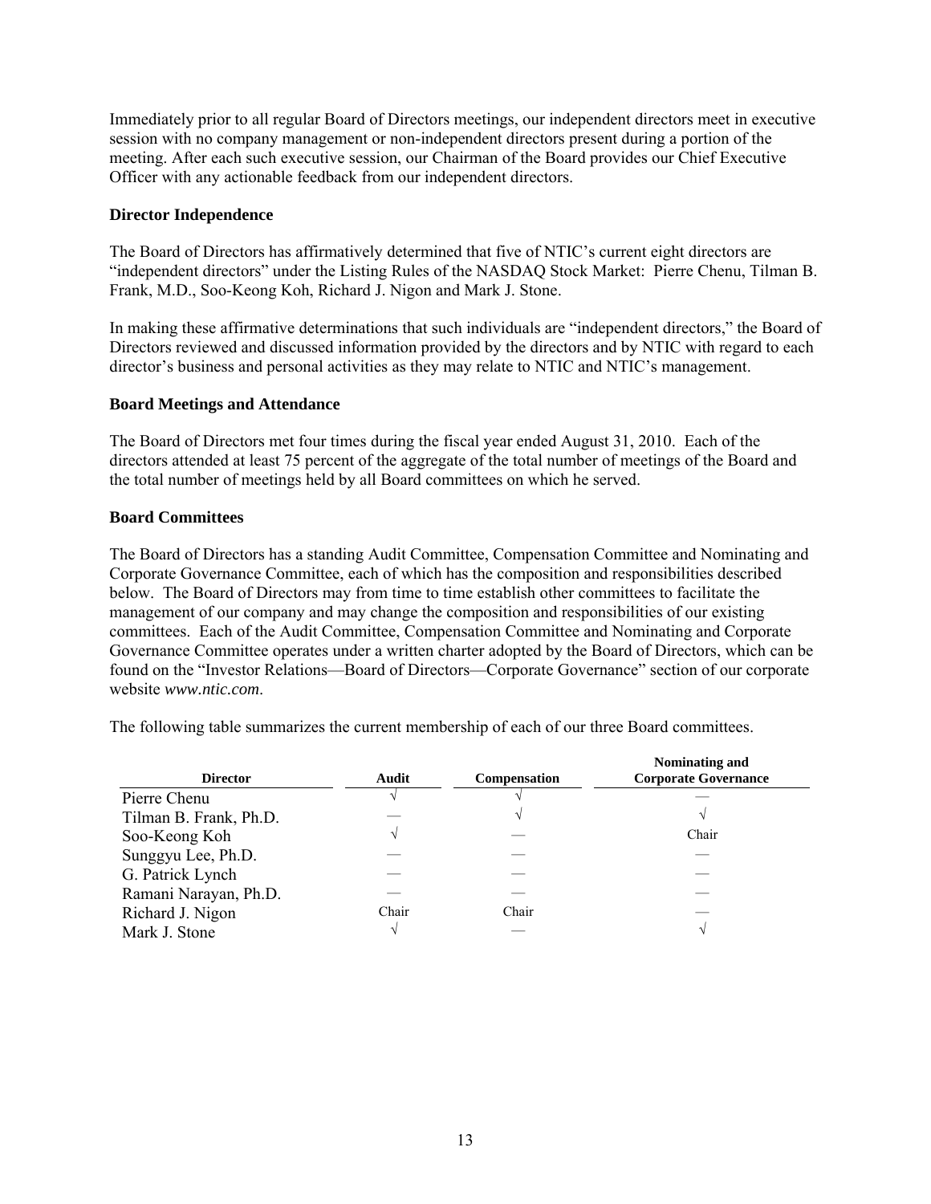Immediately prior to all regular Board of Directors meetings, our independent directors meet in executive session with no company management or non-independent directors present during a portion of the meeting. After each such executive session, our Chairman of the Board provides our Chief Executive Officer with any actionable feedback from our independent directors.

**Director Independence**

The Board of Directors has affirmatively determined that five of NTIC's current eight directors are "independent directors" under the Listing Rules of the NASDAQ Stock Market: Pierre Chenu, Tilman B. Frank, M.D., Soo-Keong Koh, Richard J. Nigon and Mark J. Stone.

In making these affirmative determinations that such individuals are "independent directors," the Board of Directors reviewed and discussed information provided by the directors and by NTIC with regard to each director's business and personal activities as they may relate to NTIC and NTIC's management.

**Board Meetings and Attendance**

The Board of Directors met four times during the fiscal year ended August 31, 2010. Each of the directors attended at least 75 percent of the aggregate of the total number of meetings of the Board and the total number of meetings held by all Board committees on which he served.

**Board Committees**

The Board of Directors has a standing Audit Committee, Compensation Committee and Nominating and Corporate Governance Committee, each of which has the composition and responsibilities described below. The Board of Directors may from time to time establish other committees to facilitate the management of our company and may change the composition and responsibilities of our existing committees. Each of the Audit Committee, Compensation Committee and Nominating and Corporate Governance Committee operates under a written charter adopted by the Board of Directors, which can be found on the "Investor Relations—Board of Directors—Corporate Governance" section of our corporate website *www.ntic.com*.

The following table summarizes the current membership of each of our three Board committees.

| Director | Audit | Compensation | Nominating and Corporate Governance |
|---|---|---|---|
| Pierre Chenu | √ | √ | — |
| Tilman B. Frank, Ph.D. | — | √ | √ |
| Soo-Keong Koh | √ | — | Chair |
| Sunggyu Lee, Ph.D. | — | — | — |
| G. Patrick Lynch | — | — | — |
| Ramani Narayan, Ph.D. | — | — | — |
| Richard J. Nigon | Chair | Chair | — |
| Mark J. Stone | √ | — | √ |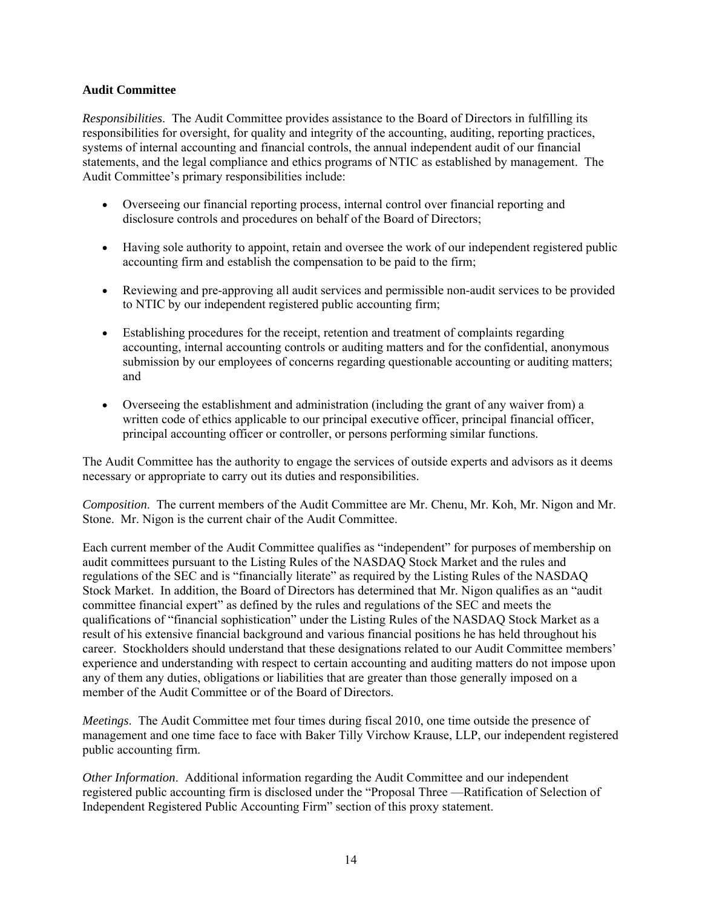**Audit Committee**

*Responsibilities*. The Audit Committee provides assistance to the Board of Directors in fulfilling its responsibilities for oversight, for quality and integrity of the accounting, auditing, reporting practices, systems of internal accounting and financial controls, the annual independent audit of our financial statements, and the legal compliance and ethics programs of NTIC as established by management. The Audit Committee's primary responsibilities include:

- Overseeing our financial reporting process, internal control over financial reporting and disclosure controls and procedures on behalf of the Board of Directors;
- Having sole authority to appoint, retain and oversee the work of our independent registered public accounting firm and establish the compensation to be paid to the firm;
- Reviewing and pre-approving all audit services and permissible non-audit services to be provided to NTIC by our independent registered public accounting firm;
- Establishing procedures for the receipt, retention and treatment of complaints regarding accounting, internal accounting controls or auditing matters and for the confidential, anonymous submission by our employees of concerns regarding questionable accounting or auditing matters; and
- Overseeing the establishment and administration (including the grant of any waiver from) a written code of ethics applicable to our principal executive officer, principal financial officer, principal accounting officer or controller, or persons performing similar functions.

The Audit Committee has the authority to engage the services of outside experts and advisors as it deems necessary or appropriate to carry out its duties and responsibilities.

*Composition*. The current members of the Audit Committee are Mr. Chenu, Mr. Koh, Mr. Nigon and Mr. Stone. Mr. Nigon is the current chair of the Audit Committee.

Each current member of the Audit Committee qualifies as "independent" for purposes of membership on audit committees pursuant to the Listing Rules of the NASDAQ Stock Market and the rules and regulations of the SEC and is "financially literate" as required by the Listing Rules of the NASDAQ Stock Market. In addition, the Board of Directors has determined that Mr. Nigon qualifies as an "audit committee financial expert" as defined by the rules and regulations of the SEC and meets the qualifications of "financial sophistication" under the Listing Rules of the NASDAQ Stock Market as a result of his extensive financial background and various financial positions he has held throughout his career. Stockholders should understand that these designations related to our Audit Committee members' experience and understanding with respect to certain accounting and auditing matters do not impose upon any of them any duties, obligations or liabilities that are greater than those generally imposed on a member of the Audit Committee or of the Board of Directors.

*Meetings*. The Audit Committee met four times during fiscal 2010, one time outside the presence of management and one time face to face with Baker Tilly Virchow Krause, LLP, our independent registered public accounting firm.

*Other Information*. Additional information regarding the Audit Committee and our independent registered public accounting firm is disclosed under the "Proposal Three —Ratification of Selection of Independent Registered Public Accounting Firm" section of this proxy statement.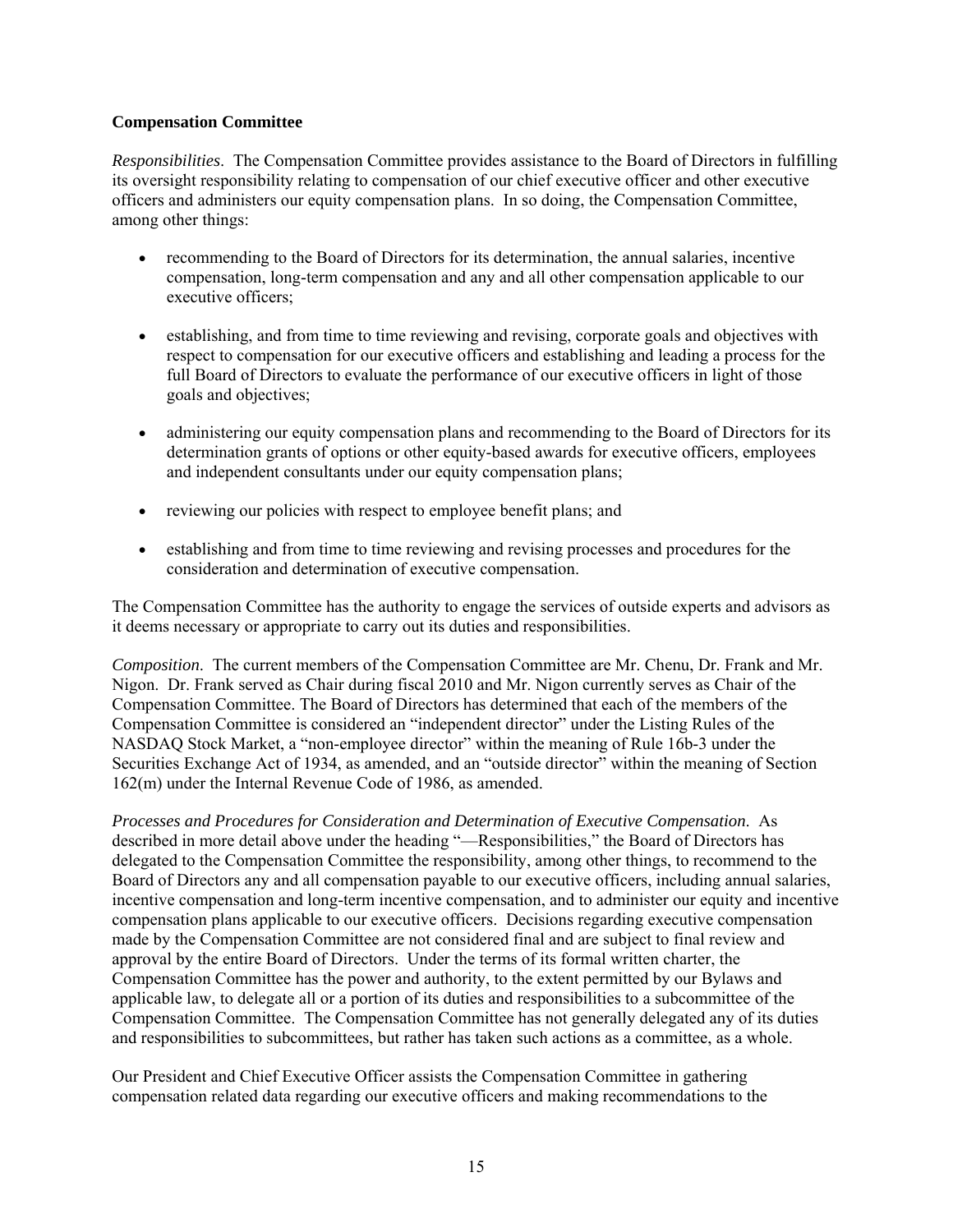### Compensation Committee

*Responsibilities*. The Compensation Committee provides assistance to the Board of Directors in fulfilling its oversight responsibility relating to compensation of our chief executive officer and other executive officers and administers our equity compensation plans. In so doing, the Compensation Committee, among other things:

- recommending to the Board of Directors for its determination, the annual salaries, incentive compensation, long-term compensation and any and all other compensation applicable to our executive officers;
- establishing, and from time to time reviewing and revising, corporate goals and objectives with respect to compensation for our executive officers and establishing and leading a process for the full Board of Directors to evaluate the performance of our executive officers in light of those goals and objectives;
- administering our equity compensation plans and recommending to the Board of Directors for its determination grants of options or other equity-based awards for executive officers, employees and independent consultants under our equity compensation plans;
- reviewing our policies with respect to employee benefit plans; and
- establishing and from time to time reviewing and revising processes and procedures for the consideration and determination of executive compensation.

The Compensation Committee has the authority to engage the services of outside experts and advisors as it deems necessary or appropriate to carry out its duties and responsibilities.

*Composition*. The current members of the Compensation Committee are Mr. Chenu, Dr. Frank and Mr. Nigon. Dr. Frank served as Chair during fiscal 2010 and Mr. Nigon currently serves as Chair of the Compensation Committee. The Board of Directors has determined that each of the members of the Compensation Committee is considered an "independent director" under the Listing Rules of the NASDAQ Stock Market, a "non-employee director" within the meaning of Rule 16b-3 under the Securities Exchange Act of 1934, as amended, and an "outside director" within the meaning of Section 162(m) under the Internal Revenue Code of 1986, as amended.

*Processes and Procedures for Consideration and Determination of Executive Compensation*. As described in more detail above under the heading "—Responsibilities," the Board of Directors has delegated to the Compensation Committee the responsibility, among other things, to recommend to the Board of Directors any and all compensation payable to our executive officers, including annual salaries, incentive compensation and long-term incentive compensation, and to administer our equity and incentive compensation plans applicable to our executive officers. Decisions regarding executive compensation made by the Compensation Committee are not considered final and are subject to final review and approval by the entire Board of Directors. Under the terms of its formal written charter, the Compensation Committee has the power and authority, to the extent permitted by our Bylaws and applicable law, to delegate all or a portion of its duties and responsibilities to a subcommittee of the Compensation Committee. The Compensation Committee has not generally delegated any of its duties and responsibilities to subcommittees, but rather has taken such actions as a committee, as a whole.

Our President and Chief Executive Officer assists the Compensation Committee in gathering compensation related data regarding our executive officers and making recommendations to the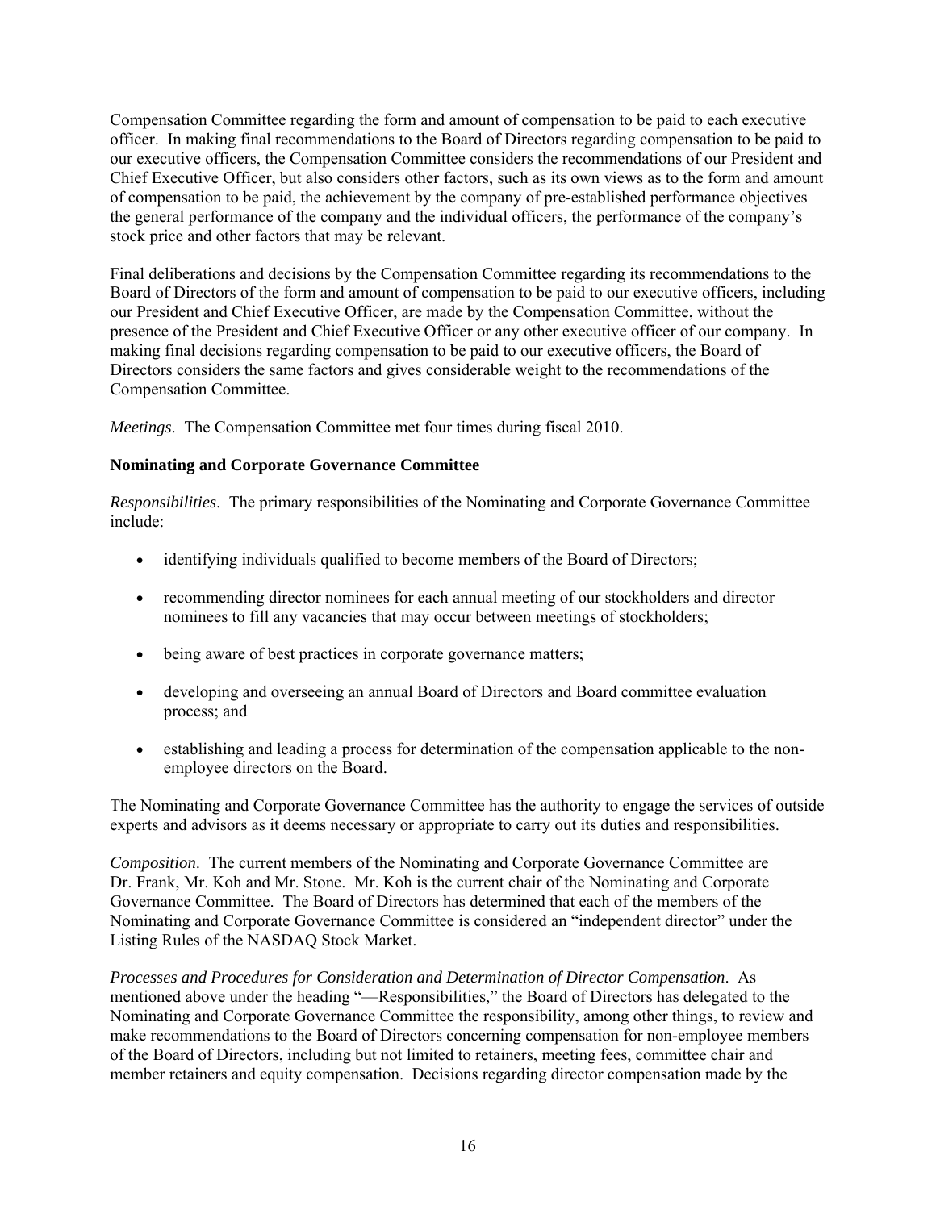Compensation Committee regarding the form and amount of compensation to be paid to each executive officer. In making final recommendations to the Board of Directors regarding compensation to be paid to our executive officers, the Compensation Committee considers the recommendations of our President and Chief Executive Officer, but also considers other factors, such as its own views as to the form and amount of compensation to be paid, the achievement by the company of pre-established performance objectives the general performance of the company and the individual officers, the performance of the company's stock price and other factors that may be relevant.

Final deliberations and decisions by the Compensation Committee regarding its recommendations to the Board of Directors of the form and amount of compensation to be paid to our executive officers, including our President and Chief Executive Officer, are made by the Compensation Committee, without the presence of the President and Chief Executive Officer or any other executive officer of our company. In making final decisions regarding compensation to be paid to our executive officers, the Board of Directors considers the same factors and gives considerable weight to the recommendations of the Compensation Committee.

*Meetings*. The Compensation Committee met four times during fiscal 2010.

**Nominating and Corporate Governance Committee**

*Responsibilities*. The primary responsibilities of the Nominating and Corporate Governance Committee include:

- identifying individuals qualified to become members of the Board of Directors;
- recommending director nominees for each annual meeting of our stockholders and director nominees to fill any vacancies that may occur between meetings of stockholders;
- being aware of best practices in corporate governance matters;
- developing and overseeing an annual Board of Directors and Board committee evaluation process; and
- establishing and leading a process for determination of the compensation applicable to the non-employee directors on the Board.

The Nominating and Corporate Governance Committee has the authority to engage the services of outside experts and advisors as it deems necessary or appropriate to carry out its duties and responsibilities.

*Composition*. The current members of the Nominating and Corporate Governance Committee are Dr. Frank, Mr. Koh and Mr. Stone. Mr. Koh is the current chair of the Nominating and Corporate Governance Committee. The Board of Directors has determined that each of the members of the Nominating and Corporate Governance Committee is considered an "independent director" under the Listing Rules of the NASDAQ Stock Market.

*Processes and Procedures for Consideration and Determination of Director Compensation*. As mentioned above under the heading "—Responsibilities," the Board of Directors has delegated to the Nominating and Corporate Governance Committee the responsibility, among other things, to review and make recommendations to the Board of Directors concerning compensation for non-employee members of the Board of Directors, including but not limited to retainers, meeting fees, committee chair and member retainers and equity compensation. Decisions regarding director compensation made by the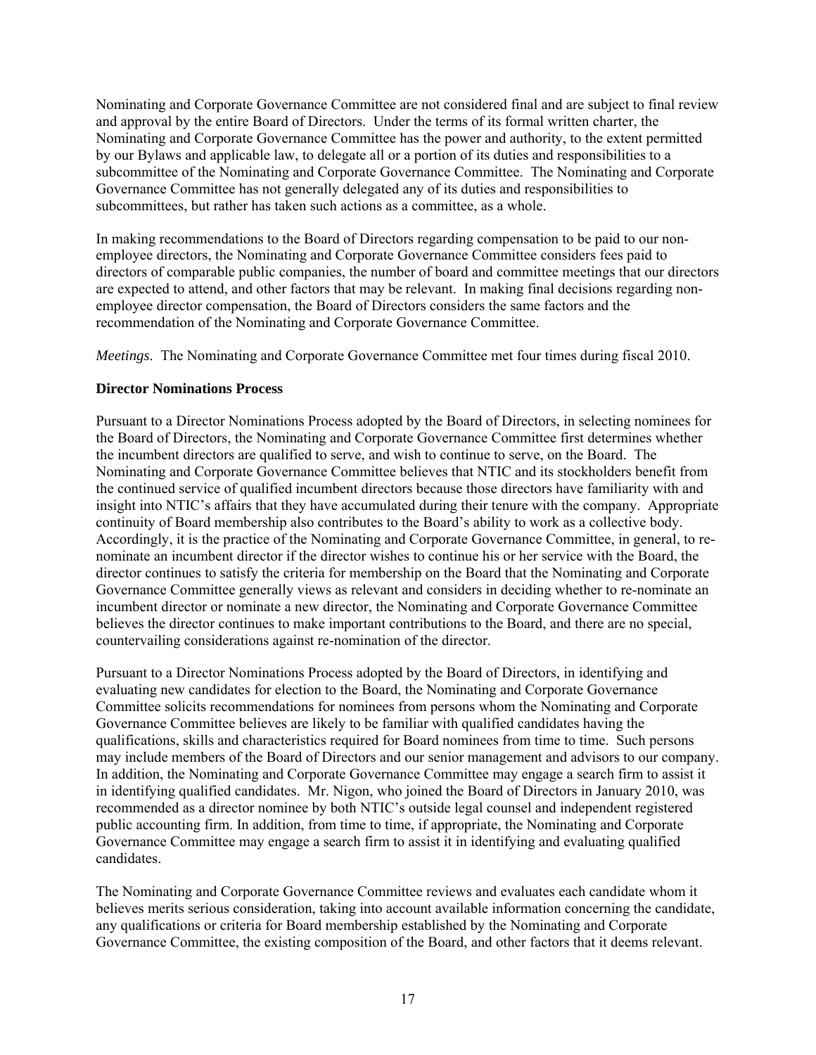Nominating and Corporate Governance Committee are not considered final and are subject to final review and approval by the entire Board of Directors. Under the terms of its formal written charter, the Nominating and Corporate Governance Committee has the power and authority, to the extent permitted by our Bylaws and applicable law, to delegate all or a portion of its duties and responsibilities to a subcommittee of the Nominating and Corporate Governance Committee. The Nominating and Corporate Governance Committee has not generally delegated any of its duties and responsibilities to subcommittees, but rather has taken such actions as a committee, as a whole.

In making recommendations to the Board of Directors regarding compensation to be paid to our non-employee directors, the Nominating and Corporate Governance Committee considers fees paid to directors of comparable public companies, the number of board and committee meetings that our directors are expected to attend, and other factors that may be relevant. In making final decisions regarding non-employee director compensation, the Board of Directors considers the same factors and the recommendation of the Nominating and Corporate Governance Committee.

*Meetings*. The Nominating and Corporate Governance Committee met four times during fiscal 2010.

**Director Nominations Process**

Pursuant to a Director Nominations Process adopted by the Board of Directors, in selecting nominees for the Board of Directors, the Nominating and Corporate Governance Committee first determines whether the incumbent directors are qualified to serve, and wish to continue to serve, on the Board. The Nominating and Corporate Governance Committee believes that NTIC and its stockholders benefit from the continued service of qualified incumbent directors because those directors have familiarity with and insight into NTIC's affairs that they have accumulated during their tenure with the company. Appropriate continuity of Board membership also contributes to the Board's ability to work as a collective body. Accordingly, it is the practice of the Nominating and Corporate Governance Committee, in general, to re-nominate an incumbent director if the director wishes to continue his or her service with the Board, the director continues to satisfy the criteria for membership on the Board that the Nominating and Corporate Governance Committee generally views as relevant and considers in deciding whether to re-nominate an incumbent director or nominate a new director, the Nominating and Corporate Governance Committee believes the director continues to make important contributions to the Board, and there are no special, countervailing considerations against re-nomination of the director.

Pursuant to a Director Nominations Process adopted by the Board of Directors, in identifying and evaluating new candidates for election to the Board, the Nominating and Corporate Governance Committee solicits recommendations for nominees from persons whom the Nominating and Corporate Governance Committee believes are likely to be familiar with qualified candidates having the qualifications, skills and characteristics required for Board nominees from time to time. Such persons may include members of the Board of Directors and our senior management and advisors to our company. In addition, the Nominating and Corporate Governance Committee may engage a search firm to assist it in identifying qualified candidates. Mr. Nigon, who joined the Board of Directors in January 2010, was recommended as a director nominee by both NTIC's outside legal counsel and independent registered public accounting firm. In addition, from time to time, if appropriate, the Nominating and Corporate Governance Committee may engage a search firm to assist it in identifying and evaluating qualified candidates.

The Nominating and Corporate Governance Committee reviews and evaluates each candidate whom it believes merits serious consideration, taking into account available information concerning the candidate, any qualifications or criteria for Board membership established by the Nominating and Corporate Governance Committee, the existing composition of the Board, and other factors that it deems relevant.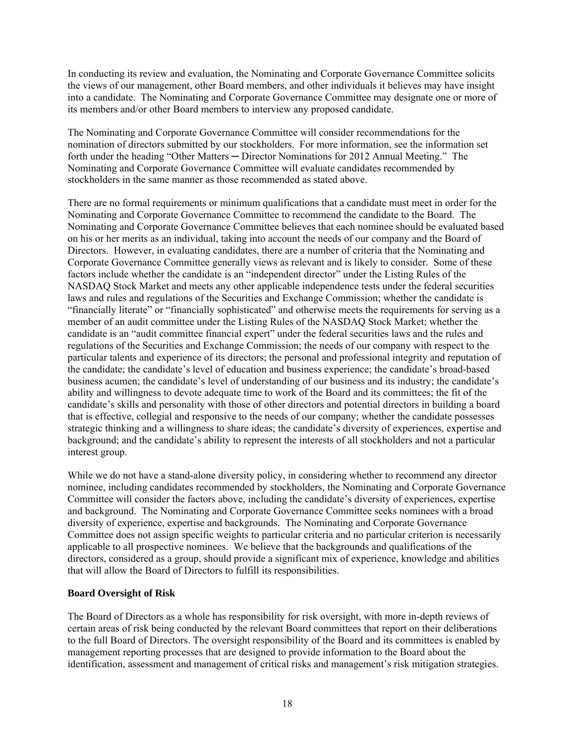In conducting its review and evaluation, the Nominating and Corporate Governance Committee solicits the views of our management, other Board members, and other individuals it believes may have insight into a candidate. The Nominating and Corporate Governance Committee may designate one or more of its members and/or other Board members to interview any proposed candidate.

The Nominating and Corporate Governance Committee will consider recommendations for the nomination of directors submitted by our stockholders. For more information, see the information set forth under the heading "Other Matters ─ Director Nominations for 2012 Annual Meeting." The Nominating and Corporate Governance Committee will evaluate candidates recommended by stockholders in the same manner as those recommended as stated above.

There are no formal requirements or minimum qualifications that a candidate must meet in order for the Nominating and Corporate Governance Committee to recommend the candidate to the Board. The Nominating and Corporate Governance Committee believes that each nominee should be evaluated based on his or her merits as an individual, taking into account the needs of our company and the Board of Directors. However, in evaluating candidates, there are a number of criteria that the Nominating and Corporate Governance Committee generally views as relevant and is likely to consider. Some of these factors include whether the candidate is an "independent director" under the Listing Rules of the NASDAQ Stock Market and meets any other applicable independence tests under the federal securities laws and rules and regulations of the Securities and Exchange Commission; whether the candidate is "financially literate" or "financially sophisticated" and otherwise meets the requirements for serving as a member of an audit committee under the Listing Rules of the NASDAQ Stock Market; whether the candidate is an "audit committee financial expert" under the federal securities laws and the rules and regulations of the Securities and Exchange Commission; the needs of our company with respect to the particular talents and experience of its directors; the personal and professional integrity and reputation of the candidate; the candidate's level of education and business experience; the candidate's broad-based business acumen; the candidate's level of understanding of our business and its industry; the candidate's ability and willingness to devote adequate time to work of the Board and its committees; the fit of the candidate's skills and personality with those of other directors and potential directors in building a board that is effective, collegial and responsive to the needs of our company; whether the candidate possesses strategic thinking and a willingness to share ideas; the candidate's diversity of experiences, expertise and background; and the candidate's ability to represent the interests of all stockholders and not a particular interest group.

While we do not have a stand-alone diversity policy, in considering whether to recommend any director nominee, including candidates recommended by stockholders, the Nominating and Corporate Governance Committee will consider the factors above, including the candidate's diversity of experiences, expertise and background. The Nominating and Corporate Governance Committee seeks nominees with a broad diversity of experience, expertise and backgrounds. The Nominating and Corporate Governance Committee does not assign specific weights to particular criteria and no particular criterion is necessarily applicable to all prospective nominees. We believe that the backgrounds and qualifications of the directors, considered as a group, should provide a significant mix of experience, knowledge and abilities that will allow the Board of Directors to fulfill its responsibilities.

**Board Oversight of Risk**

The Board of Directors as a whole has responsibility for risk oversight, with more in-depth reviews of certain areas of risk being conducted by the relevant Board committees that report on their deliberations to the full Board of Directors. The oversight responsibility of the Board and its committees is enabled by management reporting processes that are designed to provide information to the Board about the identification, assessment and management of critical risks and management's risk mitigation strategies.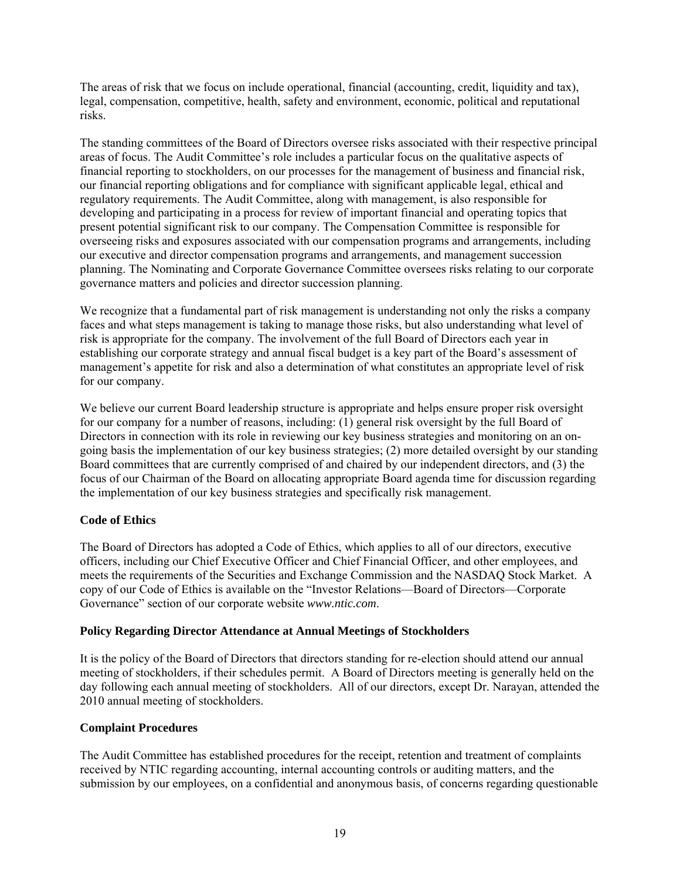The areas of risk that we focus on include operational, financial (accounting, credit, liquidity and tax), legal, compensation, competitive, health, safety and environment, economic, political and reputational risks.

The standing committees of the Board of Directors oversee risks associated with their respective principal areas of focus. The Audit Committee's role includes a particular focus on the qualitative aspects of financial reporting to stockholders, on our processes for the management of business and financial risk, our financial reporting obligations and for compliance with significant applicable legal, ethical and regulatory requirements. The Audit Committee, along with management, is also responsible for developing and participating in a process for review of important financial and operating topics that present potential significant risk to our company. The Compensation Committee is responsible for overseeing risks and exposures associated with our compensation programs and arrangements, including our executive and director compensation programs and arrangements, and management succession planning. The Nominating and Corporate Governance Committee oversees risks relating to our corporate governance matters and policies and director succession planning.

We recognize that a fundamental part of risk management is understanding not only the risks a company faces and what steps management is taking to manage those risks, but also understanding what level of risk is appropriate for the company. The involvement of the full Board of Directors each year in establishing our corporate strategy and annual fiscal budget is a key part of the Board's assessment of management's appetite for risk and also a determination of what constitutes an appropriate level of risk for our company.

We believe our current Board leadership structure is appropriate and helps ensure proper risk oversight for our company for a number of reasons, including: (1) general risk oversight by the full Board of Directors in connection with its role in reviewing our key business strategies and monitoring on an on-going basis the implementation of our key business strategies; (2) more detailed oversight by our standing Board committees that are currently comprised of and chaired by our independent directors, and (3) the focus of our Chairman of the Board on allocating appropriate Board agenda time for discussion regarding the implementation of our key business strategies and specifically risk management.

### Code of Ethics

The Board of Directors has adopted a Code of Ethics, which applies to all of our directors, executive officers, including our Chief Executive Officer and Chief Financial Officer, and other employees, and meets the requirements of the Securities and Exchange Commission and the NASDAQ Stock Market. A copy of our Code of Ethics is available on the "Investor Relations—Board of Directors—Corporate Governance" section of our corporate website *www.ntic.com*.

### Policy Regarding Director Attendance at Annual Meetings of Stockholders

It is the policy of the Board of Directors that directors standing for re-election should attend our annual meeting of stockholders, if their schedules permit. A Board of Directors meeting is generally held on the day following each annual meeting of stockholders. All of our directors, except Dr. Narayan, attended the 2010 annual meeting of stockholders.

### Complaint Procedures

The Audit Committee has established procedures for the receipt, retention and treatment of complaints received by NTIC regarding accounting, internal accounting controls or auditing matters, and the submission by our employees, on a confidential and anonymous basis, of concerns regarding questionable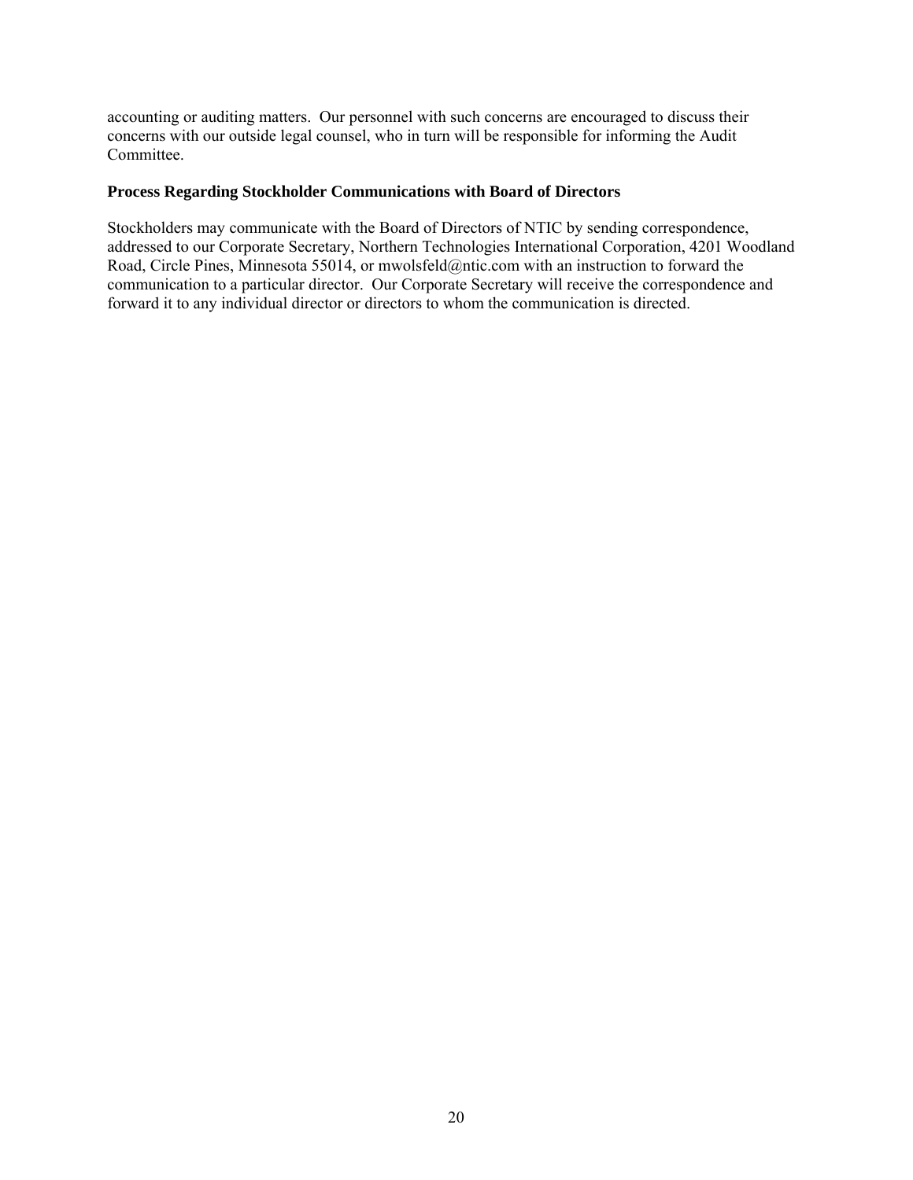accounting or auditing matters. Our personnel with such concerns are encouraged to discuss their concerns with our outside legal counsel, who in turn will be responsible for informing the Audit Committee.

**Process Regarding Stockholder Communications with Board of Directors**

Stockholders may communicate with the Board of Directors of NTIC by sending correspondence, addressed to our Corporate Secretary, Northern Technologies International Corporation, 4201 Woodland Road, Circle Pines, Minnesota 55014, or mwolsfeld@ntic.com with an instruction to forward the communication to a particular director. Our Corporate Secretary will receive the correspondence and forward it to any individual director or directors to whom the communication is directed.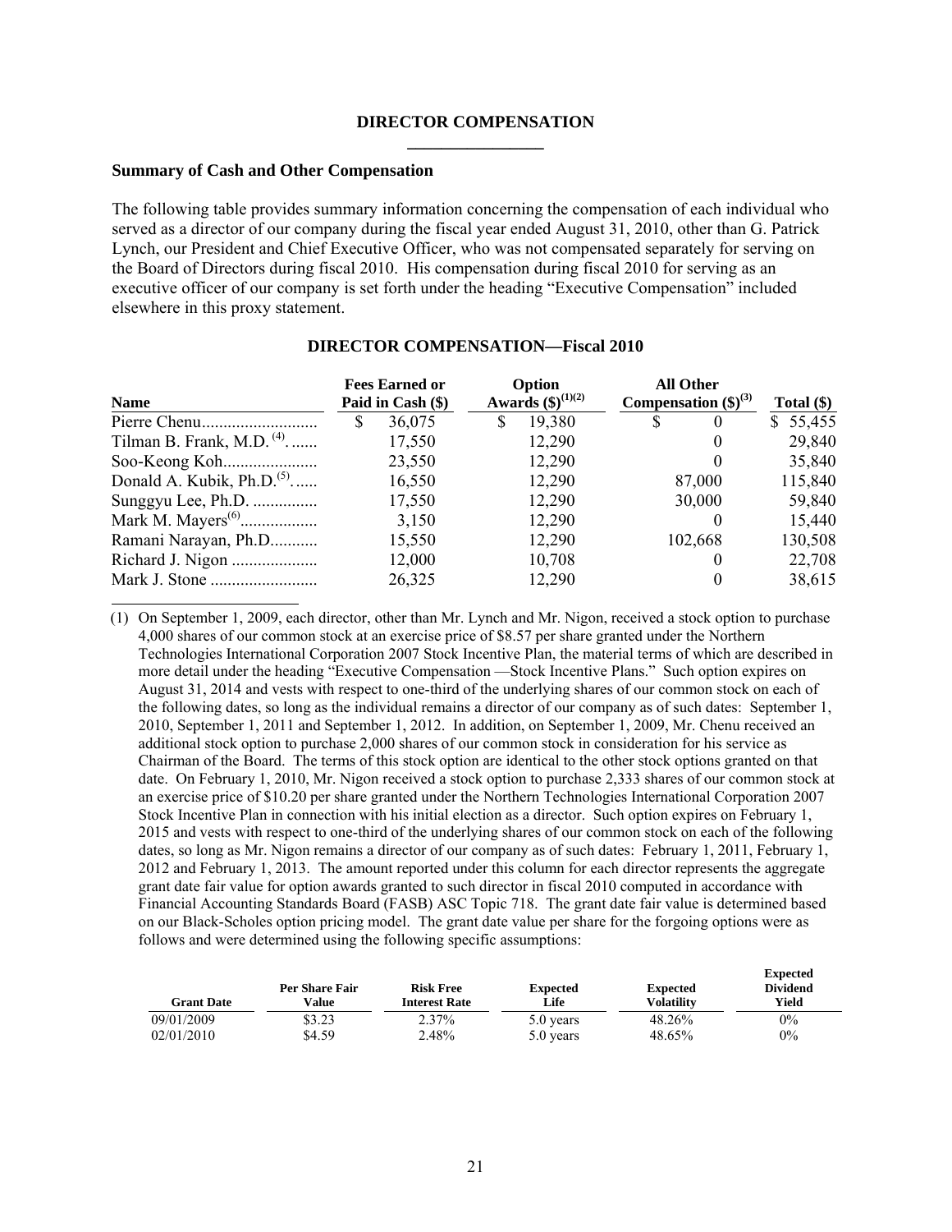## DIRECTOR COMPENSATION

### Summary of Cash and Other Compensation

The following table provides summary information concerning the compensation of each individual who served as a director of our company during the fiscal year ended August 31, 2010, other than G. Patrick Lynch, our President and Chief Executive Officer, who was not compensated separately for serving on the Board of Directors during fiscal 2010. His compensation during fiscal 2010 for serving as an executive officer of our company is set forth under the heading "Executive Compensation" included elsewhere in this proxy statement.

**DIRECTOR COMPENSATION—Fiscal 2010**

| Name | Fees Earned or Paid in Cash ($) | Option Awards ($)(1)(2) | All Other Compensation ($)(3) | Total ($) |
|---|---|---|---|---|
| Pierre Chenu | $ 36,075 | $ 19,380 | $ 0 | $ 55,455 |
| Tilman B. Frank, M.D. (4) | 17,550 | 12,290 | 0 | 29,840 |
| Soo-Keong Koh | 23,550 | 12,290 | 0 | 35,840 |
| Donald A. Kubik, Ph.D.(5) | 16,550 | 12,290 | 87,000 | 115,840 |
| Sunggyu Lee, Ph.D. | 17,550 | 12,290 | 30,000 | 59,840 |
| Mark M. Mayers(6) | 3,150 | 12,290 | 0 | 15,440 |
| Ramani Narayan, Ph.D. | 15,550 | 12,290 | 102,668 | 130,508 |
| Richard J. Nigon | 12,000 | 10,708 | 0 | 22,708 |
| Mark J. Stone | 26,325 | 12,290 | 0 | 38,615 |

(1) On September 1, 2009, each director, other than Mr. Lynch and Mr. Nigon, received a stock option to purchase 4,000 shares of our common stock at an exercise price of $8.57 per share granted under the Northern Technologies International Corporation 2007 Stock Incentive Plan, the material terms of which are described in more detail under the heading "Executive Compensation —Stock Incentive Plans." Such option expires on August 31, 2014 and vests with respect to one-third of the underlying shares of our common stock on each of the following dates, so long as the individual remains a director of our company as of such dates: September 1, 2010, September 1, 2011 and September 1, 2012. In addition, on September 1, 2009, Mr. Chenu received an additional stock option to purchase 2,000 shares of our common stock in consideration for his service as Chairman of the Board. The terms of this stock option are identical to the other stock options granted on that date. On February 1, 2010, Mr. Nigon received a stock option to purchase 2,333 shares of our common stock at an exercise price of $10.20 per share granted under the Northern Technologies International Corporation 2007 Stock Incentive Plan in connection with his initial election as a director. Such option expires on February 1, 2015 and vests with respect to one-third of the underlying shares of our common stock on each of the following dates, so long as Mr. Nigon remains a director of our company as of such dates: February 1, 2011, February 1, 2012 and February 1, 2013. The amount reported under this column for each director represents the aggregate grant date fair value for option awards granted to such director in fiscal 2010 computed in accordance with Financial Accounting Standards Board (FASB) ASC Topic 718. The grant date fair value is determined based on our Black-Scholes option pricing model. The grant date value per share for the forgoing options were as follows and were determined using the following specific assumptions:

| Grant Date | Per Share Fair Value | Risk Free Interest Rate | Expected Life | Expected Volatility | Expected Dividend Yield |
|---|---|---|---|---|---|
| 09/01/2009 | $3.23 | 2.37% | 5.0 years | 48.26% | 0% |
| 02/01/2010 | $4.59 | 2.48% | 5.0 years | 48.65% | 0% |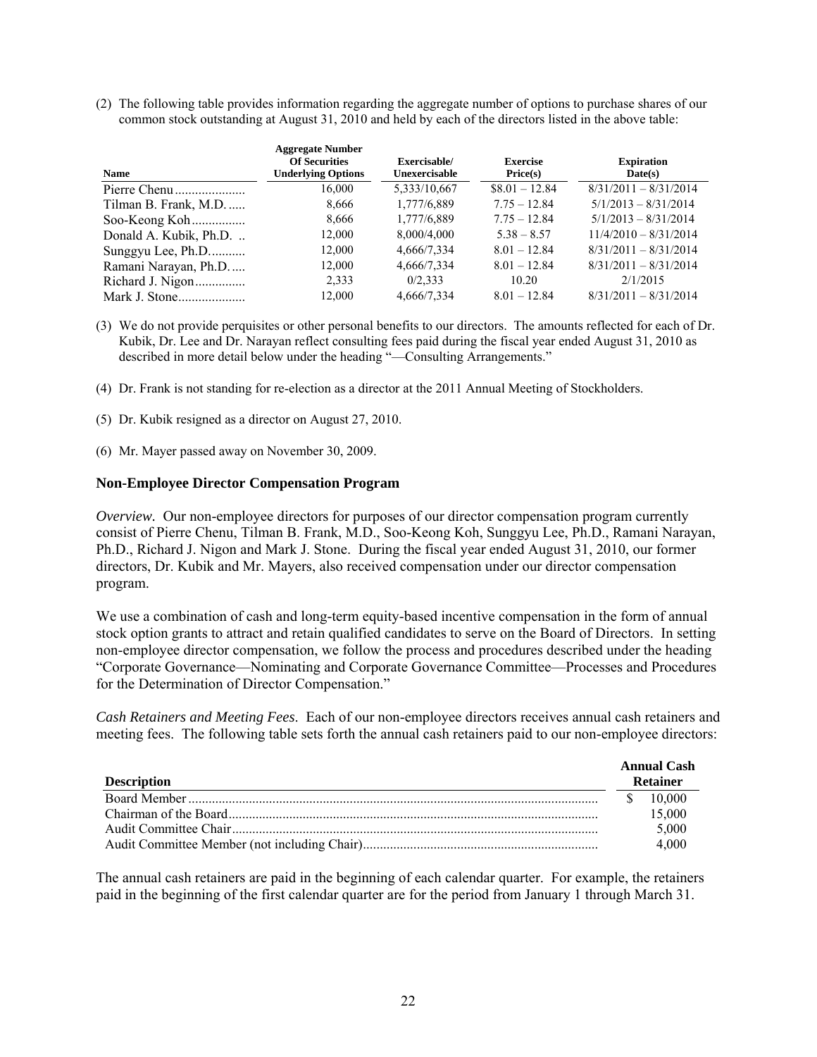(2) The following table provides information regarding the aggregate number of options to purchase shares of our common stock outstanding at August 31, 2010 and held by each of the directors listed in the above table:

| Name | Aggregate Number Of Securities Underlying Options | Exercisable/ Unexercisable | Exercise Price(s) | Expiration Date(s) |
|---|---|---|---|---|
| Pierre Chenu | 16,000 | 5,333/10,667 | $8.01 – 12.84 | 8/31/2011 – 8/31/2014 |
| Tilman B. Frank, M.D. | 8,666 | 1,777/6,889 | 7.75 – 12.84 | 5/1/2013 – 8/31/2014 |
| Soo-Keong Koh | 8,666 | 1,777/6,889 | 7.75 – 12.84 | 5/1/2013 – 8/31/2014 |
| Donald A. Kubik, Ph.D. | 12,000 | 8,000/4,000 | 5.38 – 8.57 | 11/4/2010 – 8/31/2014 |
| Sunggyu Lee, Ph.D. | 12,000 | 4,666/7,334 | 8.01 – 12.84 | 8/31/2011 – 8/31/2014 |
| Ramani Narayan, Ph.D. | 12,000 | 4,666/7,334 | 8.01 – 12.84 | 8/31/2011 – 8/31/2014 |
| Richard J. Nigon | 2,333 | 0/2,333 | 10.20 | 2/1/2015 |
| Mark J. Stone | 12,000 | 4,666/7,334 | 8.01 – 12.84 | 8/31/2011 – 8/31/2014 |

(3) We do not provide perquisites or other personal benefits to our directors. The amounts reflected for each of Dr. Kubik, Dr. Lee and Dr. Narayan reflect consulting fees paid during the fiscal year ended August 31, 2010 as described in more detail below under the heading "—Consulting Arrangements."

(4) Dr. Frank is not standing for re-election as a director at the 2011 Annual Meeting of Stockholders.

(5) Dr. Kubik resigned as a director on August 27, 2010.

(6) Mr. Mayer passed away on November 30, 2009.

### Non-Employee Director Compensation Program

*Overview.* Our non-employee directors for purposes of our director compensation program currently consist of Pierre Chenu, Tilman B. Frank, M.D., Soo-Keong Koh, Sunggyu Lee, Ph.D., Ramani Narayan, Ph.D., Richard J. Nigon and Mark J. Stone. During the fiscal year ended August 31, 2010, our former directors, Dr. Kubik and Mr. Mayers, also received compensation under our director compensation program.

We use a combination of cash and long-term equity-based incentive compensation in the form of annual stock option grants to attract and retain qualified candidates to serve on the Board of Directors. In setting non-employee director compensation, we follow the process and procedures described under the heading "Corporate Governance—Nominating and Corporate Governance Committee—Processes and Procedures for the Determination of Director Compensation."

*Cash Retainers and Meeting Fees*. Each of our non-employee directors receives annual cash retainers and meeting fees. The following table sets forth the annual cash retainers paid to our non-employee directors:

| Description | Annual Cash Retainer |
|---|---|
| Board Member | $ 10,000 |
| Chairman of the Board | 15,000 |
| Audit Committee Chair | 5,000 |
| Audit Committee Member (not including Chair) | 4,000 |

The annual cash retainers are paid in the beginning of each calendar quarter. For example, the retainers paid in the beginning of the first calendar quarter are for the period from January 1 through March 31.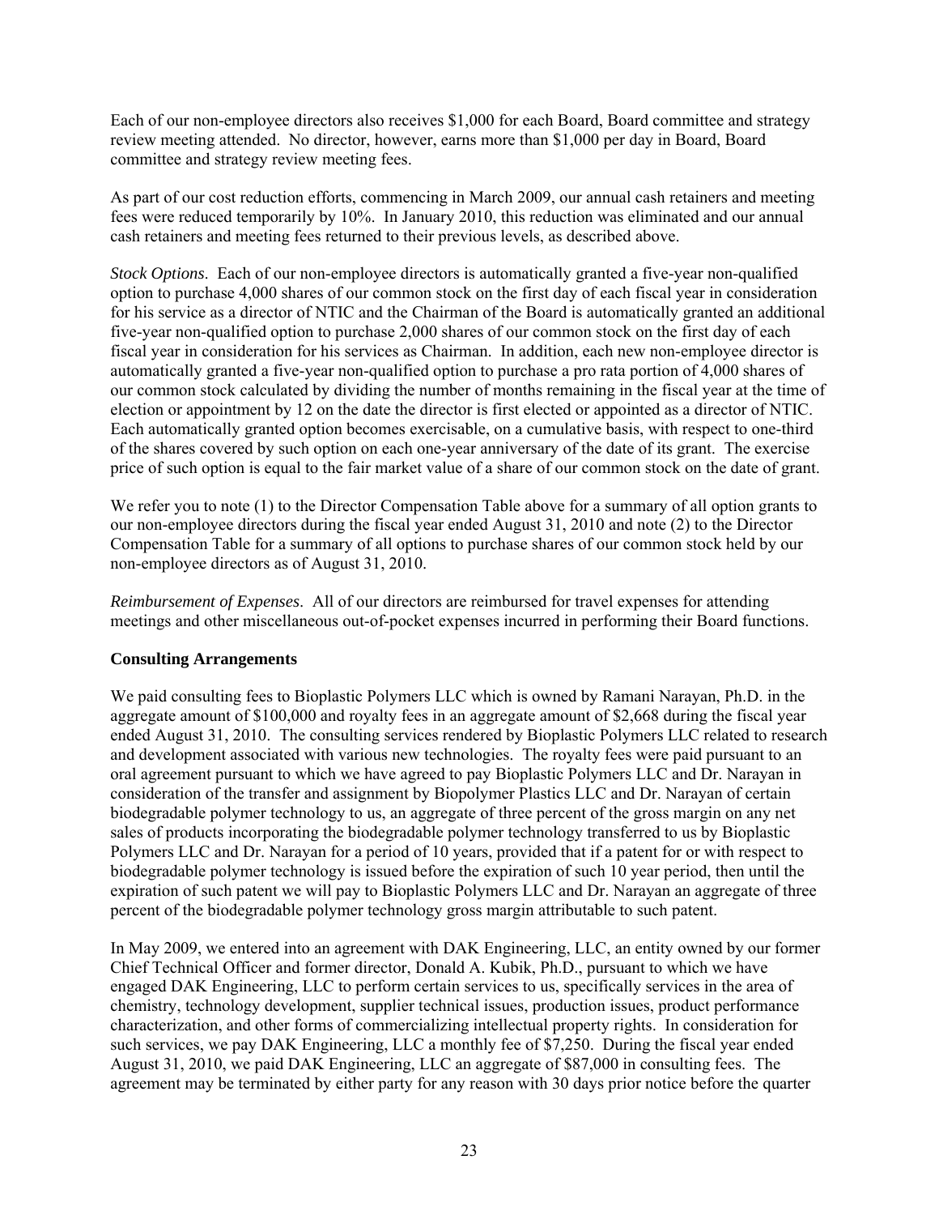Each of our non-employee directors also receives $1,000 for each Board, Board committee and strategy review meeting attended. No director, however, earns more than $1,000 per day in Board, Board committee and strategy review meeting fees.

As part of our cost reduction efforts, commencing in March 2009, our annual cash retainers and meeting fees were reduced temporarily by 10%. In January 2010, this reduction was eliminated and our annual cash retainers and meeting fees returned to their previous levels, as described above.

*Stock Options*. Each of our non-employee directors is automatically granted a five-year non-qualified option to purchase 4,000 shares of our common stock on the first day of each fiscal year in consideration for his service as a director of NTIC and the Chairman of the Board is automatically granted an additional five-year non-qualified option to purchase 2,000 shares of our common stock on the first day of each fiscal year in consideration for his services as Chairman. In addition, each new non-employee director is automatically granted a five-year non-qualified option to purchase a pro rata portion of 4,000 shares of our common stock calculated by dividing the number of months remaining in the fiscal year at the time of election or appointment by 12 on the date the director is first elected or appointed as a director of NTIC. Each automatically granted option becomes exercisable, on a cumulative basis, with respect to one-third of the shares covered by such option on each one-year anniversary of the date of its grant. The exercise price of such option is equal to the fair market value of a share of our common stock on the date of grant.

We refer you to note (1) to the Director Compensation Table above for a summary of all option grants to our non-employee directors during the fiscal year ended August 31, 2010 and note (2) to the Director Compensation Table for a summary of all options to purchase shares of our common stock held by our non-employee directors as of August 31, 2010.

*Reimbursement of Expenses*. All of our directors are reimbursed for travel expenses for attending meetings and other miscellaneous out-of-pocket expenses incurred in performing their Board functions.

**Consulting Arrangements**

We paid consulting fees to Bioplastic Polymers LLC which is owned by Ramani Narayan, Ph.D. in the aggregate amount of $100,000 and royalty fees in an aggregate amount of $2,668 during the fiscal year ended August 31, 2010. The consulting services rendered by Bioplastic Polymers LLC related to research and development associated with various new technologies. The royalty fees were paid pursuant to an oral agreement pursuant to which we have agreed to pay Bioplastic Polymers LLC and Dr. Narayan in consideration of the transfer and assignment by Biopolymer Plastics LLC and Dr. Narayan of certain biodegradable polymer technology to us, an aggregate of three percent of the gross margin on any net sales of products incorporating the biodegradable polymer technology transferred to us by Bioplastic Polymers LLC and Dr. Narayan for a period of 10 years, provided that if a patent for or with respect to biodegradable polymer technology is issued before the expiration of such 10 year period, then until the expiration of such patent we will pay to Bioplastic Polymers LLC and Dr. Narayan an aggregate of three percent of the biodegradable polymer technology gross margin attributable to such patent.

In May 2009, we entered into an agreement with DAK Engineering, LLC, an entity owned by our former Chief Technical Officer and former director, Donald A. Kubik, Ph.D., pursuant to which we have engaged DAK Engineering, LLC to perform certain services to us, specifically services in the area of chemistry, technology development, supplier technical issues, production issues, product performance characterization, and other forms of commercializing intellectual property rights. In consideration for such services, we pay DAK Engineering, LLC a monthly fee of $7,250. During the fiscal year ended August 31, 2010, we paid DAK Engineering, LLC an aggregate of $87,000 in consulting fees. The agreement may be terminated by either party for any reason with 30 days prior notice before the quarter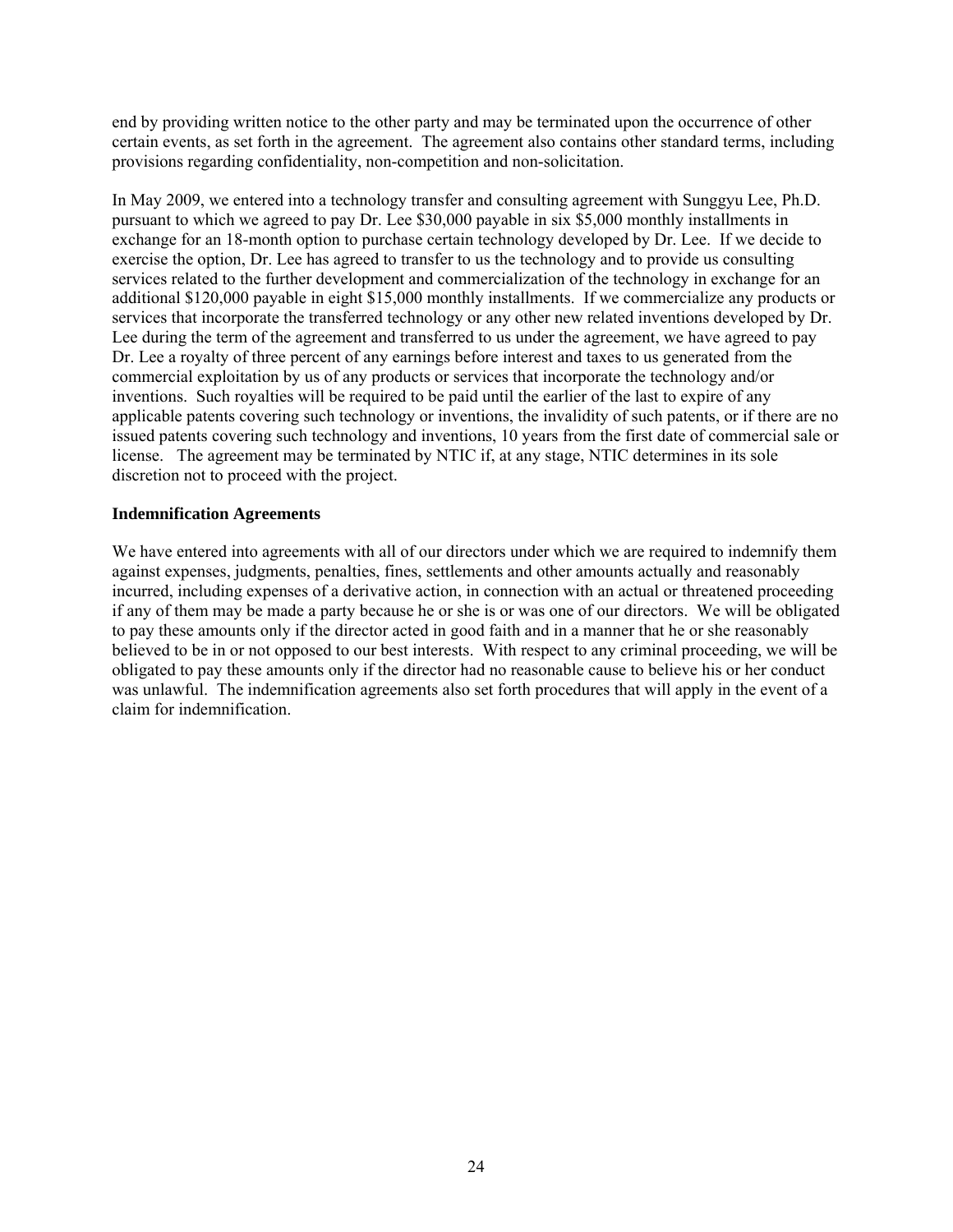end by providing written notice to the other party and may be terminated upon the occurrence of other certain events, as set forth in the agreement. The agreement also contains other standard terms, including provisions regarding confidentiality, non-competition and non-solicitation.

In May 2009, we entered into a technology transfer and consulting agreement with Sunggyu Lee, Ph.D. pursuant to which we agreed to pay Dr. Lee $30,000 payable in six $5,000 monthly installments in exchange for an 18-month option to purchase certain technology developed by Dr. Lee. If we decide to exercise the option, Dr. Lee has agreed to transfer to us the technology and to provide us consulting services related to the further development and commercialization of the technology in exchange for an additional $120,000 payable in eight $15,000 monthly installments. If we commercialize any products or services that incorporate the transferred technology or any other new related inventions developed by Dr. Lee during the term of the agreement and transferred to us under the agreement, we have agreed to pay Dr. Lee a royalty of three percent of any earnings before interest and taxes to us generated from the commercial exploitation by us of any products or services that incorporate the technology and/or inventions. Such royalties will be required to be paid until the earlier of the last to expire of any applicable patents covering such technology or inventions, the invalidity of such patents, or if there are no issued patents covering such technology and inventions, 10 years from the first date of commercial sale or license. The agreement may be terminated by NTIC if, at any stage, NTIC determines in its sole discretion not to proceed with the project.

**Indemnification Agreements**

We have entered into agreements with all of our directors under which we are required to indemnify them against expenses, judgments, penalties, fines, settlements and other amounts actually and reasonably incurred, including expenses of a derivative action, in connection with an actual or threatened proceeding if any of them may be made a party because he or she is or was one of our directors. We will be obligated to pay these amounts only if the director acted in good faith and in a manner that he or she reasonably believed to be in or not opposed to our best interests. With respect to any criminal proceeding, we will be obligated to pay these amounts only if the director had no reasonable cause to believe his or her conduct was unlawful. The indemnification agreements also set forth procedures that will apply in the event of a claim for indemnification.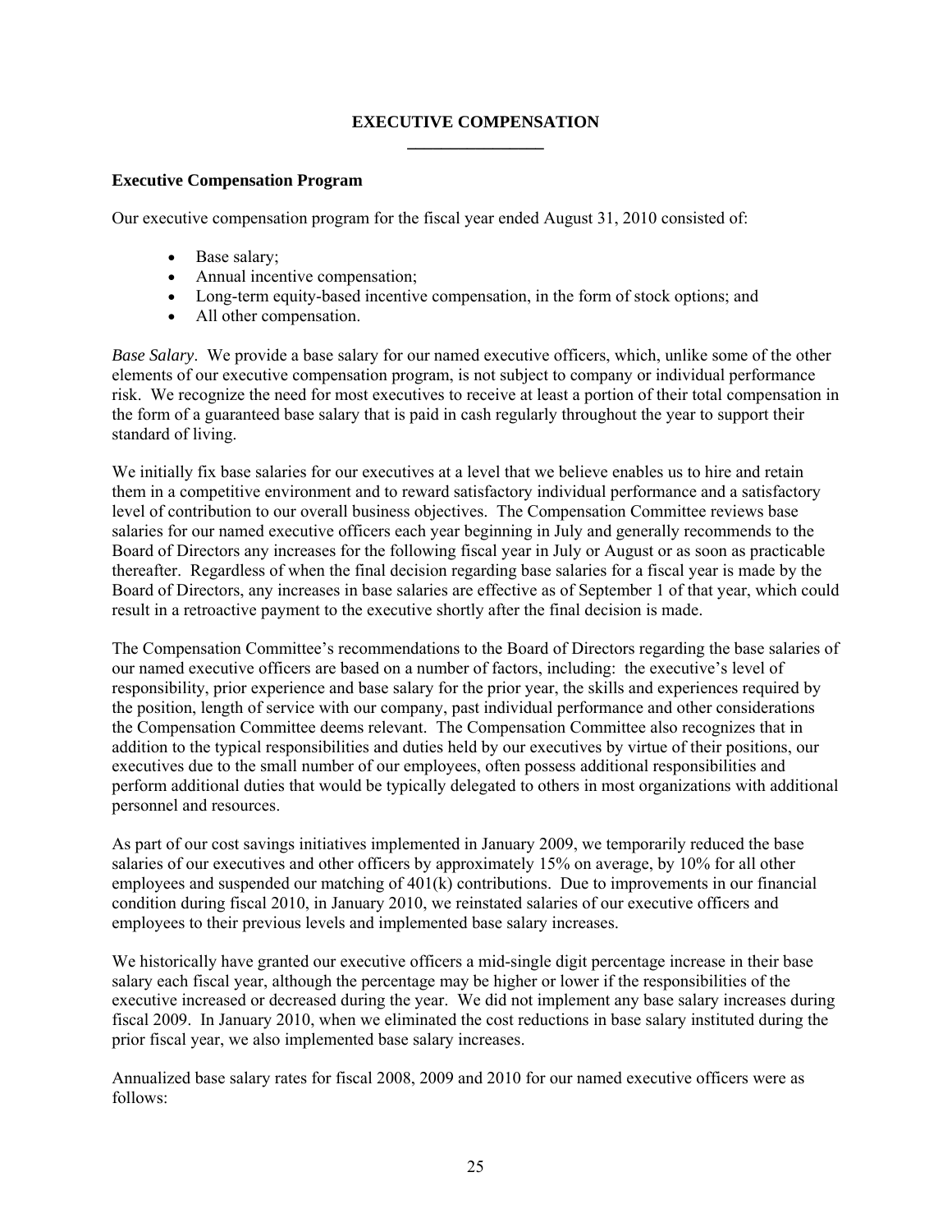# EXECUTIVE COMPENSATION

## Executive Compensation Program

Our executive compensation program for the fiscal year ended August 31, 2010 consisted of:

- Base salary;
- Annual incentive compensation;
- Long-term equity-based incentive compensation, in the form of stock options; and
- All other compensation.

*Base Salary*. We provide a base salary for our named executive officers, which, unlike some of the other elements of our executive compensation program, is not subject to company or individual performance risk. We recognize the need for most executives to receive at least a portion of their total compensation in the form of a guaranteed base salary that is paid in cash regularly throughout the year to support their standard of living.

We initially fix base salaries for our executives at a level that we believe enables us to hire and retain them in a competitive environment and to reward satisfactory individual performance and a satisfactory level of contribution to our overall business objectives. The Compensation Committee reviews base salaries for our named executive officers each year beginning in July and generally recommends to the Board of Directors any increases for the following fiscal year in July or August or as soon as practicable thereafter. Regardless of when the final decision regarding base salaries for a fiscal year is made by the Board of Directors, any increases in base salaries are effective as of September 1 of that year, which could result in a retroactive payment to the executive shortly after the final decision is made.

The Compensation Committee's recommendations to the Board of Directors regarding the base salaries of our named executive officers are based on a number of factors, including: the executive's level of responsibility, prior experience and base salary for the prior year, the skills and experiences required by the position, length of service with our company, past individual performance and other considerations the Compensation Committee deems relevant. The Compensation Committee also recognizes that in addition to the typical responsibilities and duties held by our executives by virtue of their positions, our executives due to the small number of our employees, often possess additional responsibilities and perform additional duties that would be typically delegated to others in most organizations with additional personnel and resources.

As part of our cost savings initiatives implemented in January 2009, we temporarily reduced the base salaries of our executives and other officers by approximately 15% on average, by 10% for all other employees and suspended our matching of 401(k) contributions. Due to improvements in our financial condition during fiscal 2010, in January 2010, we reinstated salaries of our executive officers and employees to their previous levels and implemented base salary increases.

We historically have granted our executive officers a mid-single digit percentage increase in their base salary each fiscal year, although the percentage may be higher or lower if the responsibilities of the executive increased or decreased during the year. We did not implement any base salary increases during fiscal 2009. In January 2010, when we eliminated the cost reductions in base salary instituted during the prior fiscal year, we also implemented base salary increases.

Annualized base salary rates for fiscal 2008, 2009 and 2010 for our named executive officers were as follows: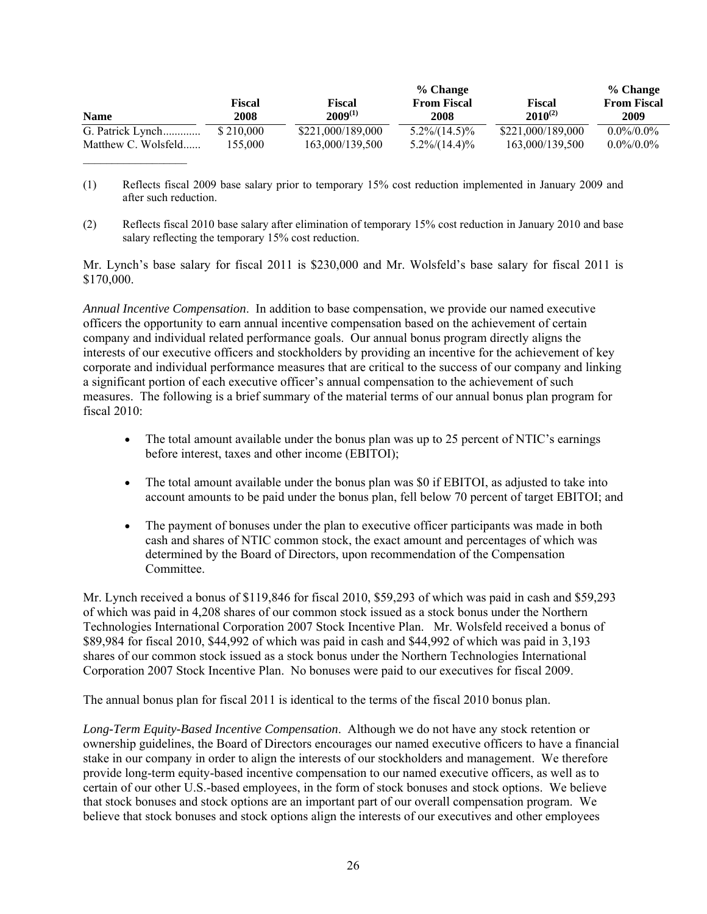| Name | Fiscal 2008 | Fiscal 2009[(1)] | % Change From Fiscal 2008 | Fiscal 2010[(2)] | % Change From Fiscal 2009 |
|---|---|---|---|---|---|
| G. Patrick Lynch............ | $ 210,000 | $221,000/189,000 | 5.2%/(14.5)% | $221,000/189,000 | 0.0%/0.0% |
| Matthew C. Wolsfeld...... | 155,000 | 163,000/139,500 | 5.2%/(14.4)% | 163,000/139,500 | 0.0%/0.0% |

(1) Reflects fiscal 2009 base salary prior to temporary 15% cost reduction implemented in January 2009 and after such reduction.

(2) Reflects fiscal 2010 base salary after elimination of temporary 15% cost reduction in January 2010 and base salary reflecting the temporary 15% cost reduction.

Mr. Lynch's base salary for fiscal 2011 is $230,000 and Mr. Wolsfeld's base salary for fiscal 2011 is $170,000.

*Annual Incentive Compensation*. In addition to base compensation, we provide our named executive officers the opportunity to earn annual incentive compensation based on the achievement of certain company and individual related performance goals. Our annual bonus program directly aligns the interests of our executive officers and stockholders by providing an incentive for the achievement of key corporate and individual performance measures that are critical to the success of our company and linking a significant portion of each executive officer's annual compensation to the achievement of such measures. The following is a brief summary of the material terms of our annual bonus plan program for fiscal 2010:

- The total amount available under the bonus plan was up to 25 percent of NTIC's earnings before interest, taxes and other income (EBITOI);
- The total amount available under the bonus plan was $0 if EBITOI, as adjusted to take into account amounts to be paid under the bonus plan, fell below 70 percent of target EBITOI; and
- The payment of bonuses under the plan to executive officer participants was made in both cash and shares of NTIC common stock, the exact amount and percentages of which was determined by the Board of Directors, upon recommendation of the Compensation Committee.

Mr. Lynch received a bonus of $119,846 for fiscal 2010, $59,293 of which was paid in cash and $59,293 of which was paid in 4,208 shares of our common stock issued as a stock bonus under the Northern Technologies International Corporation 2007 Stock Incentive Plan. Mr. Wolsfeld received a bonus of $89,984 for fiscal 2010, $44,992 of which was paid in cash and $44,992 of which was paid in 3,193 shares of our common stock issued as a stock bonus under the Northern Technologies International Corporation 2007 Stock Incentive Plan. No bonuses were paid to our executives for fiscal 2009.

The annual bonus plan for fiscal 2011 is identical to the terms of the fiscal 2010 bonus plan.

*Long-Term Equity-Based Incentive Compensation*. Although we do not have any stock retention or ownership guidelines, the Board of Directors encourages our named executive officers to have a financial stake in our company in order to align the interests of our stockholders and management. We therefore provide long-term equity-based incentive compensation to our named executive officers, as well as to certain of our other U.S.-based employees, in the form of stock bonuses and stock options. We believe that stock bonuses and stock options are an important part of our overall compensation program. We believe that stock bonuses and stock options align the interests of our executives and other employees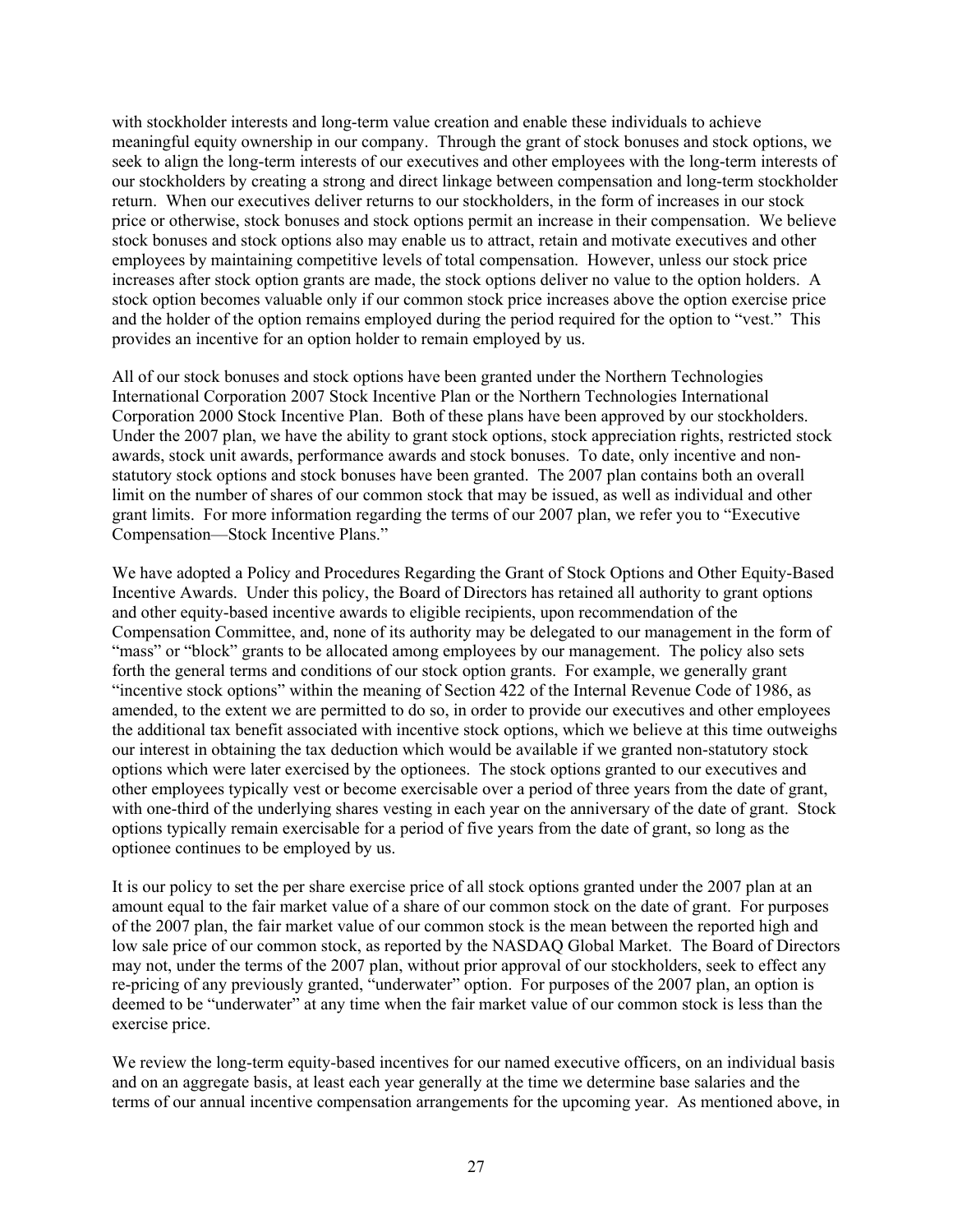with stockholder interests and long-term value creation and enable these individuals to achieve meaningful equity ownership in our company. Through the grant of stock bonuses and stock options, we seek to align the long-term interests of our executives and other employees with the long-term interests of our stockholders by creating a strong and direct linkage between compensation and long-term stockholder return. When our executives deliver returns to our stockholders, in the form of increases in our stock price or otherwise, stock bonuses and stock options permit an increase in their compensation. We believe stock bonuses and stock options also may enable us to attract, retain and motivate executives and other employees by maintaining competitive levels of total compensation. However, unless our stock price increases after stock option grants are made, the stock options deliver no value to the option holders. A stock option becomes valuable only if our common stock price increases above the option exercise price and the holder of the option remains employed during the period required for the option to "vest." This provides an incentive for an option holder to remain employed by us.

All of our stock bonuses and stock options have been granted under the Northern Technologies International Corporation 2007 Stock Incentive Plan or the Northern Technologies International Corporation 2000 Stock Incentive Plan. Both of these plans have been approved by our stockholders. Under the 2007 plan, we have the ability to grant stock options, stock appreciation rights, restricted stock awards, stock unit awards, performance awards and stock bonuses. To date, only incentive and non-statutory stock options and stock bonuses have been granted. The 2007 plan contains both an overall limit on the number of shares of our common stock that may be issued, as well as individual and other grant limits. For more information regarding the terms of our 2007 plan, we refer you to "Executive Compensation—Stock Incentive Plans."

We have adopted a Policy and Procedures Regarding the Grant of Stock Options and Other Equity-Based Incentive Awards. Under this policy, the Board of Directors has retained all authority to grant options and other equity-based incentive awards to eligible recipients, upon recommendation of the Compensation Committee, and, none of its authority may be delegated to our management in the form of "mass" or "block" grants to be allocated among employees by our management. The policy also sets forth the general terms and conditions of our stock option grants. For example, we generally grant "incentive stock options" within the meaning of Section 422 of the Internal Revenue Code of 1986, as amended, to the extent we are permitted to do so, in order to provide our executives and other employees the additional tax benefit associated with incentive stock options, which we believe at this time outweighs our interest in obtaining the tax deduction which would be available if we granted non-statutory stock options which were later exercised by the optionees. The stock options granted to our executives and other employees typically vest or become exercisable over a period of three years from the date of grant, with one-third of the underlying shares vesting in each year on the anniversary of the date of grant. Stock options typically remain exercisable for a period of five years from the date of grant, so long as the optionee continues to be employed by us.

It is our policy to set the per share exercise price of all stock options granted under the 2007 plan at an amount equal to the fair market value of a share of our common stock on the date of grant. For purposes of the 2007 plan, the fair market value of our common stock is the mean between the reported high and low sale price of our common stock, as reported by the NASDAQ Global Market. The Board of Directors may not, under the terms of the 2007 plan, without prior approval of our stockholders, seek to effect any re-pricing of any previously granted, "underwater" option. For purposes of the 2007 plan, an option is deemed to be "underwater" at any time when the fair market value of our common stock is less than the exercise price.

We review the long-term equity-based incentives for our named executive officers, on an individual basis and on an aggregate basis, at least each year generally at the time we determine base salaries and the terms of our annual incentive compensation arrangements for the upcoming year. As mentioned above, in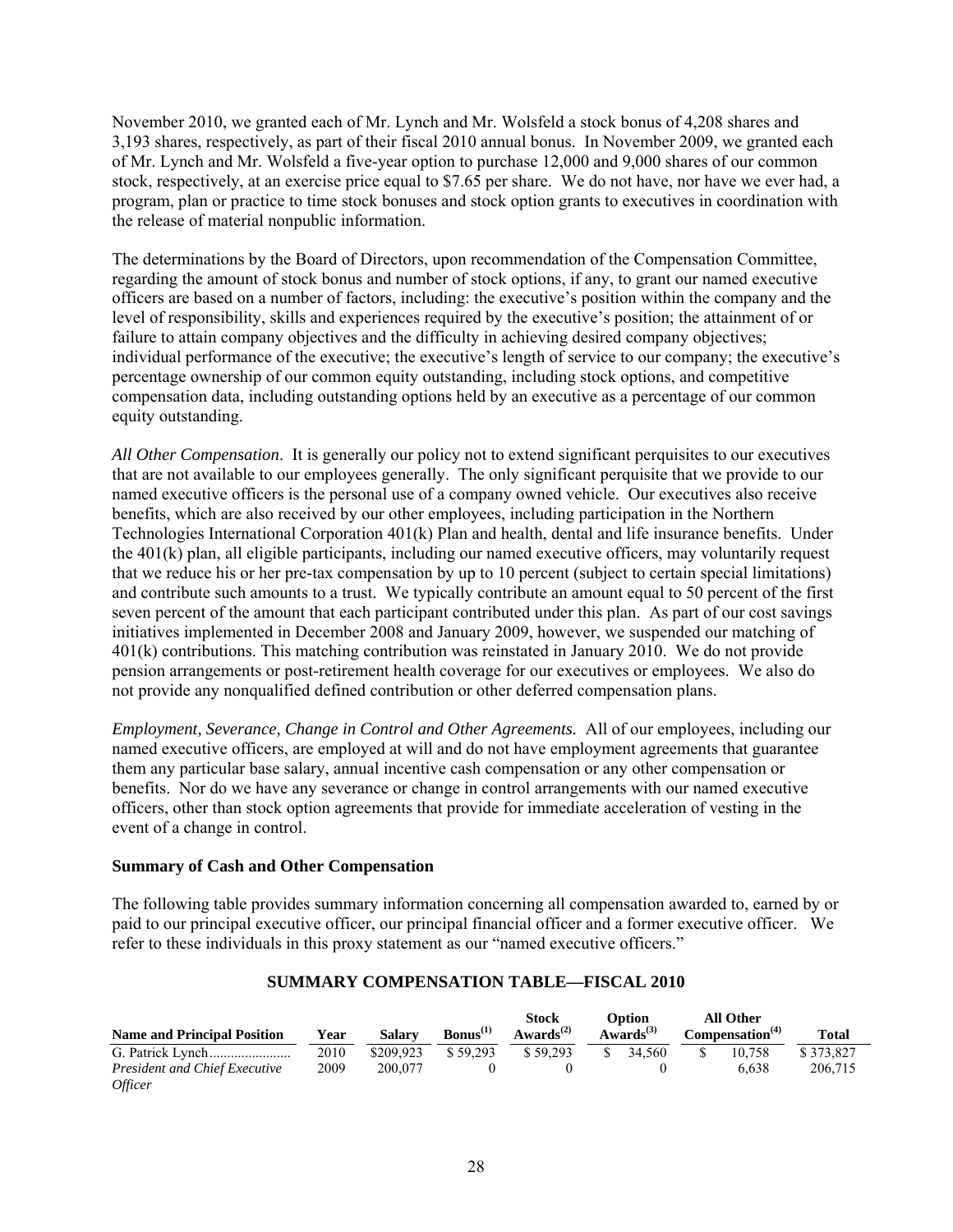November 2010, we granted each of Mr. Lynch and Mr. Wolsfeld a stock bonus of 4,208 shares and 3,193 shares, respectively, as part of their fiscal 2010 annual bonus. In November 2009, we granted each of Mr. Lynch and Mr. Wolsfeld a five-year option to purchase 12,000 and 9,000 shares of our common stock, respectively, at an exercise price equal to \$7.65 per share. We do not have, nor have we ever had, a program, plan or practice to time stock bonuses and stock option grants to executives in coordination with the release of material nonpublic information.

The determinations by the Board of Directors, upon recommendation of the Compensation Committee, regarding the amount of stock bonus and number of stock options, if any, to grant our named executive officers are based on a number of factors, including: the executive's position within the company and the level of responsibility, skills and experiences required by the executive's position; the attainment of or failure to attain company objectives and the difficulty in achieving desired company objectives; individual performance of the executive; the executive's length of service to our company; the executive's percentage ownership of our common equity outstanding, including stock options, and competitive compensation data, including outstanding options held by an executive as a percentage of our common equity outstanding.

*All Other Compensation*. It is generally our policy not to extend significant perquisites to our executives that are not available to our employees generally. The only significant perquisite that we provide to our named executive officers is the personal use of a company owned vehicle. Our executives also receive benefits, which are also received by our other employees, including participation in the Northern Technologies International Corporation 401(k) Plan and health, dental and life insurance benefits. Under the 401(k) plan, all eligible participants, including our named executive officers, may voluntarily request that we reduce his or her pre-tax compensation by up to 10 percent (subject to certain special limitations) and contribute such amounts to a trust. We typically contribute an amount equal to 50 percent of the first seven percent of the amount that each participant contributed under this plan. As part of our cost savings initiatives implemented in December 2008 and January 2009, however, we suspended our matching of 401(k) contributions. This matching contribution was reinstated in January 2010. We do not provide pension arrangements or post-retirement health coverage for our executives or employees. We also do not provide any nonqualified defined contribution or other deferred compensation plans.

*Employment, Severance, Change in Control and Other Agreements.* All of our employees, including our named executive officers, are employed at will and do not have employment agreements that guarantee them any particular base salary, annual incentive cash compensation or any other compensation or benefits. Nor do we have any severance or change in control arrangements with our named executive officers, other than stock option agreements that provide for immediate acceleration of vesting in the event of a change in control.

**Summary of Cash and Other Compensation**

The following table provides summary information concerning all compensation awarded to, earned by or paid to our principal executive officer, our principal financial officer and a former executive officer. We refer to these individuals in this proxy statement as our "named executive officers."

**SUMMARY COMPENSATION TABLE—FISCAL 2010**

| Name and Principal Position | Year | Salary | Bonus[1] | Stock Awards[2] | Option Awards[3] | All Other Compensation[4] | Total |
|---|---|---|---|---|---|---|---|
| G. Patrick Lynch | 2010 | \$209,923 | \$ 59,293 | \$ 59,293 | \$ 34,560 | \$ 10,758 | \$ 373,827 |
| *President and Chief Executive Officer* | 2009 | 200,077 | 0 | 0 | 0 | 6,638 | 206,715 |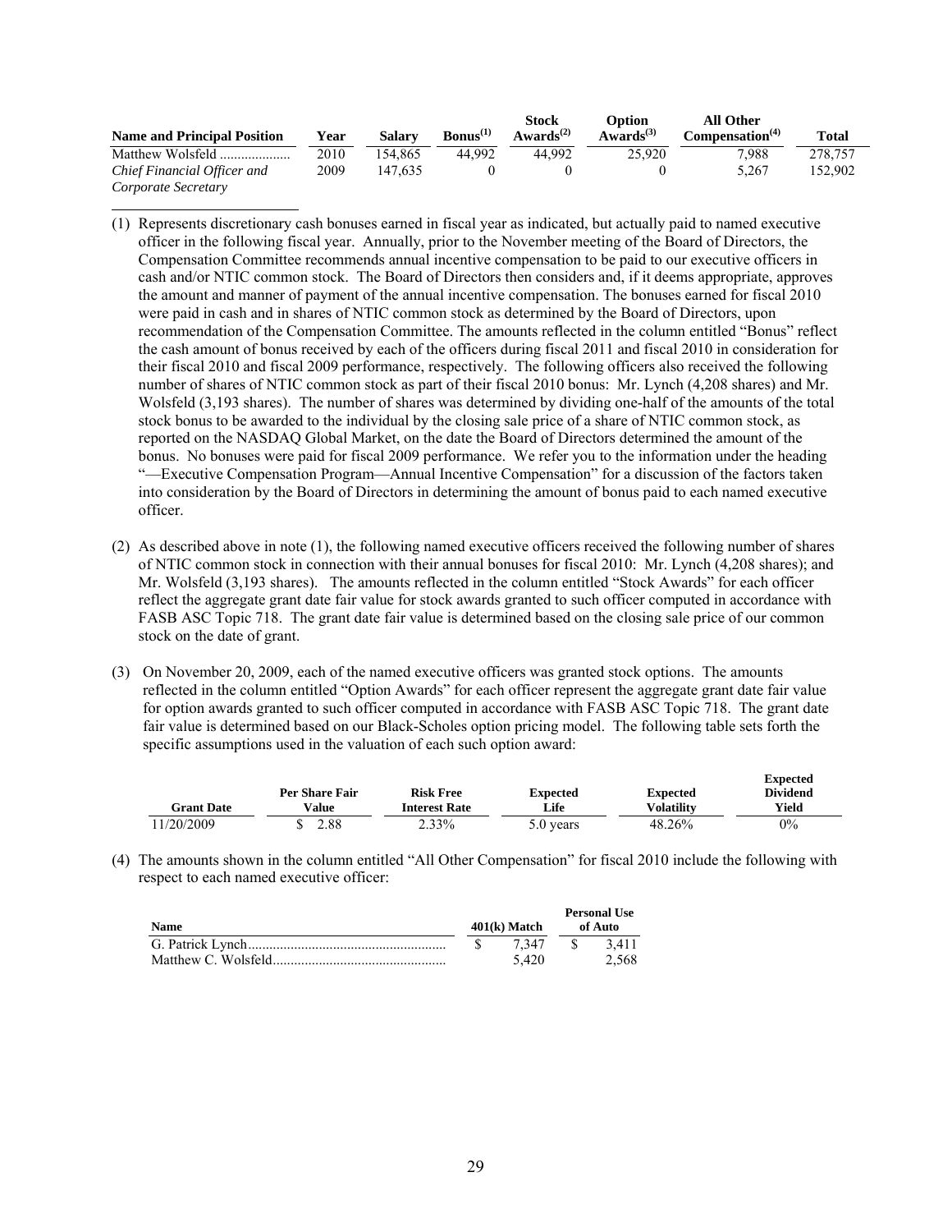| Name and Principal Position | Year | Salary | Bonus(1) | Stock Awards(2) | Option Awards(3) | All Other Compensation(4) | Total |
|---|---|---|---|---|---|---|---|
| Matthew Wolsfeld .................... | 2010 | 154,865 | 44,992 | 44,992 | 25,920 | 7,988 | 278,757 |
| *Chief Financial Officer and Corporate Secretary* | 2009 | 147,635 | 0 | 0 | 0 | 5,267 | 152,902 |

(1) Represents discretionary cash bonuses earned in fiscal year as indicated, but actually paid to named executive officer in the following fiscal year. Annually, prior to the November meeting of the Board of Directors, the Compensation Committee recommends annual incentive compensation to be paid to our executive officers in cash and/or NTIC common stock. The Board of Directors then considers and, if it deems appropriate, approves the amount and manner of payment of the annual incentive compensation. The bonuses earned for fiscal 2010 were paid in cash and in shares of NTIC common stock as determined by the Board of Directors, upon recommendation of the Compensation Committee. The amounts reflected in the column entitled "Bonus" reflect the cash amount of bonus received by each of the officers during fiscal 2011 and fiscal 2010 in consideration for their fiscal 2010 and fiscal 2009 performance, respectively. The following officers also received the following number of shares of NTIC common stock as part of their fiscal 2010 bonus: Mr. Lynch (4,208 shares) and Mr. Wolsfeld (3,193 shares). The number of shares was determined by dividing one-half of the amounts of the total stock bonus to be awarded to the individual by the closing sale price of a share of NTIC common stock, as reported on the NASDAQ Global Market, on the date the Board of Directors determined the amount of the bonus. No bonuses were paid for fiscal 2009 performance. We refer you to the information under the heading "—Executive Compensation Program—Annual Incentive Compensation" for a discussion of the factors taken into consideration by the Board of Directors in determining the amount of bonus paid to each named executive officer.

(2) As described above in note (1), the following named executive officers received the following number of shares of NTIC common stock in connection with their annual bonuses for fiscal 2010: Mr. Lynch (4,208 shares); and Mr. Wolsfeld (3,193 shares). The amounts reflected in the column entitled "Stock Awards" for each officer reflect the aggregate grant date fair value for stock awards granted to such officer computed in accordance with FASB ASC Topic 718. The grant date fair value is determined based on the closing sale price of our common stock on the date of grant.

(3) On November 20, 2009, each of the named executive officers was granted stock options. The amounts reflected in the column entitled "Option Awards" for each officer represent the aggregate grant date fair value for option awards granted to such officer computed in accordance with FASB ASC Topic 718. The grant date fair value is determined based on our Black-Scholes option pricing model. The following table sets forth the specific assumptions used in the valuation of each such option award:

| Grant Date | Per Share Fair Value | Risk Free Interest Rate | Expected Life | Expected Volatility | Expected Dividend Yield |
|---|---|---|---|---|---|
| 11/20/2009 | $ 2.88 | 2.33% | 5.0 years | 48.26% | 0% |

(4) The amounts shown in the column entitled "All Other Compensation" for fiscal 2010 include the following with respect to each named executive officer:

| Name | 401(k) Match | Personal Use of Auto |
|---|---|---|
| G. Patrick Lynch....................................................... | $ 7,347 | $ 3,411 |
| Matthew C. Wolsfeld................................................ | 5,420 | 2,568 |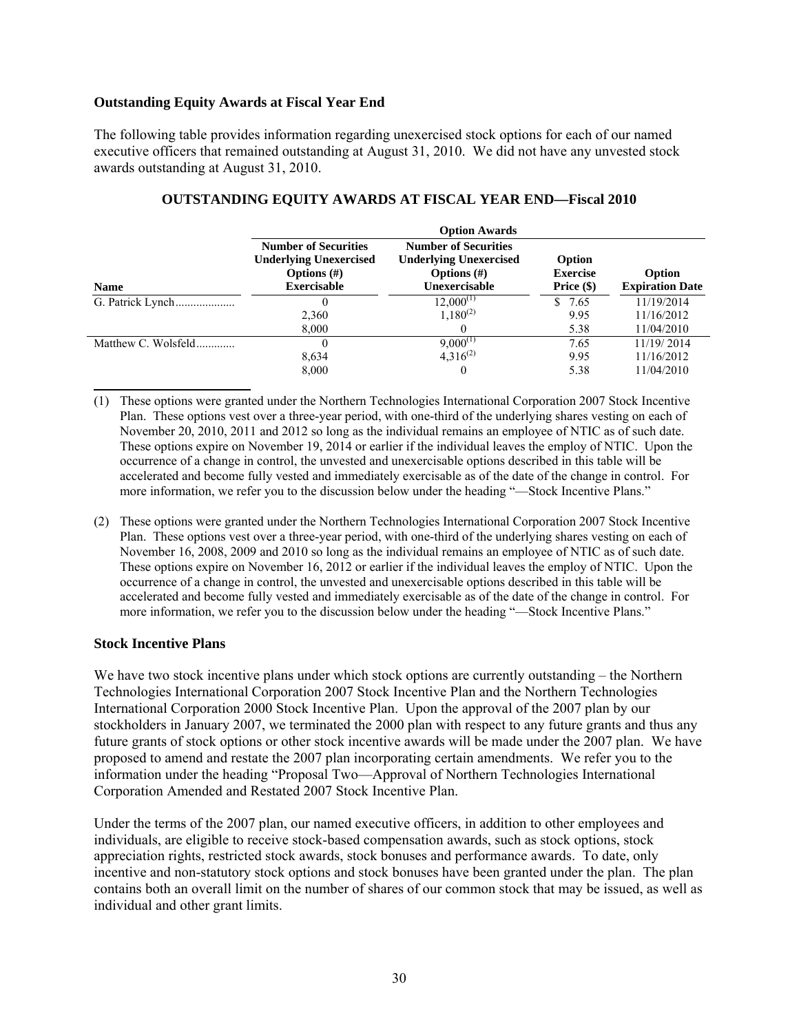### Outstanding Equity Awards at Fiscal Year End

The following table provides information regarding unexercised stock options for each of our named executive officers that remained outstanding at August 31, 2010. We did not have any unvested stock awards outstanding at August 31, 2010.

#### OUTSTANDING EQUITY AWARDS AT FISCAL YEAR END—Fiscal 2010

| | Option Awards | | | |
|---|---|---|---|---|
| **Name** | **Number of Securities Underlying Unexercised Options (#) Exercisable** | **Number of Securities Underlying Unexercised Options (#) Unexercisable** | **Option Exercise Price ($)** | **Option Expiration Date** |
| G. Patrick Lynch | 0 | 12,000[(1)] | $ 7.65 | 11/19/2014 |
| | 2,360 | 1,180[(2)] | 9.95 | 11/16/2012 |
| | 8,000 | 0 | 5.38 | 11/04/2010 |
| Matthew C. Wolsfeld | 0 | 9,000[(1)] | 7.65 | 11/19/ 2014 |
| | 8,634 | 4,316[(2)] | 9.95 | 11/16/2012 |
| | 8,000 | 0 | 5.38 | 11/04/2010 |

(1) These options were granted under the Northern Technologies International Corporation 2007 Stock Incentive Plan. These options vest over a three-year period, with one-third of the underlying shares vesting on each of November 20, 2010, 2011 and 2012 so long as the individual remains an employee of NTIC as of such date. These options expire on November 19, 2014 or earlier if the individual leaves the employ of NTIC. Upon the occurrence of a change in control, the unvested and unexercisable options described in this table will be accelerated and become fully vested and immediately exercisable as of the date of the change in control. For more information, we refer you to the discussion below under the heading "—Stock Incentive Plans."

(2) These options were granted under the Northern Technologies International Corporation 2007 Stock Incentive Plan. These options vest over a three-year period, with one-third of the underlying shares vesting on each of November 16, 2008, 2009 and 2010 so long as the individual remains an employee of NTIC as of such date. These options expire on November 16, 2012 or earlier if the individual leaves the employ of NTIC. Upon the occurrence of a change in control, the unvested and unexercisable options described in this table will be accelerated and become fully vested and immediately exercisable as of the date of the change in control. For more information, we refer you to the discussion below under the heading "—Stock Incentive Plans."

### Stock Incentive Plans

We have two stock incentive plans under which stock options are currently outstanding – the Northern Technologies International Corporation 2007 Stock Incentive Plan and the Northern Technologies International Corporation 2000 Stock Incentive Plan. Upon the approval of the 2007 plan by our stockholders in January 2007, we terminated the 2000 plan with respect to any future grants and thus any future grants of stock options or other stock incentive awards will be made under the 2007 plan. We have proposed to amend and restate the 2007 plan incorporating certain amendments. We refer you to the information under the heading "Proposal Two—Approval of Northern Technologies International Corporation Amended and Restated 2007 Stock Incentive Plan.

Under the terms of the 2007 plan, our named executive officers, in addition to other employees and individuals, are eligible to receive stock-based compensation awards, such as stock options, stock appreciation rights, restricted stock awards, stock bonuses and performance awards. To date, only incentive and non-statutory stock options and stock bonuses have been granted under the plan. The plan contains both an overall limit on the number of shares of our common stock that may be issued, as well as individual and other grant limits.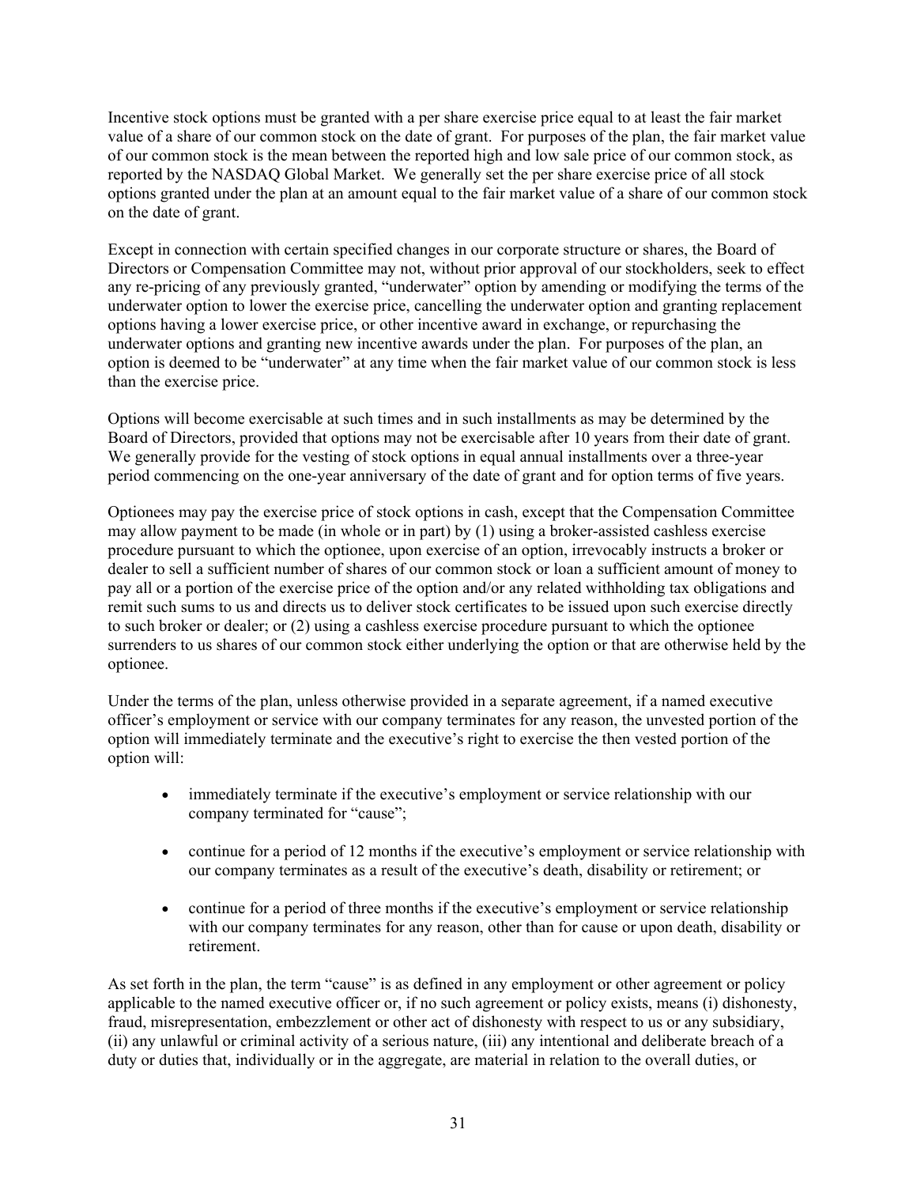Incentive stock options must be granted with a per share exercise price equal to at least the fair market value of a share of our common stock on the date of grant. For purposes of the plan, the fair market value of our common stock is the mean between the reported high and low sale price of our common stock, as reported by the NASDAQ Global Market. We generally set the per share exercise price of all stock options granted under the plan at an amount equal to the fair market value of a share of our common stock on the date of grant.

Except in connection with certain specified changes in our corporate structure or shares, the Board of Directors or Compensation Committee may not, without prior approval of our stockholders, seek to effect any re-pricing of any previously granted, "underwater" option by amending or modifying the terms of the underwater option to lower the exercise price, cancelling the underwater option and granting replacement options having a lower exercise price, or other incentive award in exchange, or repurchasing the underwater options and granting new incentive awards under the plan. For purposes of the plan, an option is deemed to be "underwater" at any time when the fair market value of our common stock is less than the exercise price.

Options will become exercisable at such times and in such installments as may be determined by the Board of Directors, provided that options may not be exercisable after 10 years from their date of grant. We generally provide for the vesting of stock options in equal annual installments over a three-year period commencing on the one-year anniversary of the date of grant and for option terms of five years.

Optionees may pay the exercise price of stock options in cash, except that the Compensation Committee may allow payment to be made (in whole or in part) by (1) using a broker-assisted cashless exercise procedure pursuant to which the optionee, upon exercise of an option, irrevocably instructs a broker or dealer to sell a sufficient number of shares of our common stock or loan a sufficient amount of money to pay all or a portion of the exercise price of the option and/or any related withholding tax obligations and remit such sums to us and directs us to deliver stock certificates to be issued upon such exercise directly to such broker or dealer; or (2) using a cashless exercise procedure pursuant to which the optionee surrenders to us shares of our common stock either underlying the option or that are otherwise held by the optionee.

Under the terms of the plan, unless otherwise provided in a separate agreement, if a named executive officer's employment or service with our company terminates for any reason, the unvested portion of the option will immediately terminate and the executive's right to exercise the then vested portion of the option will:

- immediately terminate if the executive's employment or service relationship with our company terminated for "cause";
- continue for a period of 12 months if the executive's employment or service relationship with our company terminates as a result of the executive's death, disability or retirement; or
- continue for a period of three months if the executive's employment or service relationship with our company terminates for any reason, other than for cause or upon death, disability or retirement.

As set forth in the plan, the term "cause" is as defined in any employment or other agreement or policy applicable to the named executive officer or, if no such agreement or policy exists, means (i) dishonesty, fraud, misrepresentation, embezzlement or other act of dishonesty with respect to us or any subsidiary, (ii) any unlawful or criminal activity of a serious nature, (iii) any intentional and deliberate breach of a duty or duties that, individually or in the aggregate, are material in relation to the overall duties, or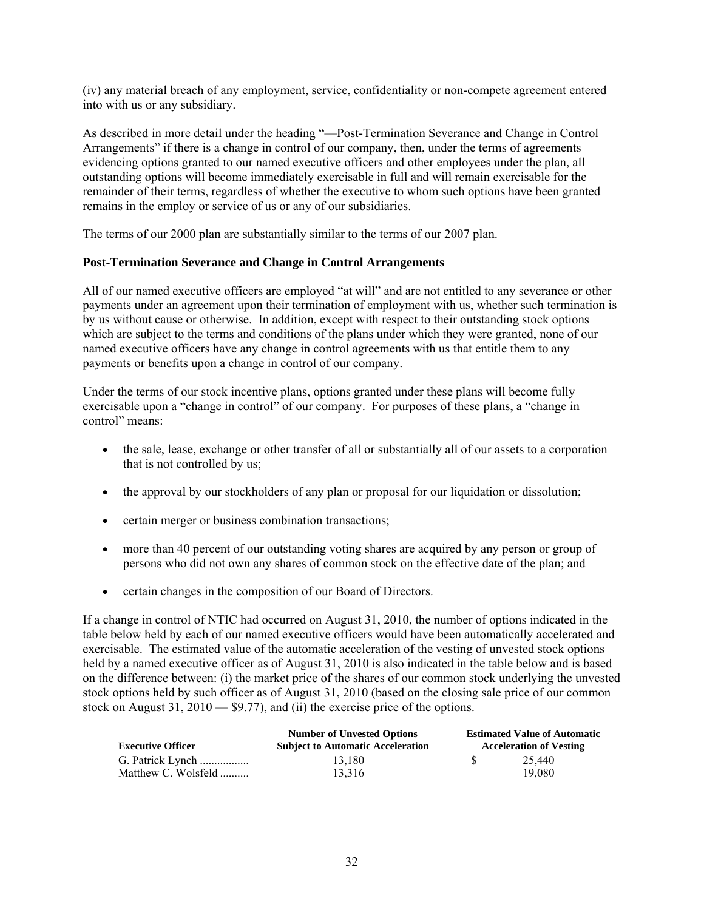(iv) any material breach of any employment, service, confidentiality or non-compete agreement entered into with us or any subsidiary.

As described in more detail under the heading "—Post-Termination Severance and Change in Control Arrangements" if there is a change in control of our company, then, under the terms of agreements evidencing options granted to our named executive officers and other employees under the plan, all outstanding options will become immediately exercisable in full and will remain exercisable for the remainder of their terms, regardless of whether the executive to whom such options have been granted remains in the employ or service of us or any of our subsidiaries.

The terms of our 2000 plan are substantially similar to the terms of our 2007 plan.

**Post-Termination Severance and Change in Control Arrangements**

All of our named executive officers are employed "at will" and are not entitled to any severance or other payments under an agreement upon their termination of employment with us, whether such termination is by us without cause or otherwise. In addition, except with respect to their outstanding stock options which are subject to the terms and conditions of the plans under which they were granted, none of our named executive officers have any change in control agreements with us that entitle them to any payments or benefits upon a change in control of our company.

Under the terms of our stock incentive plans, options granted under these plans will become fully exercisable upon a "change in control" of our company. For purposes of these plans, a "change in control" means:

- the sale, lease, exchange or other transfer of all or substantially all of our assets to a corporation that is not controlled by us;
- the approval by our stockholders of any plan or proposal for our liquidation or dissolution;
- certain merger or business combination transactions;
- more than 40 percent of our outstanding voting shares are acquired by any person or group of persons who did not own any shares of common stock on the effective date of the plan; and
- certain changes in the composition of our Board of Directors.

If a change in control of NTIC had occurred on August 31, 2010, the number of options indicated in the table below held by each of our named executive officers would have been automatically accelerated and exercisable. The estimated value of the automatic acceleration of the vesting of unvested stock options held by a named executive officer as of August 31, 2010 is also indicated in the table below and is based on the difference between: (i) the market price of the shares of our common stock underlying the unvested stock options held by such officer as of August 31, 2010 (based on the closing sale price of our common stock on August 31, 2010 — $9.77), and (ii) the exercise price of the options.

| Executive Officer | Number of Unvested Options Subject to Automatic Acceleration | Estimated Value of Automatic Acceleration of Vesting |
|---|---|---|
| G. Patrick Lynch | 13,180 | $ 25,440 |
| Matthew C. Wolsfeld | 13,316 | 19,080 |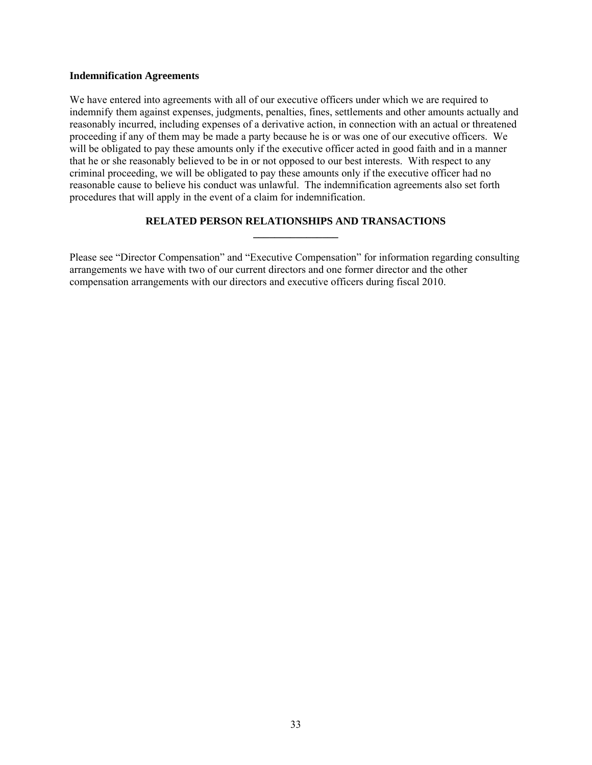**Indemnification Agreements**

We have entered into agreements with all of our executive officers under which we are required to indemnify them against expenses, judgments, penalties, fines, settlements and other amounts actually and reasonably incurred, including expenses of a derivative action, in connection with an actual or threatened proceeding if any of them may be made a party because he is or was one of our executive officers. We will be obligated to pay these amounts only if the executive officer acted in good faith and in a manner that he or she reasonably believed to be in or not opposed to our best interests. With respect to any criminal proceeding, we will be obligated to pay these amounts only if the executive officer had no reasonable cause to believe his conduct was unlawful. The indemnification agreements also set forth procedures that will apply in the event of a claim for indemnification.

## RELATED PERSON RELATIONSHIPS AND TRANSACTIONS

Please see "Director Compensation" and "Executive Compensation" for information regarding consulting arrangements we have with two of our current directors and one former director and the other compensation arrangements with our directors and executive officers during fiscal 2010.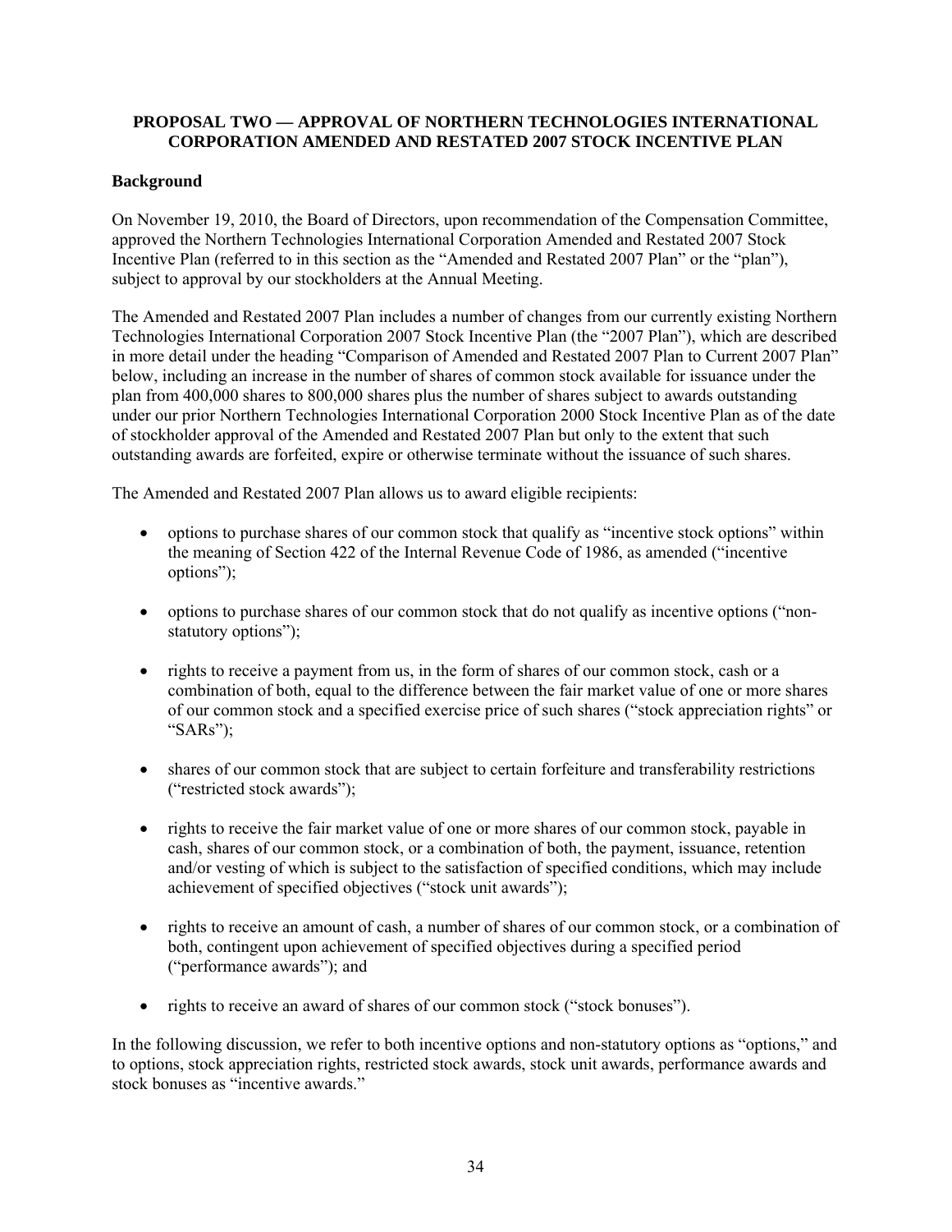## PROPOSAL TWO — APPROVAL OF NORTHERN TECHNOLOGIES INTERNATIONAL CORPORATION AMENDED AND RESTATED 2007 STOCK INCENTIVE PLAN

### Background

On November 19, 2010, the Board of Directors, upon recommendation of the Compensation Committee, approved the Northern Technologies International Corporation Amended and Restated 2007 Stock Incentive Plan (referred to in this section as the "Amended and Restated 2007 Plan" or the "plan"), subject to approval by our stockholders at the Annual Meeting.

The Amended and Restated 2007 Plan includes a number of changes from our currently existing Northern Technologies International Corporation 2007 Stock Incentive Plan (the "2007 Plan"), which are described in more detail under the heading "Comparison of Amended and Restated 2007 Plan to Current 2007 Plan" below, including an increase in the number of shares of common stock available for issuance under the plan from 400,000 shares to 800,000 shares plus the number of shares subject to awards outstanding under our prior Northern Technologies International Corporation 2000 Stock Incentive Plan as of the date of stockholder approval of the Amended and Restated 2007 Plan but only to the extent that such outstanding awards are forfeited, expire or otherwise terminate without the issuance of such shares.

The Amended and Restated 2007 Plan allows us to award eligible recipients:

- options to purchase shares of our common stock that qualify as "incentive stock options" within the meaning of Section 422 of the Internal Revenue Code of 1986, as amended ("incentive options");
- options to purchase shares of our common stock that do not qualify as incentive options ("non-statutory options");
- rights to receive a payment from us, in the form of shares of our common stock, cash or a combination of both, equal to the difference between the fair market value of one or more shares of our common stock and a specified exercise price of such shares ("stock appreciation rights" or "SARs");
- shares of our common stock that are subject to certain forfeiture and transferability restrictions ("restricted stock awards");
- rights to receive the fair market value of one or more shares of our common stock, payable in cash, shares of our common stock, or a combination of both, the payment, issuance, retention and/or vesting of which is subject to the satisfaction of specified conditions, which may include achievement of specified objectives ("stock unit awards");
- rights to receive an amount of cash, a number of shares of our common stock, or a combination of both, contingent upon achievement of specified objectives during a specified period ("performance awards"); and
- rights to receive an award of shares of our common stock ("stock bonuses").

In the following discussion, we refer to both incentive options and non-statutory options as "options," and to options, stock appreciation rights, restricted stock awards, stock unit awards, performance awards and stock bonuses as "incentive awards."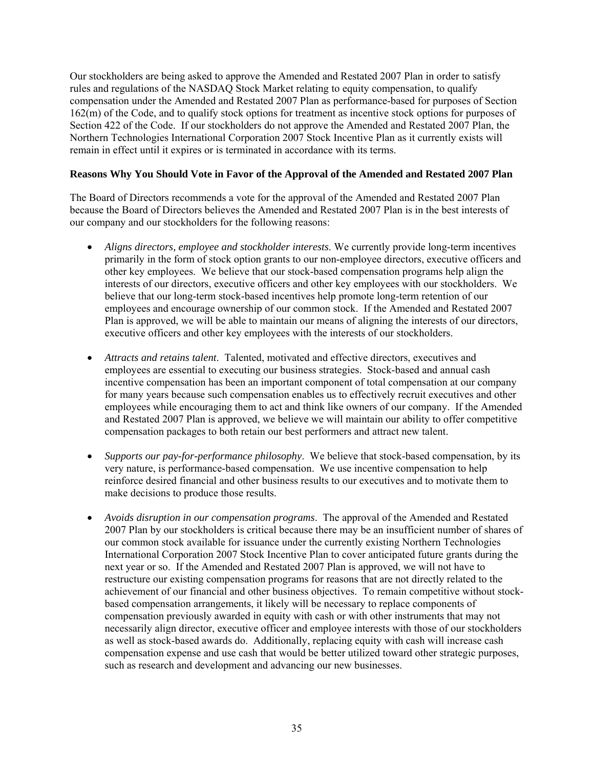Our stockholders are being asked to approve the Amended and Restated 2007 Plan in order to satisfy rules and regulations of the NASDAQ Stock Market relating to equity compensation, to qualify compensation under the Amended and Restated 2007 Plan as performance-based for purposes of Section 162(m) of the Code, and to qualify stock options for treatment as incentive stock options for purposes of Section 422 of the Code. If our stockholders do not approve the Amended and Restated 2007 Plan, the Northern Technologies International Corporation 2007 Stock Incentive Plan as it currently exists will remain in effect until it expires or is terminated in accordance with its terms.

**Reasons Why You Should Vote in Favor of the Approval of the Amended and Restated 2007 Plan**

The Board of Directors recommends a vote for the approval of the Amended and Restated 2007 Plan because the Board of Directors believes the Amended and Restated 2007 Plan is in the best interests of our company and our stockholders for the following reasons:

- *Aligns directors, employee and stockholder interests*. We currently provide long-term incentives primarily in the form of stock option grants to our non-employee directors, executive officers and other key employees. We believe that our stock-based compensation programs help align the interests of our directors, executive officers and other key employees with our stockholders. We believe that our long-term stock-based incentives help promote long-term retention of our employees and encourage ownership of our common stock. If the Amended and Restated 2007 Plan is approved, we will be able to maintain our means of aligning the interests of our directors, executive officers and other key employees with the interests of our stockholders.

- *Attracts and retains talent*. Talented, motivated and effective directors, executives and employees are essential to executing our business strategies. Stock-based and annual cash incentive compensation has been an important component of total compensation at our company for many years because such compensation enables us to effectively recruit executives and other employees while encouraging them to act and think like owners of our company. If the Amended and Restated 2007 Plan is approved, we believe we will maintain our ability to offer competitive compensation packages to both retain our best performers and attract new talent.

- *Supports our pay-for-performance philosophy*. We believe that stock-based compensation, by its very nature, is performance-based compensation. We use incentive compensation to help reinforce desired financial and other business results to our executives and to motivate them to make decisions to produce those results.

- *Avoids disruption in our compensation programs*. The approval of the Amended and Restated 2007 Plan by our stockholders is critical because there may be an insufficient number of shares of our common stock available for issuance under the currently existing Northern Technologies International Corporation 2007 Stock Incentive Plan to cover anticipated future grants during the next year or so. If the Amended and Restated 2007 Plan is approved, we will not have to restructure our existing compensation programs for reasons that are not directly related to the achievement of our financial and other business objectives. To remain competitive without stock-based compensation arrangements, it likely will be necessary to replace components of compensation previously awarded in equity with cash or with other instruments that may not necessarily align director, executive officer and employee interests with those of our stockholders as well as stock-based awards do. Additionally, replacing equity with cash will increase cash compensation expense and use cash that would be better utilized toward other strategic purposes, such as research and development and advancing our new businesses.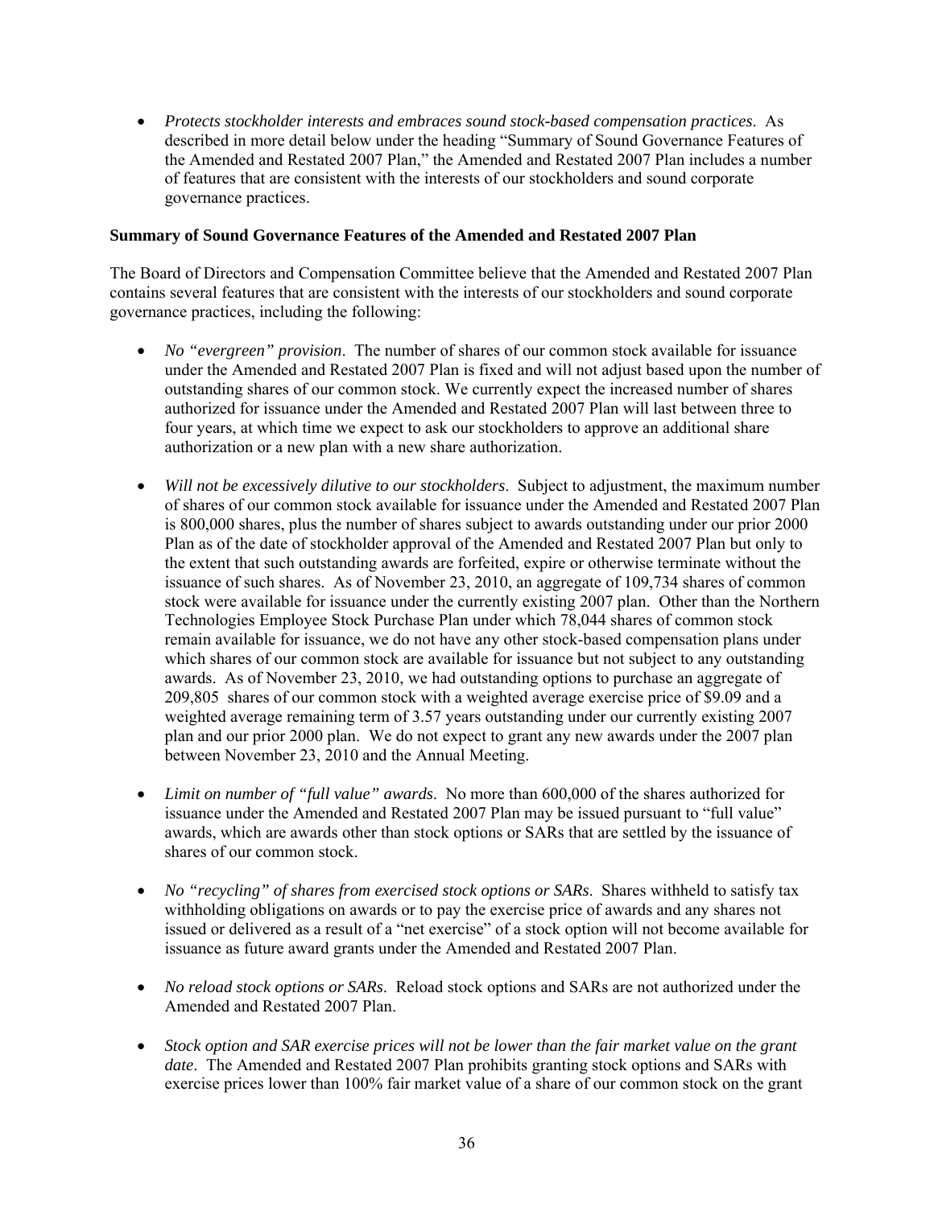- *Protects stockholder interests and embraces sound stock-based compensation practices*. As described in more detail below under the heading "Summary of Sound Governance Features of the Amended and Restated 2007 Plan," the Amended and Restated 2007 Plan includes a number of features that are consistent with the interests of our stockholders and sound corporate governance practices.

**Summary of Sound Governance Features of the Amended and Restated 2007 Plan**

The Board of Directors and Compensation Committee believe that the Amended and Restated 2007 Plan contains several features that are consistent with the interests of our stockholders and sound corporate governance practices, including the following:

- *No "evergreen" provision*. The number of shares of our common stock available for issuance under the Amended and Restated 2007 Plan is fixed and will not adjust based upon the number of outstanding shares of our common stock. We currently expect the increased number of shares authorized for issuance under the Amended and Restated 2007 Plan will last between three to four years, at which time we expect to ask our stockholders to approve an additional share authorization or a new plan with a new share authorization.

- *Will not be excessively dilutive to our stockholders*. Subject to adjustment, the maximum number of shares of our common stock available for issuance under the Amended and Restated 2007 Plan is 800,000 shares, plus the number of shares subject to awards outstanding under our prior 2000 Plan as of the date of stockholder approval of the Amended and Restated 2007 Plan but only to the extent that such outstanding awards are forfeited, expire or otherwise terminate without the issuance of such shares. As of November 23, 2010, an aggregate of 109,734 shares of common stock were available for issuance under the currently existing 2007 plan. Other than the Northern Technologies Employee Stock Purchase Plan under which 78,044 shares of common stock remain available for issuance, we do not have any other stock-based compensation plans under which shares of our common stock are available for issuance but not subject to any outstanding awards. As of November 23, 2010, we had outstanding options to purchase an aggregate of 209,805 shares of our common stock with a weighted average exercise price of $9.09 and a weighted average remaining term of 3.57 years outstanding under our currently existing 2007 plan and our prior 2000 plan. We do not expect to grant any new awards under the 2007 plan between November 23, 2010 and the Annual Meeting.

- *Limit on number of "full value" awards*. No more than 600,000 of the shares authorized for issuance under the Amended and Restated 2007 Plan may be issued pursuant to "full value" awards, which are awards other than stock options or SARs that are settled by the issuance of shares of our common stock.

- *No "recycling" of shares from exercised stock options or SARs*. Shares withheld to satisfy tax withholding obligations on awards or to pay the exercise price of awards and any shares not issued or delivered as a result of a "net exercise" of a stock option will not become available for issuance as future award grants under the Amended and Restated 2007 Plan.

- *No reload stock options or SARs*. Reload stock options and SARs are not authorized under the Amended and Restated 2007 Plan.

- *Stock option and SAR exercise prices will not be lower than the fair market value on the grant date*. The Amended and Restated 2007 Plan prohibits granting stock options and SARs with exercise prices lower than 100% fair market value of a share of our common stock on the grant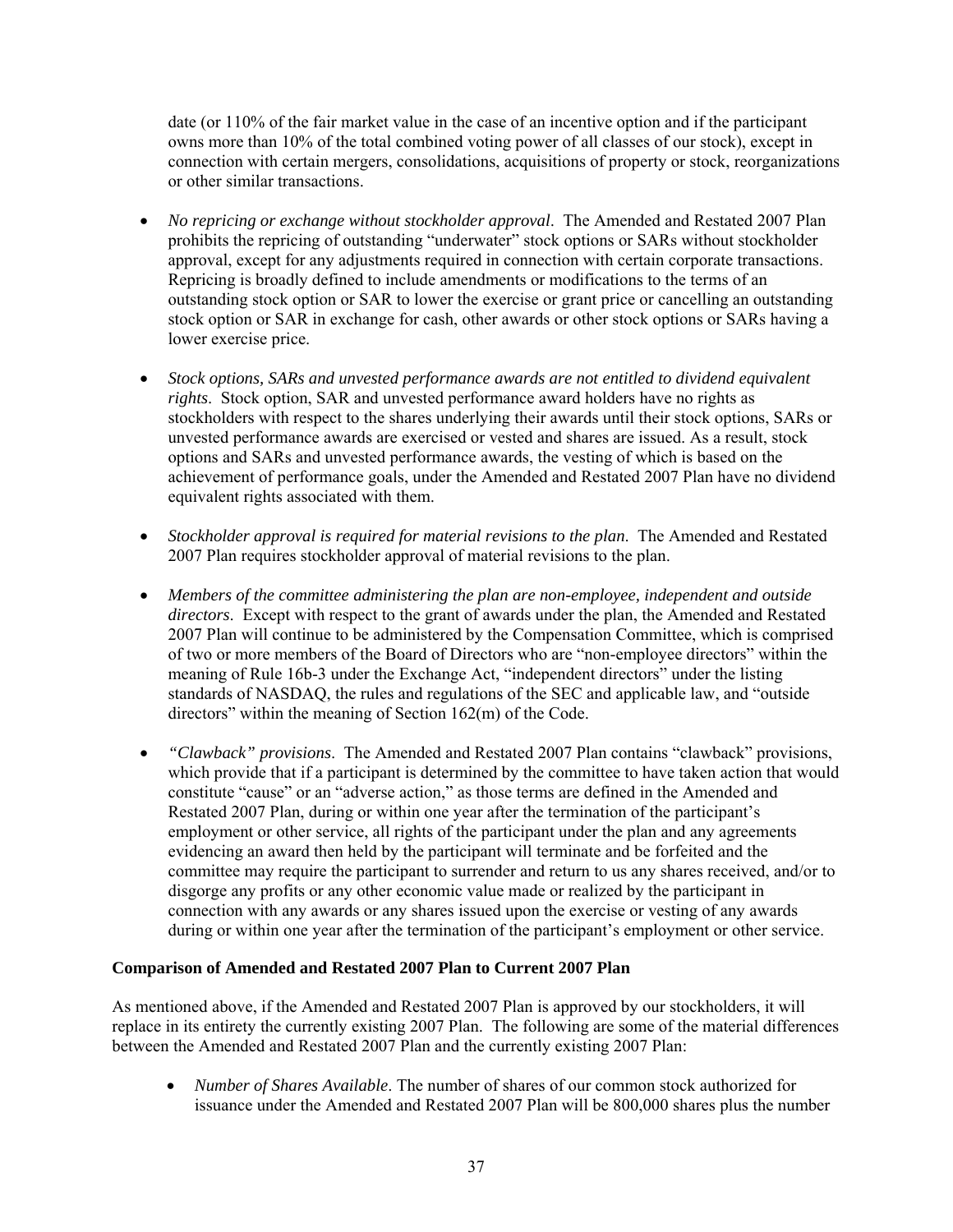date (or 110% of the fair market value in the case of an incentive option and if the participant owns more than 10% of the total combined voting power of all classes of our stock), except in connection with certain mergers, consolidations, acquisitions of property or stock, reorganizations or other similar transactions.

- *No repricing or exchange without stockholder approval*. The Amended and Restated 2007 Plan prohibits the repricing of outstanding "underwater" stock options or SARs without stockholder approval, except for any adjustments required in connection with certain corporate transactions. Repricing is broadly defined to include amendments or modifications to the terms of an outstanding stock option or SAR to lower the exercise or grant price or cancelling an outstanding stock option or SAR in exchange for cash, other awards or other stock options or SARs having a lower exercise price.

- *Stock options, SARs and unvested performance awards are not entitled to dividend equivalent rights*. Stock option, SAR and unvested performance award holders have no rights as stockholders with respect to the shares underlying their awards until their stock options, SARs or unvested performance awards are exercised or vested and shares are issued. As a result, stock options and SARs and unvested performance awards, the vesting of which is based on the achievement of performance goals, under the Amended and Restated 2007 Plan have no dividend equivalent rights associated with them.

- *Stockholder approval is required for material revisions to the plan*. The Amended and Restated 2007 Plan requires stockholder approval of material revisions to the plan.

- *Members of the committee administering the plan are non-employee, independent and outside directors*. Except with respect to the grant of awards under the plan, the Amended and Restated 2007 Plan will continue to be administered by the Compensation Committee, which is comprised of two or more members of the Board of Directors who are "non-employee directors" within the meaning of Rule 16b-3 under the Exchange Act, "independent directors" under the listing standards of NASDAQ, the rules and regulations of the SEC and applicable law, and "outside directors" within the meaning of Section 162(m) of the Code.

- *"Clawback" provisions*. The Amended and Restated 2007 Plan contains "clawback" provisions, which provide that if a participant is determined by the committee to have taken action that would constitute "cause" or an "adverse action," as those terms are defined in the Amended and Restated 2007 Plan, during or within one year after the termination of the participant's employment or other service, all rights of the participant under the plan and any agreements evidencing an award then held by the participant will terminate and be forfeited and the committee may require the participant to surrender and return to us any shares received, and/or to disgorge any profits or any other economic value made or realized by the participant in connection with any awards or any shares issued upon the exercise or vesting of any awards during or within one year after the termination of the participant's employment or other service.

**Comparison of Amended and Restated 2007 Plan to Current 2007 Plan**

As mentioned above, if the Amended and Restated 2007 Plan is approved by our stockholders, it will replace in its entirety the currently existing 2007 Plan. The following are some of the material differences between the Amended and Restated 2007 Plan and the currently existing 2007 Plan:

- *Number of Shares Available*. The number of shares of our common stock authorized for issuance under the Amended and Restated 2007 Plan will be 800,000 shares plus the number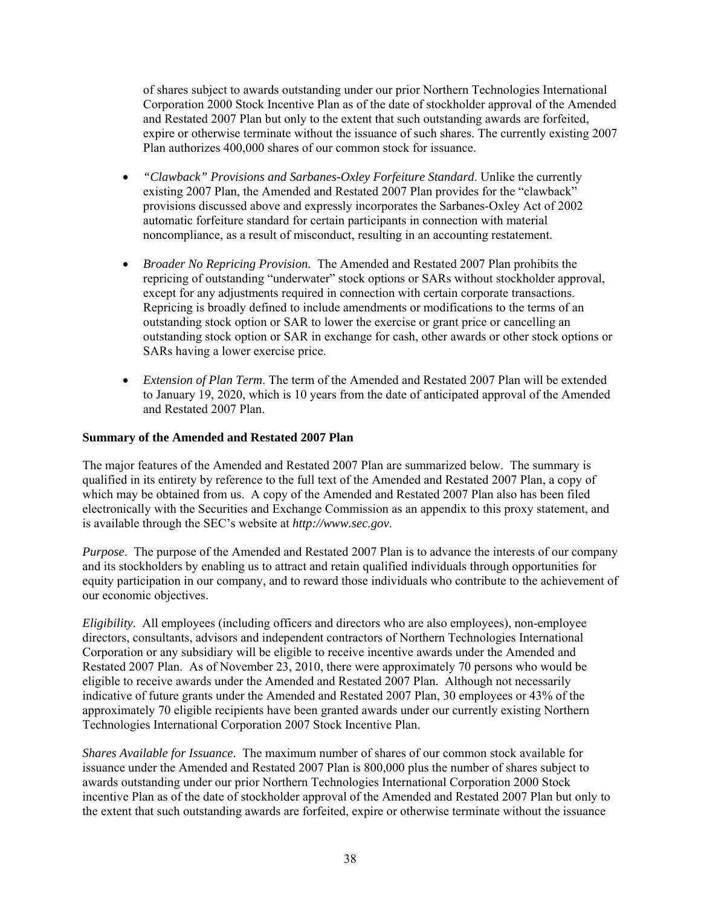of shares subject to awards outstanding under our prior Northern Technologies International Corporation 2000 Stock Incentive Plan as of the date of stockholder approval of the Amended and Restated 2007 Plan but only to the extent that such outstanding awards are forfeited, expire or otherwise terminate without the issuance of such shares. The currently existing 2007 Plan authorizes 400,000 shares of our common stock for issuance.

- *"Clawback" Provisions and Sarbanes-Oxley Forfeiture Standard*. Unlike the currently existing 2007 Plan, the Amended and Restated 2007 Plan provides for the "clawback" provisions discussed above and expressly incorporates the Sarbanes-Oxley Act of 2002 automatic forfeiture standard for certain participants in connection with material noncompliance, as a result of misconduct, resulting in an accounting restatement.

- *Broader No Repricing Provision.* The Amended and Restated 2007 Plan prohibits the repricing of outstanding "underwater" stock options or SARs without stockholder approval, except for any adjustments required in connection with certain corporate transactions. Repricing is broadly defined to include amendments or modifications to the terms of an outstanding stock option or SAR to lower the exercise or grant price or cancelling an outstanding stock option or SAR in exchange for cash, other awards or other stock options or SARs having a lower exercise price.

- *Extension of Plan Term*. The term of the Amended and Restated 2007 Plan will be extended to January 19, 2020, which is 10 years from the date of anticipated approval of the Amended and Restated 2007 Plan.

**Summary of the Amended and Restated 2007 Plan**

The major features of the Amended and Restated 2007 Plan are summarized below. The summary is qualified in its entirety by reference to the full text of the Amended and Restated 2007 Plan, a copy of which may be obtained from us. A copy of the Amended and Restated 2007 Plan also has been filed electronically with the Securities and Exchange Commission as an appendix to this proxy statement, and is available through the SEC's website at ***http://www.sec.gov***.

*Purpose*. The purpose of the Amended and Restated 2007 Plan is to advance the interests of our company and its stockholders by enabling us to attract and retain qualified individuals through opportunities for equity participation in our company, and to reward those individuals who contribute to the achievement of our economic objectives.

*Eligibility*. All employees (including officers and directors who are also employees), non-employee directors, consultants, advisors and independent contractors of Northern Technologies International Corporation or any subsidiary will be eligible to receive incentive awards under the Amended and Restated 2007 Plan. As of November 23, 2010, there were approximately 70 persons who would be eligible to receive awards under the Amended and Restated 2007 Plan. Although not necessarily indicative of future grants under the Amended and Restated 2007 Plan, 30 employees or 43% of the approximately 70 eligible recipients have been granted awards under our currently existing Northern Technologies International Corporation 2007 Stock Incentive Plan.

*Shares Available for Issuance*. The maximum number of shares of our common stock available for issuance under the Amended and Restated 2007 Plan is 800,000 plus the number of shares subject to awards outstanding under our prior Northern Technologies International Corporation 2000 Stock incentive Plan as of the date of stockholder approval of the Amended and Restated 2007 Plan but only to the extent that such outstanding awards are forfeited, expire or otherwise terminate without the issuance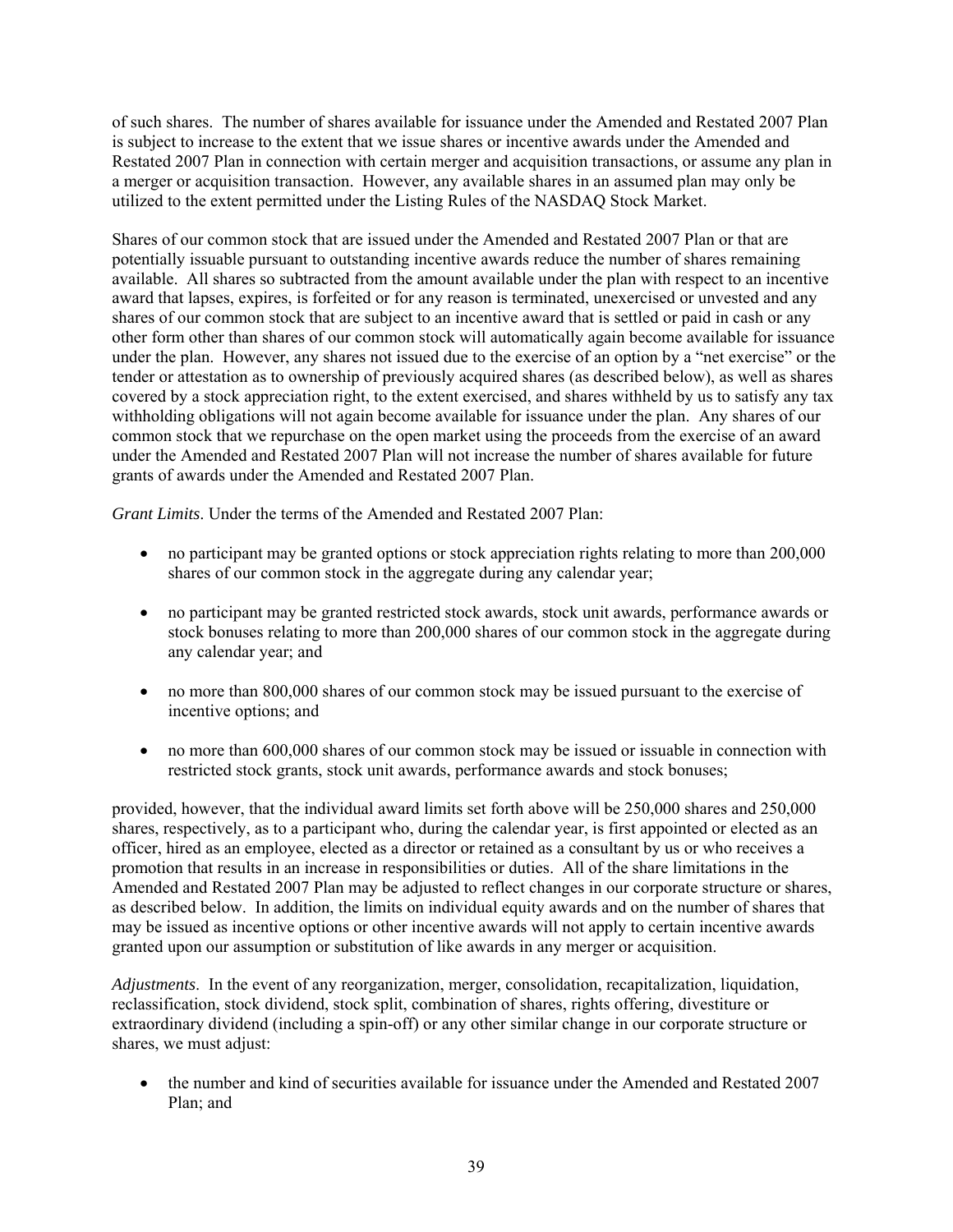of such shares. The number of shares available for issuance under the Amended and Restated 2007 Plan is subject to increase to the extent that we issue shares or incentive awards under the Amended and Restated 2007 Plan in connection with certain merger and acquisition transactions, or assume any plan in a merger or acquisition transaction. However, any available shares in an assumed plan may only be utilized to the extent permitted under the Listing Rules of the NASDAQ Stock Market.

Shares of our common stock that are issued under the Amended and Restated 2007 Plan or that are potentially issuable pursuant to outstanding incentive awards reduce the number of shares remaining available. All shares so subtracted from the amount available under the plan with respect to an incentive award that lapses, expires, is forfeited or for any reason is terminated, unexercised or unvested and any shares of our common stock that are subject to an incentive award that is settled or paid in cash or any other form other than shares of our common stock will automatically again become available for issuance under the plan. However, any shares not issued due to the exercise of an option by a "net exercise" or the tender or attestation as to ownership of previously acquired shares (as described below), as well as shares covered by a stock appreciation right, to the extent exercised, and shares withheld by us to satisfy any tax withholding obligations will not again become available for issuance under the plan. Any shares of our common stock that we repurchase on the open market using the proceeds from the exercise of an award under the Amended and Restated 2007 Plan will not increase the number of shares available for future grants of awards under the Amended and Restated 2007 Plan.

*Grant Limits*. Under the terms of the Amended and Restated 2007 Plan:

- no participant may be granted options or stock appreciation rights relating to more than 200,000 shares of our common stock in the aggregate during any calendar year;
- no participant may be granted restricted stock awards, stock unit awards, performance awards or stock bonuses relating to more than 200,000 shares of our common stock in the aggregate during any calendar year; and
- no more than 800,000 shares of our common stock may be issued pursuant to the exercise of incentive options; and
- no more than 600,000 shares of our common stock may be issued or issuable in connection with restricted stock grants, stock unit awards, performance awards and stock bonuses;

provided, however, that the individual award limits set forth above will be 250,000 shares and 250,000 shares, respectively, as to a participant who, during the calendar year, is first appointed or elected as an officer, hired as an employee, elected as a director or retained as a consultant by us or who receives a promotion that results in an increase in responsibilities or duties. All of the share limitations in the Amended and Restated 2007 Plan may be adjusted to reflect changes in our corporate structure or shares, as described below. In addition, the limits on individual equity awards and on the number of shares that may be issued as incentive options or other incentive awards will not apply to certain incentive awards granted upon our assumption or substitution of like awards in any merger or acquisition.

*Adjustments*. In the event of any reorganization, merger, consolidation, recapitalization, liquidation, reclassification, stock dividend, stock split, combination of shares, rights offering, divestiture or extraordinary dividend (including a spin-off) or any other similar change in our corporate structure or shares, we must adjust:

- the number and kind of securities available for issuance under the Amended and Restated 2007 Plan; and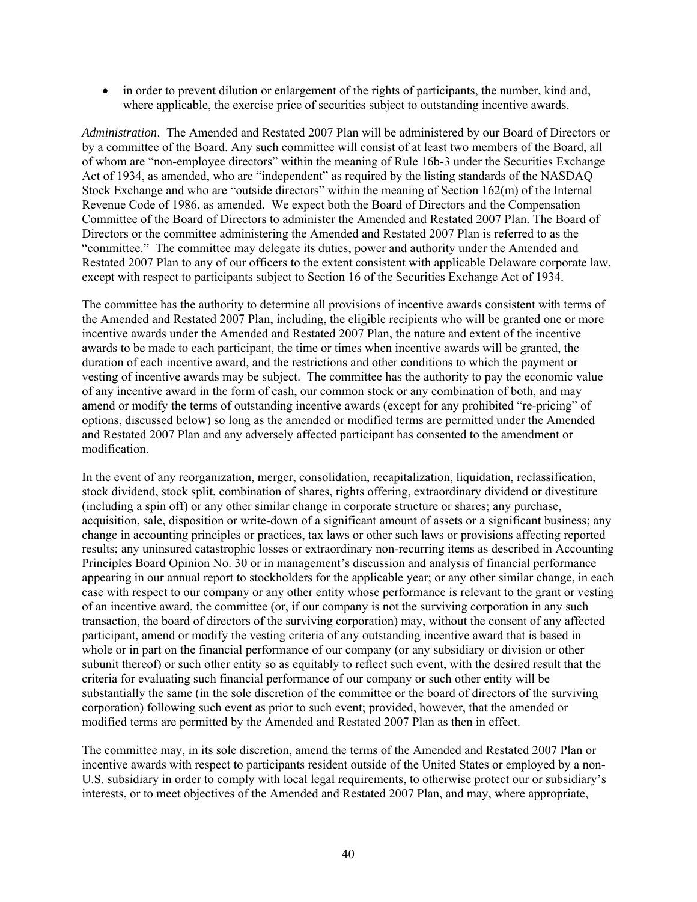- in order to prevent dilution or enlargement of the rights of participants, the number, kind and, where applicable, the exercise price of securities subject to outstanding incentive awards.

*Administration*. The Amended and Restated 2007 Plan will be administered by our Board of Directors or by a committee of the Board. Any such committee will consist of at least two members of the Board, all of whom are "non-employee directors" within the meaning of Rule 16b-3 under the Securities Exchange Act of 1934, as amended, who are "independent" as required by the listing standards of the NASDAQ Stock Exchange and who are "outside directors" within the meaning of Section 162(m) of the Internal Revenue Code of 1986, as amended. We expect both the Board of Directors and the Compensation Committee of the Board of Directors to administer the Amended and Restated 2007 Plan. The Board of Directors or the committee administering the Amended and Restated 2007 Plan is referred to as the "committee." The committee may delegate its duties, power and authority under the Amended and Restated 2007 Plan to any of our officers to the extent consistent with applicable Delaware corporate law, except with respect to participants subject to Section 16 of the Securities Exchange Act of 1934.

The committee has the authority to determine all provisions of incentive awards consistent with terms of the Amended and Restated 2007 Plan, including, the eligible recipients who will be granted one or more incentive awards under the Amended and Restated 2007 Plan, the nature and extent of the incentive awards to be made to each participant, the time or times when incentive awards will be granted, the duration of each incentive award, and the restrictions and other conditions to which the payment or vesting of incentive awards may be subject. The committee has the authority to pay the economic value of any incentive award in the form of cash, our common stock or any combination of both, and may amend or modify the terms of outstanding incentive awards (except for any prohibited "re-pricing" of options, discussed below) so long as the amended or modified terms are permitted under the Amended and Restated 2007 Plan and any adversely affected participant has consented to the amendment or modification.

In the event of any reorganization, merger, consolidation, recapitalization, liquidation, reclassification, stock dividend, stock split, combination of shares, rights offering, extraordinary dividend or divestiture (including a spin off) or any other similar change in corporate structure or shares; any purchase, acquisition, sale, disposition or write-down of a significant amount of assets or a significant business; any change in accounting principles or practices, tax laws or other such laws or provisions affecting reported results; any uninsured catastrophic losses or extraordinary non-recurring items as described in Accounting Principles Board Opinion No. 30 or in management's discussion and analysis of financial performance appearing in our annual report to stockholders for the applicable year; or any other similar change, in each case with respect to our company or any other entity whose performance is relevant to the grant or vesting of an incentive award, the committee (or, if our company is not the surviving corporation in any such transaction, the board of directors of the surviving corporation) may, without the consent of any affected participant, amend or modify the vesting criteria of any outstanding incentive award that is based in whole or in part on the financial performance of our company (or any subsidiary or division or other subunit thereof) or such other entity so as equitably to reflect such event, with the desired result that the criteria for evaluating such financial performance of our company or such other entity will be substantially the same (in the sole discretion of the committee or the board of directors of the surviving corporation) following such event as prior to such event; provided, however, that the amended or modified terms are permitted by the Amended and Restated 2007 Plan as then in effect.

The committee may, in its sole discretion, amend the terms of the Amended and Restated 2007 Plan or incentive awards with respect to participants resident outside of the United States or employed by a non-U.S. subsidiary in order to comply with local legal requirements, to otherwise protect our or subsidiary's interests, or to meet objectives of the Amended and Restated 2007 Plan, and may, where appropriate,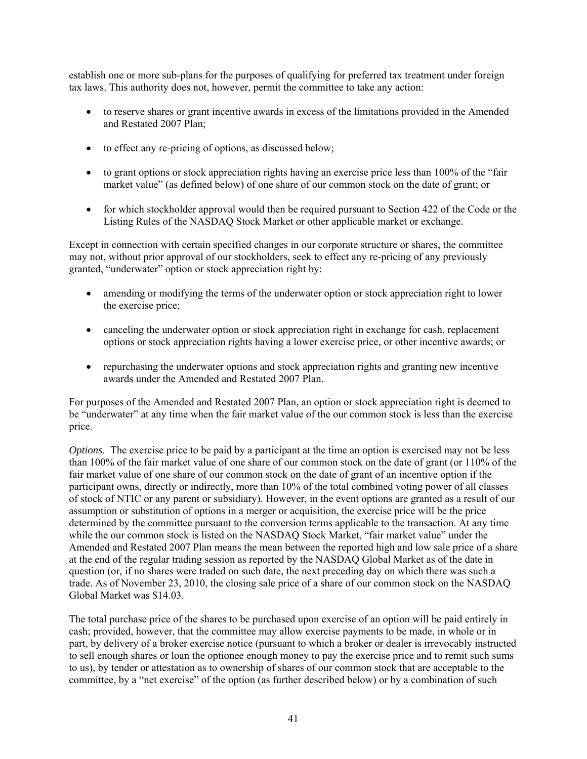establish one or more sub-plans for the purposes of qualifying for preferred tax treatment under foreign tax laws. This authority does not, however, permit the committee to take any action:

- to reserve shares or grant incentive awards in excess of the limitations provided in the Amended and Restated 2007 Plan;
- to effect any re-pricing of options, as discussed below;
- to grant options or stock appreciation rights having an exercise price less than 100% of the "fair market value" (as defined below) of one share of our common stock on the date of grant; or
- for which stockholder approval would then be required pursuant to Section 422 of the Code or the Listing Rules of the NASDAQ Stock Market or other applicable market or exchange.

Except in connection with certain specified changes in our corporate structure or shares, the committee may not, without prior approval of our stockholders, seek to effect any re-pricing of any previously granted, "underwater" option or stock appreciation right by:

- amending or modifying the terms of the underwater option or stock appreciation right to lower the exercise price;
- canceling the underwater option or stock appreciation right in exchange for cash, replacement options or stock appreciation rights having a lower exercise price, or other incentive awards; or
- repurchasing the underwater options and stock appreciation rights and granting new incentive awards under the Amended and Restated 2007 Plan.

For purposes of the Amended and Restated 2007 Plan, an option or stock appreciation right is deemed to be "underwater" at any time when the fair market value of the our common stock is less than the exercise price.

*Options*. The exercise price to be paid by a participant at the time an option is exercised may not be less than 100% of the fair market value of one share of our common stock on the date of grant (or 110% of the fair market value of one share of our common stock on the date of grant of an incentive option if the participant owns, directly or indirectly, more than 10% of the total combined voting power of all classes of stock of NTIC or any parent or subsidiary). However, in the event options are granted as a result of our assumption or substitution of options in a merger or acquisition, the exercise price will be the price determined by the committee pursuant to the conversion terms applicable to the transaction. At any time while the our common stock is listed on the NASDAQ Stock Market, "fair market value" under the Amended and Restated 2007 Plan means the mean between the reported high and low sale price of a share at the end of the regular trading session as reported by the NASDAQ Global Market as of the date in question (or, if no shares were traded on such date, the next preceding day on which there was such a trade. As of November 23, 2010, the closing sale price of a share of our common stock on the NASDAQ Global Market was $14.03.

The total purchase price of the shares to be purchased upon exercise of an option will be paid entirely in cash; provided, however, that the committee may allow exercise payments to be made, in whole or in part, by delivery of a broker exercise notice (pursuant to which a broker or dealer is irrevocably instructed to sell enough shares or loan the optionee enough money to pay the exercise price and to remit such sums to us), by tender or attestation as to ownership of shares of our common stock that are acceptable to the committee, by a "net exercise" of the option (as further described below) or by a combination of such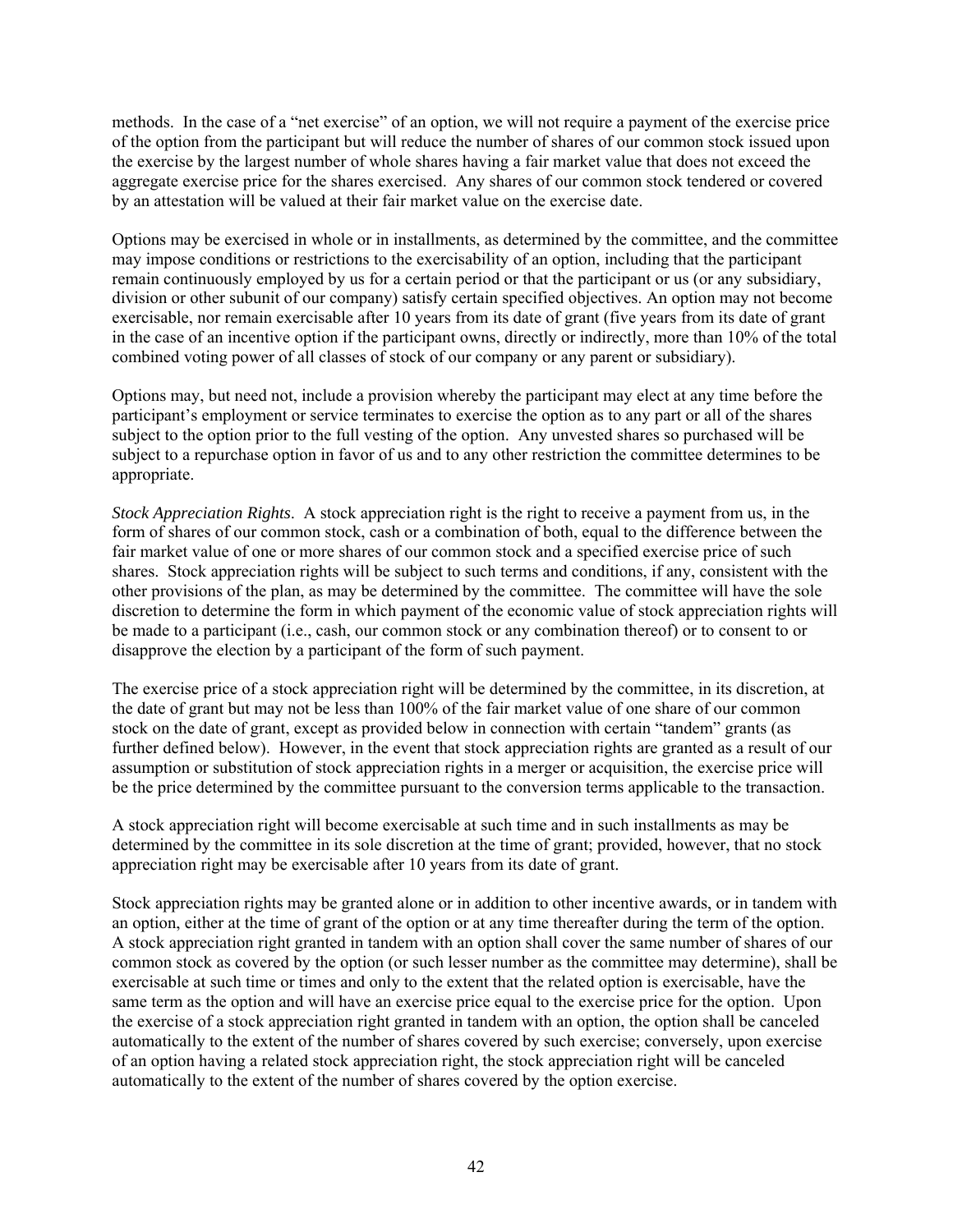methods. In the case of a "net exercise" of an option, we will not require a payment of the exercise price of the option from the participant but will reduce the number of shares of our common stock issued upon the exercise by the largest number of whole shares having a fair market value that does not exceed the aggregate exercise price for the shares exercised. Any shares of our common stock tendered or covered by an attestation will be valued at their fair market value on the exercise date.

Options may be exercised in whole or in installments, as determined by the committee, and the committee may impose conditions or restrictions to the exercisability of an option, including that the participant remain continuously employed by us for a certain period or that the participant or us (or any subsidiary, division or other subunit of our company) satisfy certain specified objectives. An option may not become exercisable, nor remain exercisable after 10 years from its date of grant (five years from its date of grant in the case of an incentive option if the participant owns, directly or indirectly, more than 10% of the total combined voting power of all classes of stock of our company or any parent or subsidiary).

Options may, but need not, include a provision whereby the participant may elect at any time before the participant's employment or service terminates to exercise the option as to any part or all of the shares subject to the option prior to the full vesting of the option. Any unvested shares so purchased will be subject to a repurchase option in favor of us and to any other restriction the committee determines to be appropriate.

*Stock Appreciation Rights*. A stock appreciation right is the right to receive a payment from us, in the form of shares of our common stock, cash or a combination of both, equal to the difference between the fair market value of one or more shares of our common stock and a specified exercise price of such shares. Stock appreciation rights will be subject to such terms and conditions, if any, consistent with the other provisions of the plan, as may be determined by the committee. The committee will have the sole discretion to determine the form in which payment of the economic value of stock appreciation rights will be made to a participant (i.e., cash, our common stock or any combination thereof) or to consent to or disapprove the election by a participant of the form of such payment.

The exercise price of a stock appreciation right will be determined by the committee, in its discretion, at the date of grant but may not be less than 100% of the fair market value of one share of our common stock on the date of grant, except as provided below in connection with certain "tandem" grants (as further defined below). However, in the event that stock appreciation rights are granted as a result of our assumption or substitution of stock appreciation rights in a merger or acquisition, the exercise price will be the price determined by the committee pursuant to the conversion terms applicable to the transaction.

A stock appreciation right will become exercisable at such time and in such installments as may be determined by the committee in its sole discretion at the time of grant; provided, however, that no stock appreciation right may be exercisable after 10 years from its date of grant.

Stock appreciation rights may be granted alone or in addition to other incentive awards, or in tandem with an option, either at the time of grant of the option or at any time thereafter during the term of the option. A stock appreciation right granted in tandem with an option shall cover the same number of shares of our common stock as covered by the option (or such lesser number as the committee may determine), shall be exercisable at such time or times and only to the extent that the related option is exercisable, have the same term as the option and will have an exercise price equal to the exercise price for the option. Upon the exercise of a stock appreciation right granted in tandem with an option, the option shall be canceled automatically to the extent of the number of shares covered by such exercise; conversely, upon exercise of an option having a related stock appreciation right, the stock appreciation right will be canceled automatically to the extent of the number of shares covered by the option exercise.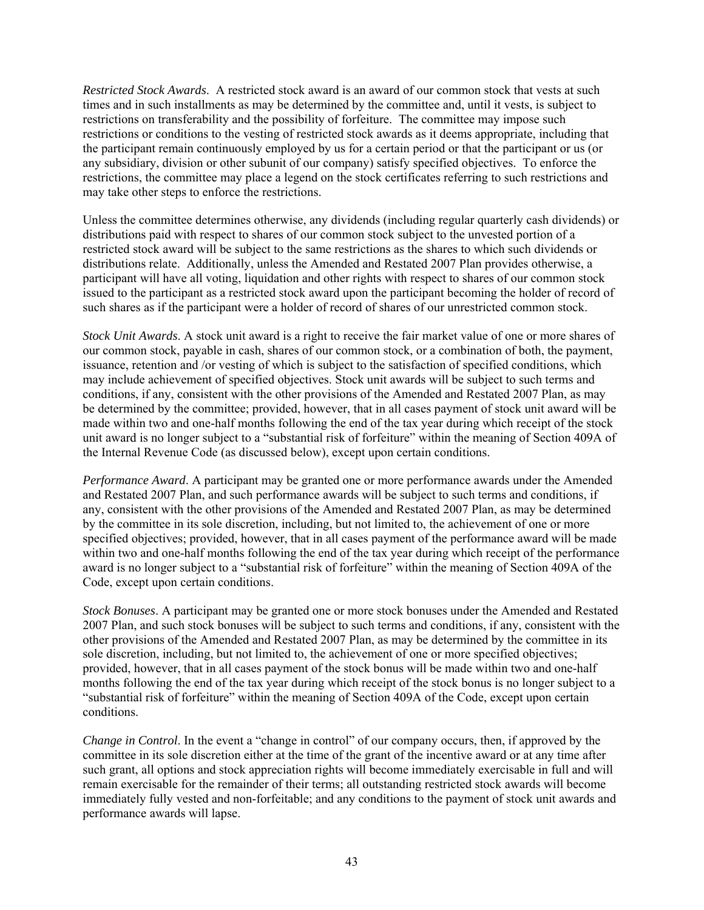*Restricted Stock Awards*. A restricted stock award is an award of our common stock that vests at such times and in such installments as may be determined by the committee and, until it vests, is subject to restrictions on transferability and the possibility of forfeiture. The committee may impose such restrictions or conditions to the vesting of restricted stock awards as it deems appropriate, including that the participant remain continuously employed by us for a certain period or that the participant or us (or any subsidiary, division or other subunit of our company) satisfy specified objectives. To enforce the restrictions, the committee may place a legend on the stock certificates referring to such restrictions and may take other steps to enforce the restrictions.

Unless the committee determines otherwise, any dividends (including regular quarterly cash dividends) or distributions paid with respect to shares of our common stock subject to the unvested portion of a restricted stock award will be subject to the same restrictions as the shares to which such dividends or distributions relate. Additionally, unless the Amended and Restated 2007 Plan provides otherwise, a participant will have all voting, liquidation and other rights with respect to shares of our common stock issued to the participant as a restricted stock award upon the participant becoming the holder of record of such shares as if the participant were a holder of record of shares of our unrestricted common stock.

*Stock Unit Awards*. A stock unit award is a right to receive the fair market value of one or more shares of our common stock, payable in cash, shares of our common stock, or a combination of both, the payment, issuance, retention and /or vesting of which is subject to the satisfaction of specified conditions, which may include achievement of specified objectives. Stock unit awards will be subject to such terms and conditions, if any, consistent with the other provisions of the Amended and Restated 2007 Plan, as may be determined by the committee; provided, however, that in all cases payment of stock unit award will be made within two and one-half months following the end of the tax year during which receipt of the stock unit award is no longer subject to a "substantial risk of forfeiture" within the meaning of Section 409A of the Internal Revenue Code (as discussed below), except upon certain conditions.

*Performance Award*. A participant may be granted one or more performance awards under the Amended and Restated 2007 Plan, and such performance awards will be subject to such terms and conditions, if any, consistent with the other provisions of the Amended and Restated 2007 Plan, as may be determined by the committee in its sole discretion, including, but not limited to, the achievement of one or more specified objectives; provided, however, that in all cases payment of the performance award will be made within two and one-half months following the end of the tax year during which receipt of the performance award is no longer subject to a "substantial risk of forfeiture" within the meaning of Section 409A of the Code, except upon certain conditions.

*Stock Bonuses*. A participant may be granted one or more stock bonuses under the Amended and Restated 2007 Plan, and such stock bonuses will be subject to such terms and conditions, if any, consistent with the other provisions of the Amended and Restated 2007 Plan, as may be determined by the committee in its sole discretion, including, but not limited to, the achievement of one or more specified objectives; provided, however, that in all cases payment of the stock bonus will be made within two and one-half months following the end of the tax year during which receipt of the stock bonus is no longer subject to a "substantial risk of forfeiture" within the meaning of Section 409A of the Code, except upon certain conditions.

*Change in Control*. In the event a "change in control" of our company occurs, then, if approved by the committee in its sole discretion either at the time of the grant of the incentive award or at any time after such grant, all options and stock appreciation rights will become immediately exercisable in full and will remain exercisable for the remainder of their terms; all outstanding restricted stock awards will become immediately fully vested and non-forfeitable; and any conditions to the payment of stock unit awards and performance awards will lapse.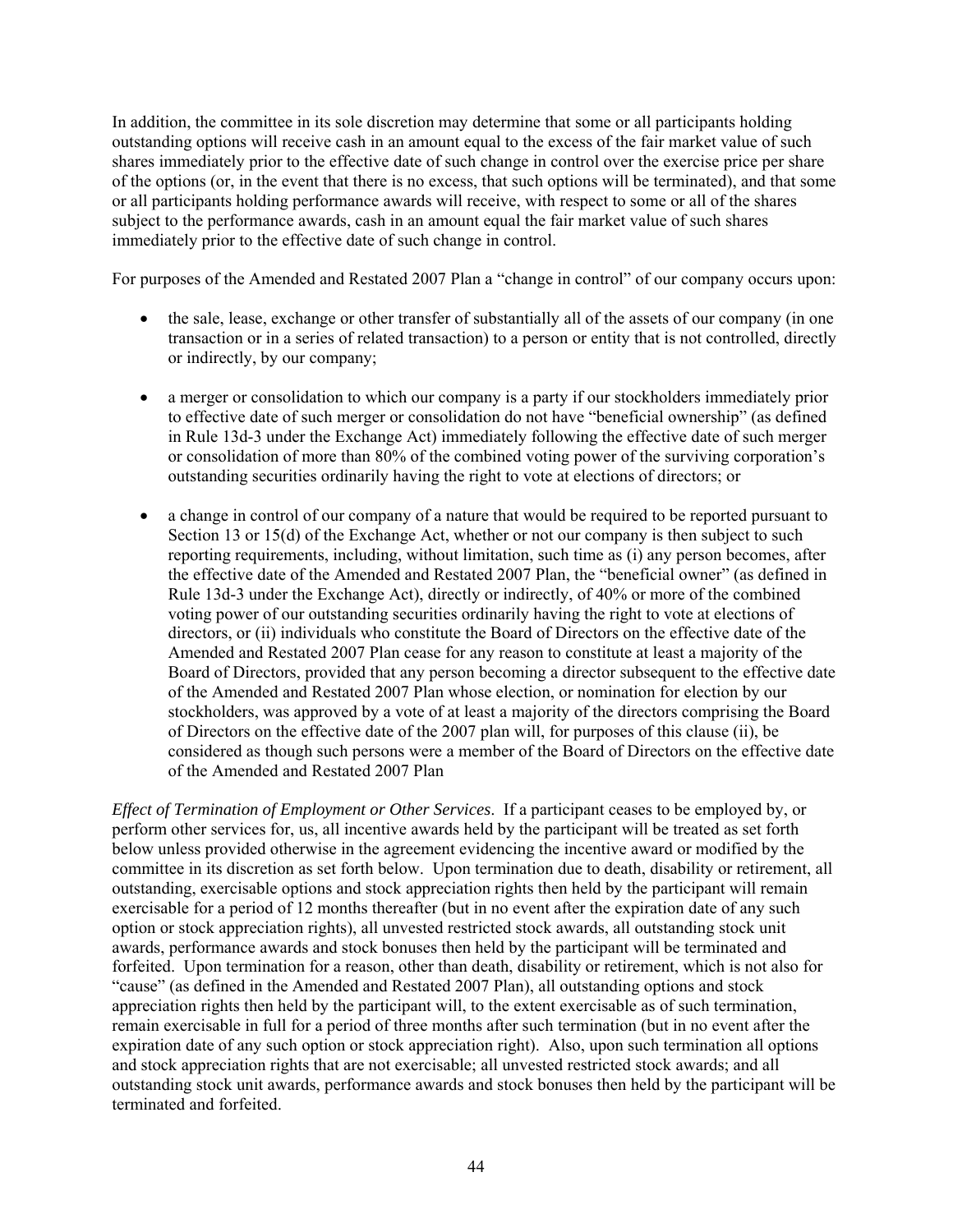In addition, the committee in its sole discretion may determine that some or all participants holding outstanding options will receive cash in an amount equal to the excess of the fair market value of such shares immediately prior to the effective date of such change in control over the exercise price per share of the options (or, in the event that there is no excess, that such options will be terminated), and that some or all participants holding performance awards will receive, with respect to some or all of the shares subject to the performance awards, cash in an amount equal the fair market value of such shares immediately prior to the effective date of such change in control.

For purposes of the Amended and Restated 2007 Plan a "change in control" of our company occurs upon:

- the sale, lease, exchange or other transfer of substantially all of the assets of our company (in one transaction or in a series of related transaction) to a person or entity that is not controlled, directly or indirectly, by our company;
- a merger or consolidation to which our company is a party if our stockholders immediately prior to effective date of such merger or consolidation do not have "beneficial ownership" (as defined in Rule 13d-3 under the Exchange Act) immediately following the effective date of such merger or consolidation of more than 80% of the combined voting power of the surviving corporation's outstanding securities ordinarily having the right to vote at elections of directors; or
- a change in control of our company of a nature that would be required to be reported pursuant to Section 13 or 15(d) of the Exchange Act, whether or not our company is then subject to such reporting requirements, including, without limitation, such time as (i) any person becomes, after the effective date of the Amended and Restated 2007 Plan, the "beneficial owner" (as defined in Rule 13d-3 under the Exchange Act), directly or indirectly, of 40% or more of the combined voting power of our outstanding securities ordinarily having the right to vote at elections of directors, or (ii) individuals who constitute the Board of Directors on the effective date of the Amended and Restated 2007 Plan cease for any reason to constitute at least a majority of the Board of Directors, provided that any person becoming a director subsequent to the effective date of the Amended and Restated 2007 Plan whose election, or nomination for election by our stockholders, was approved by a vote of at least a majority of the directors comprising the Board of Directors on the effective date of the 2007 plan will, for purposes of this clause (ii), be considered as though such persons were a member of the Board of Directors on the effective date of the Amended and Restated 2007 Plan

*Effect of Termination of Employment or Other Services*. If a participant ceases to be employed by, or perform other services for, us, all incentive awards held by the participant will be treated as set forth below unless provided otherwise in the agreement evidencing the incentive award or modified by the committee in its discretion as set forth below. Upon termination due to death, disability or retirement, all outstanding, exercisable options and stock appreciation rights then held by the participant will remain exercisable for a period of 12 months thereafter (but in no event after the expiration date of any such option or stock appreciation rights), all unvested restricted stock awards, all outstanding stock unit awards, performance awards and stock bonuses then held by the participant will be terminated and forfeited. Upon termination for a reason, other than death, disability or retirement, which is not also for "cause" (as defined in the Amended and Restated 2007 Plan), all outstanding options and stock appreciation rights then held by the participant will, to the extent exercisable as of such termination, remain exercisable in full for a period of three months after such termination (but in no event after the expiration date of any such option or stock appreciation right). Also, upon such termination all options and stock appreciation rights that are not exercisable; all unvested restricted stock awards; and all outstanding stock unit awards, performance awards and stock bonuses then held by the participant will be terminated and forfeited.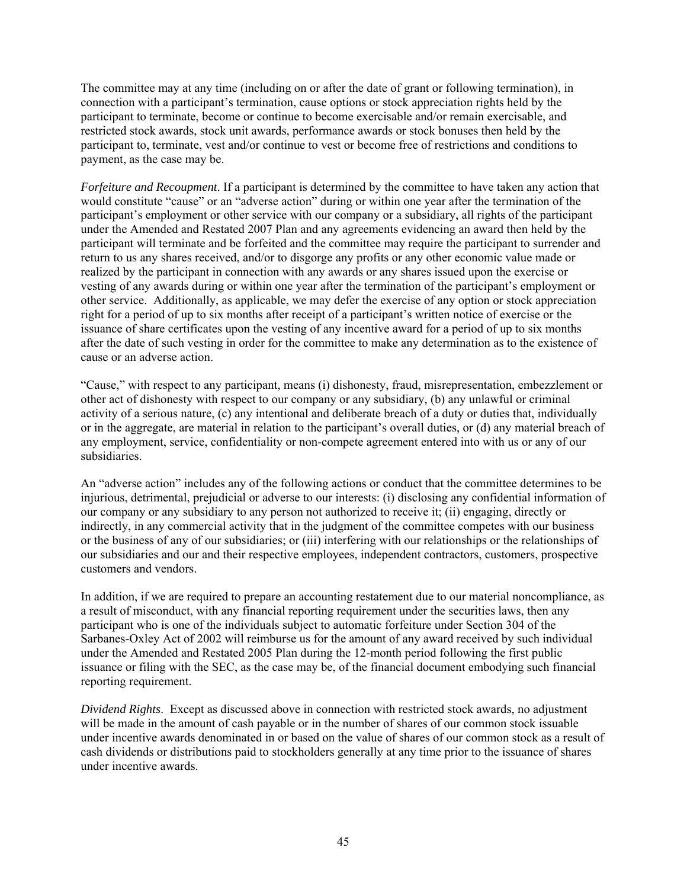The committee may at any time (including on or after the date of grant or following termination), in connection with a participant's termination, cause options or stock appreciation rights held by the participant to terminate, become or continue to become exercisable and/or remain exercisable, and restricted stock awards, stock unit awards, performance awards or stock bonuses then held by the participant to, terminate, vest and/or continue to vest or become free of restrictions and conditions to payment, as the case may be.

*Forfeiture and Recoupment*. If a participant is determined by the committee to have taken any action that would constitute "cause" or an "adverse action" during or within one year after the termination of the participant's employment or other service with our company or a subsidiary, all rights of the participant under the Amended and Restated 2007 Plan and any agreements evidencing an award then held by the participant will terminate and be forfeited and the committee may require the participant to surrender and return to us any shares received, and/or to disgorge any profits or any other economic value made or realized by the participant in connection with any awards or any shares issued upon the exercise or vesting of any awards during or within one year after the termination of the participant's employment or other service. Additionally, as applicable, we may defer the exercise of any option or stock appreciation right for a period of up to six months after receipt of a participant's written notice of exercise or the issuance of share certificates upon the vesting of any incentive award for a period of up to six months after the date of such vesting in order for the committee to make any determination as to the existence of cause or an adverse action.

"Cause," with respect to any participant, means (i) dishonesty, fraud, misrepresentation, embezzlement or other act of dishonesty with respect to our company or any subsidiary, (b) any unlawful or criminal activity of a serious nature, (c) any intentional and deliberate breach of a duty or duties that, individually or in the aggregate, are material in relation to the participant's overall duties, or (d) any material breach of any employment, service, confidentiality or non-compete agreement entered into with us or any of our subsidiaries.

An "adverse action" includes any of the following actions or conduct that the committee determines to be injurious, detrimental, prejudicial or adverse to our interests: (i) disclosing any confidential information of our company or any subsidiary to any person not authorized to receive it; (ii) engaging, directly or indirectly, in any commercial activity that in the judgment of the committee competes with our business or the business of any of our subsidiaries; or (iii) interfering with our relationships or the relationships of our subsidiaries and our and their respective employees, independent contractors, customers, prospective customers and vendors.

In addition, if we are required to prepare an accounting restatement due to our material noncompliance, as a result of misconduct, with any financial reporting requirement under the securities laws, then any participant who is one of the individuals subject to automatic forfeiture under Section 304 of the Sarbanes-Oxley Act of 2002 will reimburse us for the amount of any award received by such individual under the Amended and Restated 2005 Plan during the 12-month period following the first public issuance or filing with the SEC, as the case may be, of the financial document embodying such financial reporting requirement.

*Dividend Rights*. Except as discussed above in connection with restricted stock awards, no adjustment will be made in the amount of cash payable or in the number of shares of our common stock issuable under incentive awards denominated in or based on the value of shares of our common stock as a result of cash dividends or distributions paid to stockholders generally at any time prior to the issuance of shares under incentive awards.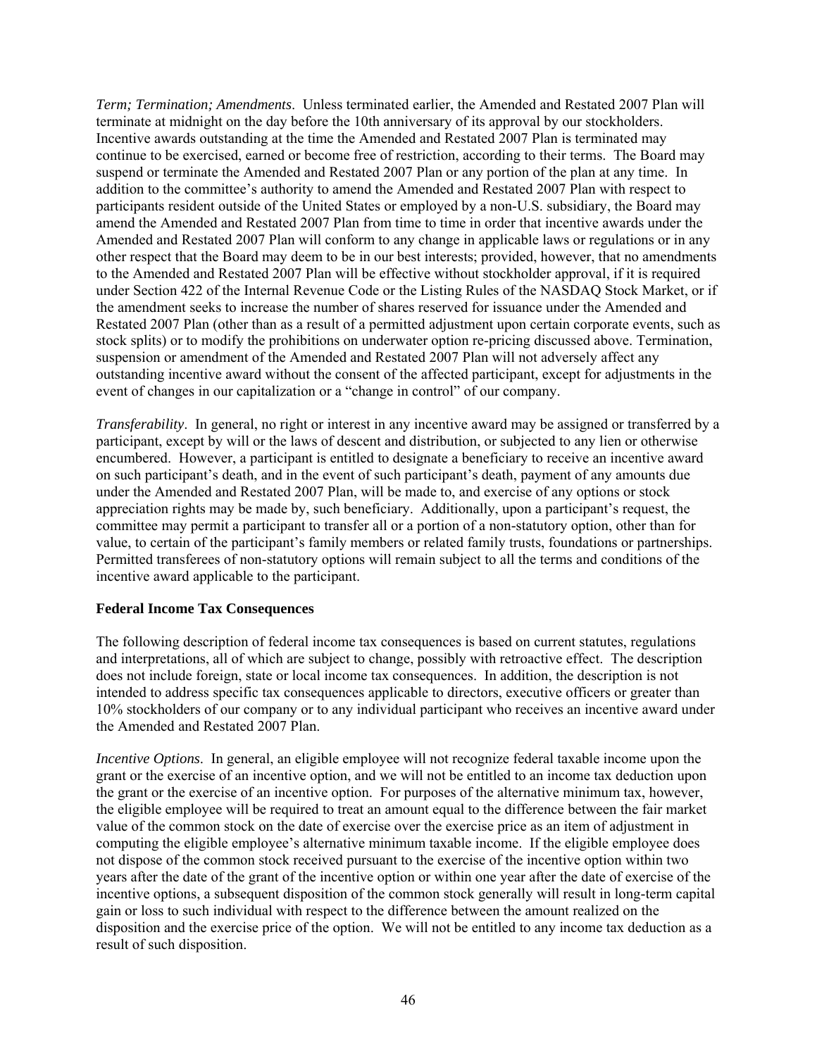*Term; Termination; Amendments*. Unless terminated earlier, the Amended and Restated 2007 Plan will terminate at midnight on the day before the 10th anniversary of its approval by our stockholders. Incentive awards outstanding at the time the Amended and Restated 2007 Plan is terminated may continue to be exercised, earned or become free of restriction, according to their terms. The Board may suspend or terminate the Amended and Restated 2007 Plan or any portion of the plan at any time. In addition to the committee's authority to amend the Amended and Restated 2007 Plan with respect to participants resident outside of the United States or employed by a non-U.S. subsidiary, the Board may amend the Amended and Restated 2007 Plan from time to time in order that incentive awards under the Amended and Restated 2007 Plan will conform to any change in applicable laws or regulations or in any other respect that the Board may deem to be in our best interests; provided, however, that no amendments to the Amended and Restated 2007 Plan will be effective without stockholder approval, if it is required under Section 422 of the Internal Revenue Code or the Listing Rules of the NASDAQ Stock Market, or if the amendment seeks to increase the number of shares reserved for issuance under the Amended and Restated 2007 Plan (other than as a result of a permitted adjustment upon certain corporate events, such as stock splits) or to modify the prohibitions on underwater option re-pricing discussed above. Termination, suspension or amendment of the Amended and Restated 2007 Plan will not adversely affect any outstanding incentive award without the consent of the affected participant, except for adjustments in the event of changes in our capitalization or a "change in control" of our company.

*Transferability*. In general, no right or interest in any incentive award may be assigned or transferred by a participant, except by will or the laws of descent and distribution, or subjected to any lien or otherwise encumbered. However, a participant is entitled to designate a beneficiary to receive an incentive award on such participant's death, and in the event of such participant's death, payment of any amounts due under the Amended and Restated 2007 Plan, will be made to, and exercise of any options or stock appreciation rights may be made by, such beneficiary. Additionally, upon a participant's request, the committee may permit a participant to transfer all or a portion of a non-statutory option, other than for value, to certain of the participant's family members or related family trusts, foundations or partnerships. Permitted transferees of non-statutory options will remain subject to all the terms and conditions of the incentive award applicable to the participant.

**Federal Income Tax Consequences**

The following description of federal income tax consequences is based on current statutes, regulations and interpretations, all of which are subject to change, possibly with retroactive effect. The description does not include foreign, state or local income tax consequences. In addition, the description is not intended to address specific tax consequences applicable to directors, executive officers or greater than 10% stockholders of our company or to any individual participant who receives an incentive award under the Amended and Restated 2007 Plan.

*Incentive Options*. In general, an eligible employee will not recognize federal taxable income upon the grant or the exercise of an incentive option, and we will not be entitled to an income tax deduction upon the grant or the exercise of an incentive option. For purposes of the alternative minimum tax, however, the eligible employee will be required to treat an amount equal to the difference between the fair market value of the common stock on the date of exercise over the exercise price as an item of adjustment in computing the eligible employee's alternative minimum taxable income. If the eligible employee does not dispose of the common stock received pursuant to the exercise of the incentive option within two years after the date of the grant of the incentive option or within one year after the date of exercise of the incentive options, a subsequent disposition of the common stock generally will result in long-term capital gain or loss to such individual with respect to the difference between the amount realized on the disposition and the exercise price of the option. We will not be entitled to any income tax deduction as a result of such disposition.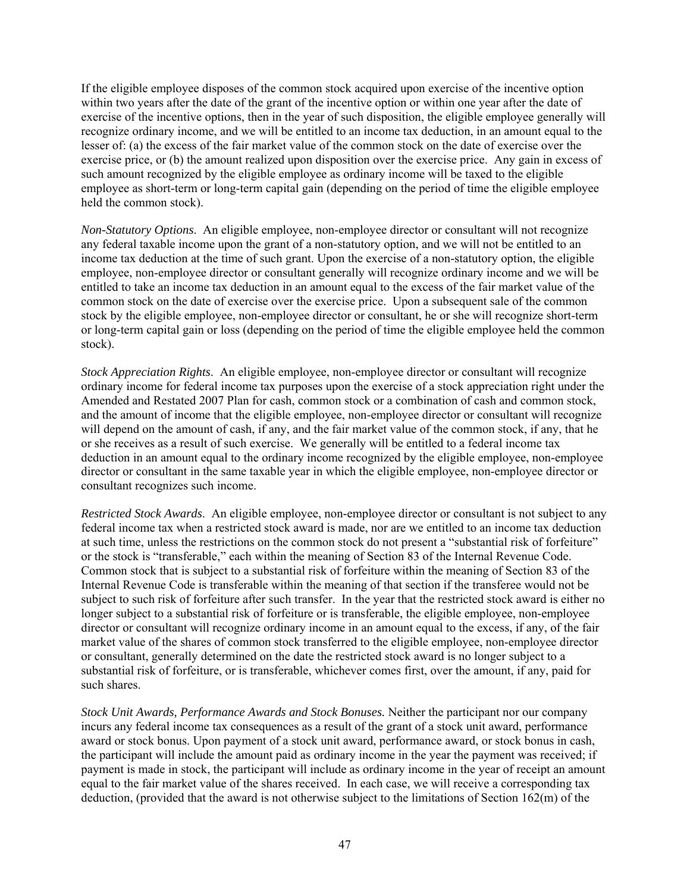If the eligible employee disposes of the common stock acquired upon exercise of the incentive option within two years after the date of the grant of the incentive option or within one year after the date of exercise of the incentive options, then in the year of such disposition, the eligible employee generally will recognize ordinary income, and we will be entitled to an income tax deduction, in an amount equal to the lesser of: (a) the excess of the fair market value of the common stock on the date of exercise over the exercise price, or (b) the amount realized upon disposition over the exercise price. Any gain in excess of such amount recognized by the eligible employee as ordinary income will be taxed to the eligible employee as short-term or long-term capital gain (depending on the period of time the eligible employee held the common stock).

*Non-Statutory Options*. An eligible employee, non-employee director or consultant will not recognize any federal taxable income upon the grant of a non-statutory option, and we will not be entitled to an income tax deduction at the time of such grant. Upon the exercise of a non-statutory option, the eligible employee, non-employee director or consultant generally will recognize ordinary income and we will be entitled to take an income tax deduction in an amount equal to the excess of the fair market value of the common stock on the date of exercise over the exercise price. Upon a subsequent sale of the common stock by the eligible employee, non-employee director or consultant, he or she will recognize short-term or long-term capital gain or loss (depending on the period of time the eligible employee held the common stock).

*Stock Appreciation Rights*. An eligible employee, non-employee director or consultant will recognize ordinary income for federal income tax purposes upon the exercise of a stock appreciation right under the Amended and Restated 2007 Plan for cash, common stock or a combination of cash and common stock, and the amount of income that the eligible employee, non-employee director or consultant will recognize will depend on the amount of cash, if any, and the fair market value of the common stock, if any, that he or she receives as a result of such exercise. We generally will be entitled to a federal income tax deduction in an amount equal to the ordinary income recognized by the eligible employee, non-employee director or consultant in the same taxable year in which the eligible employee, non-employee director or consultant recognizes such income.

*Restricted Stock Awards*. An eligible employee, non-employee director or consultant is not subject to any federal income tax when a restricted stock award is made, nor are we entitled to an income tax deduction at such time, unless the restrictions on the common stock do not present a "substantial risk of forfeiture" or the stock is "transferable," each within the meaning of Section 83 of the Internal Revenue Code. Common stock that is subject to a substantial risk of forfeiture within the meaning of Section 83 of the Internal Revenue Code is transferable within the meaning of that section if the transferee would not be subject to such risk of forfeiture after such transfer. In the year that the restricted stock award is either no longer subject to a substantial risk of forfeiture or is transferable, the eligible employee, non-employee director or consultant will recognize ordinary income in an amount equal to the excess, if any, of the fair market value of the shares of common stock transferred to the eligible employee, non-employee director or consultant, generally determined on the date the restricted stock award is no longer subject to a substantial risk of forfeiture, or is transferable, whichever comes first, over the amount, if any, paid for such shares.

*Stock Unit Awards, Performance Awards and Stock Bonuses.* Neither the participant nor our company incurs any federal income tax consequences as a result of the grant of a stock unit award, performance award or stock bonus. Upon payment of a stock unit award, performance award, or stock bonus in cash, the participant will include the amount paid as ordinary income in the year the payment was received; if payment is made in stock, the participant will include as ordinary income in the year of receipt an amount equal to the fair market value of the shares received. In each case, we will receive a corresponding tax deduction, (provided that the award is not otherwise subject to the limitations of Section 162(m) of the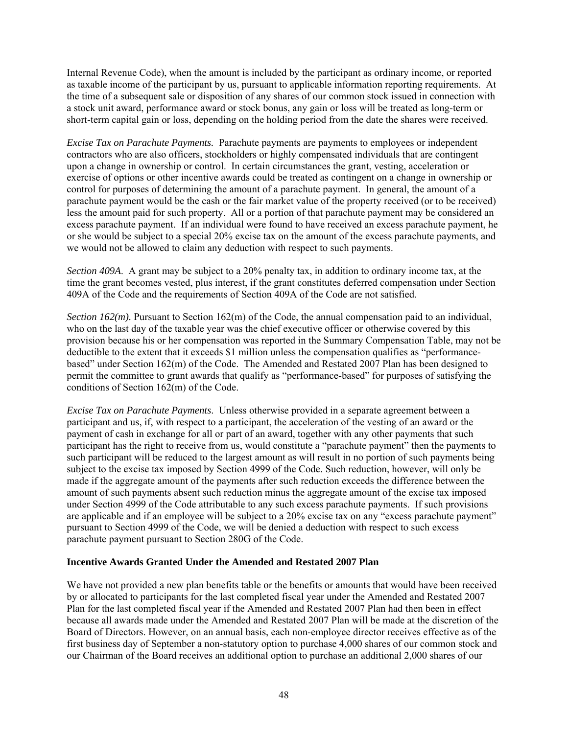Internal Revenue Code), when the amount is included by the participant as ordinary income, or reported as taxable income of the participant by us, pursuant to applicable information reporting requirements. At the time of a subsequent sale or disposition of any shares of our common stock issued in connection with a stock unit award, performance award or stock bonus, any gain or loss will be treated as long-term or short-term capital gain or loss, depending on the holding period from the date the shares were received.

*Excise Tax on Parachute Payments.* Parachute payments are payments to employees or independent contractors who are also officers, stockholders or highly compensated individuals that are contingent upon a change in ownership or control. In certain circumstances the grant, vesting, acceleration or exercise of options or other incentive awards could be treated as contingent on a change in ownership or control for purposes of determining the amount of a parachute payment. In general, the amount of a parachute payment would be the cash or the fair market value of the property received (or to be received) less the amount paid for such property. All or a portion of that parachute payment may be considered an excess parachute payment. If an individual were found to have received an excess parachute payment, he or she would be subject to a special 20% excise tax on the amount of the excess parachute payments, and we would not be allowed to claim any deduction with respect to such payments.

*Section 409A.* A grant may be subject to a 20% penalty tax, in addition to ordinary income tax, at the time the grant becomes vested, plus interest, if the grant constitutes deferred compensation under Section 409A of the Code and the requirements of Section 409A of the Code are not satisfied.

*Section 162(m).* Pursuant to Section 162(m) of the Code, the annual compensation paid to an individual, who on the last day of the taxable year was the chief executive officer or otherwise covered by this provision because his or her compensation was reported in the Summary Compensation Table, may not be deductible to the extent that it exceeds $1 million unless the compensation qualifies as "performance-based" under Section 162(m) of the Code. The Amended and Restated 2007 Plan has been designed to permit the committee to grant awards that qualify as "performance-based" for purposes of satisfying the conditions of Section 162(m) of the Code.

*Excise Tax on Parachute Payments*. Unless otherwise provided in a separate agreement between a participant and us, if, with respect to a participant, the acceleration of the vesting of an award or the payment of cash in exchange for all or part of an award, together with any other payments that such participant has the right to receive from us, would constitute a "parachute payment" then the payments to such participant will be reduced to the largest amount as will result in no portion of such payments being subject to the excise tax imposed by Section 4999 of the Code. Such reduction, however, will only be made if the aggregate amount of the payments after such reduction exceeds the difference between the amount of such payments absent such reduction minus the aggregate amount of the excise tax imposed under Section 4999 of the Code attributable to any such excess parachute payments. If such provisions are applicable and if an employee will be subject to a 20% excise tax on any "excess parachute payment" pursuant to Section 4999 of the Code, we will be denied a deduction with respect to such excess parachute payment pursuant to Section 280G of the Code.

**Incentive Awards Granted Under the Amended and Restated 2007 Plan**

We have not provided a new plan benefits table or the benefits or amounts that would have been received by or allocated to participants for the last completed fiscal year under the Amended and Restated 2007 Plan for the last completed fiscal year if the Amended and Restated 2007 Plan had then been in effect because all awards made under the Amended and Restated 2007 Plan will be made at the discretion of the Board of Directors. However, on an annual basis, each non-employee director receives effective as of the first business day of September a non-statutory option to purchase 4,000 shares of our common stock and our Chairman of the Board receives an additional option to purchase an additional 2,000 shares of our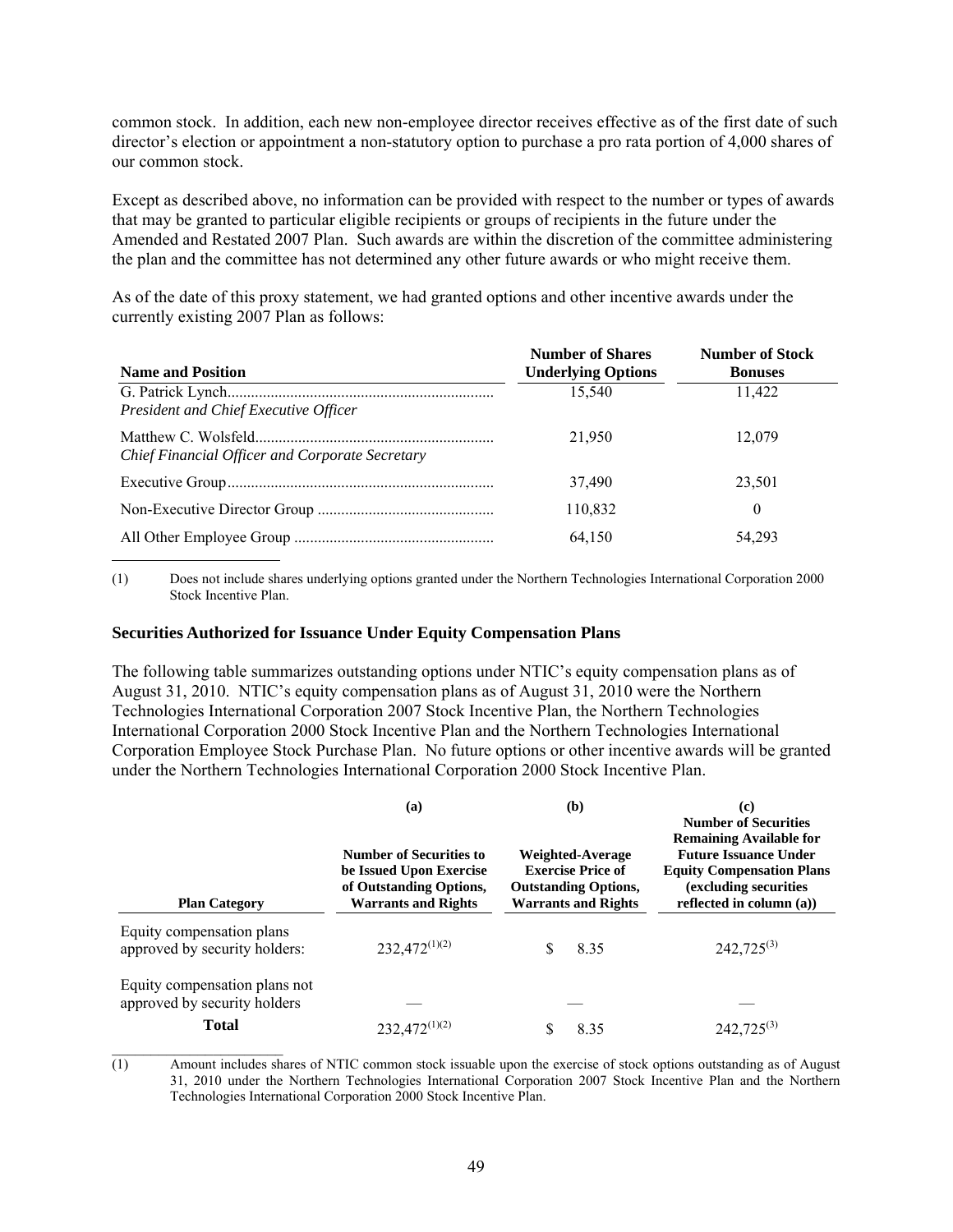common stock. In addition, each new non-employee director receives effective as of the first date of such director's election or appointment a non-statutory option to purchase a pro rata portion of 4,000 shares of our common stock.

Except as described above, no information can be provided with respect to the number or types of awards that may be granted to particular eligible recipients or groups of recipients in the future under the Amended and Restated 2007 Plan. Such awards are within the discretion of the committee administering the plan and the committee has not determined any other future awards or who might receive them.

As of the date of this proxy statement, we had granted options and other incentive awards under the currently existing 2007 Plan as follows:

| Name and Position | Number of Shares Underlying Options | Number of Stock Bonuses |
|---|---|---|
| G. Patrick Lynch<br>*President and Chief Executive Officer* | 15,540 | 11,422 |
| Matthew C. Wolsfeld<br>*Chief Financial Officer and Corporate Secretary* | 21,950 | 12,079 |
| Executive Group | 37,490 | 23,501 |
| Non-Executive Director Group | 110,832 | 0 |
| All Other Employee Group | 64,150 | 54,293 |

(1) Does not include shares underlying options granted under the Northern Technologies International Corporation 2000 Stock Incentive Plan.

### Securities Authorized for Issuance Under Equity Compensation Plans

The following table summarizes outstanding options under NTIC's equity compensation plans as of August 31, 2010. NTIC's equity compensation plans as of August 31, 2010 were the Northern Technologies International Corporation 2007 Stock Incentive Plan, the Northern Technologies International Corporation 2000 Stock Incentive Plan and the Northern Technologies International Corporation Employee Stock Purchase Plan. No future options or other incentive awards will be granted under the Northern Technologies International Corporation 2000 Stock Incentive Plan.

| Plan Category | (a)<br>Number of Securities to be Issued Upon Exercise of Outstanding Options, Warrants and Rights | (b)<br>Weighted-Average Exercise Price of Outstanding Options, Warrants and Rights | (c)<br>Number of Securities Remaining Available for Future Issuance Under Equity Compensation Plans (excluding securities reflected in column (a)) |
|---|---|---|---|
| Equity compensation plans approved by security holders: | 232,472[(1)(2)] | $ 8.35 | 242,725[(3)] |
| Equity compensation plans not approved by security holders | — | — | — |
| **Total** | 232,472[(1)(2)] | $ 8.35 | 242,725[(3)] |

(1) Amount includes shares of NTIC common stock issuable upon the exercise of stock options outstanding as of August 31, 2010 under the Northern Technologies International Corporation 2007 Stock Incentive Plan and the Northern Technologies International Corporation 2000 Stock Incentive Plan.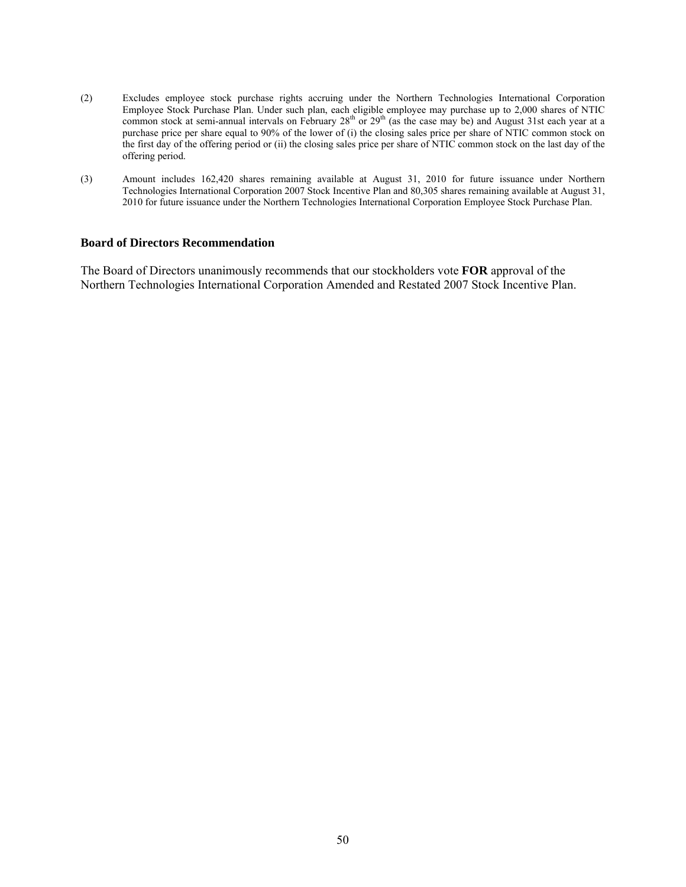(2) Excludes employee stock purchase rights accruing under the Northern Technologies International Corporation Employee Stock Purchase Plan. Under such plan, each eligible employee may purchase up to 2,000 shares of NTIC common stock at semi-annual intervals on February 28th or 29th (as the case may be) and August 31st each year at a purchase price per share equal to 90% of the lower of (i) the closing sales price per share of NTIC common stock on the first day of the offering period or (ii) the closing sales price per share of NTIC common stock on the last day of the offering period.

(3) Amount includes 162,420 shares remaining available at August 31, 2010 for future issuance under Northern Technologies International Corporation 2007 Stock Incentive Plan and 80,305 shares remaining available at August 31, 2010 for future issuance under the Northern Technologies International Corporation Employee Stock Purchase Plan.

### Board of Directors Recommendation

The Board of Directors unanimously recommends that our stockholders vote **FOR** approval of the Northern Technologies International Corporation Amended and Restated 2007 Stock Incentive Plan.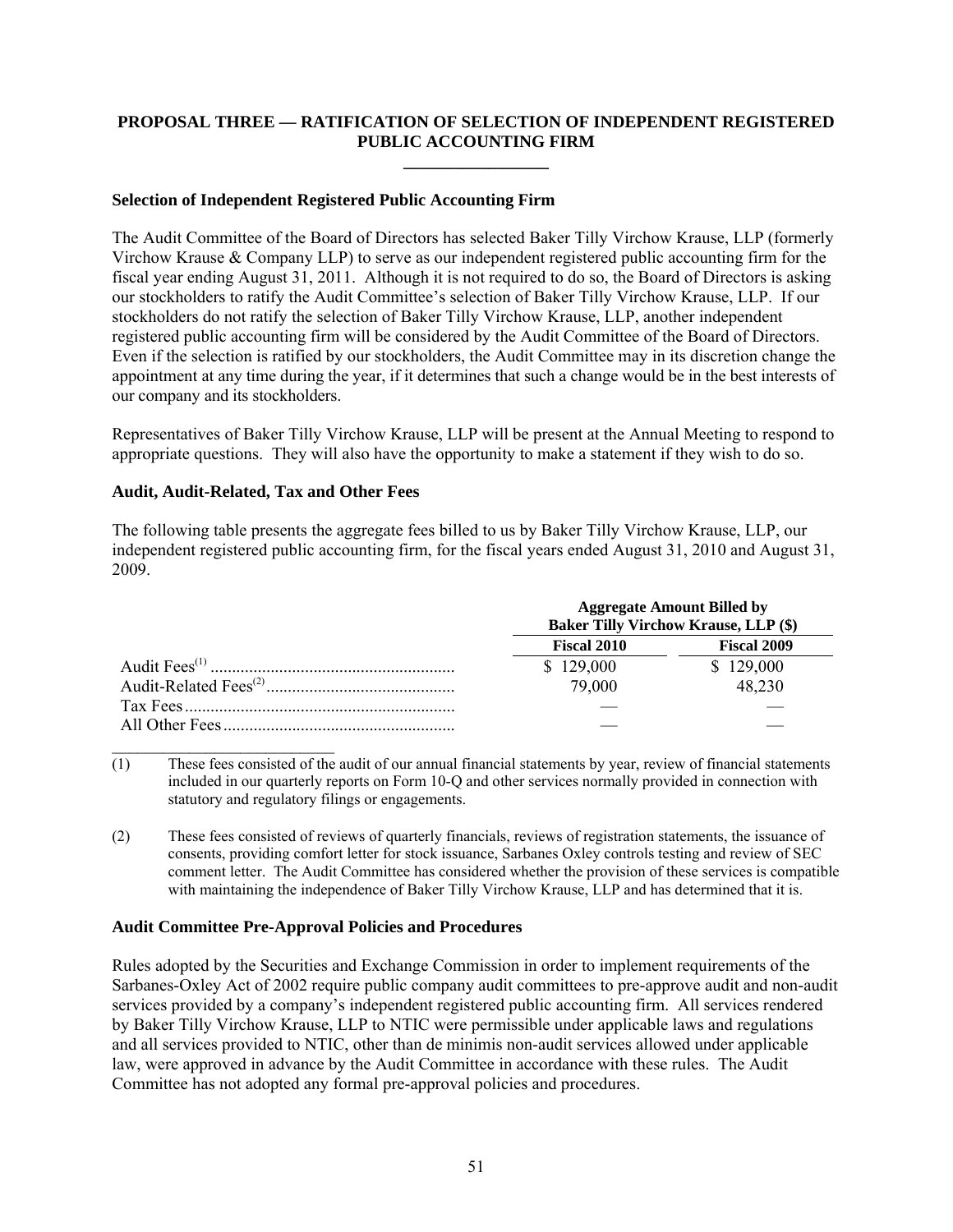## PROPOSAL THREE — RATIFICATION OF SELECTION OF INDEPENDENT REGISTERED PUBLIC ACCOUNTING FIRM

### Selection of Independent Registered Public Accounting Firm

The Audit Committee of the Board of Directors has selected Baker Tilly Virchow Krause, LLP (formerly Virchow Krause & Company LLP) to serve as our independent registered public accounting firm for the fiscal year ending August 31, 2011. Although it is not required to do so, the Board of Directors is asking our stockholders to ratify the Audit Committee's selection of Baker Tilly Virchow Krause, LLP. If our stockholders do not ratify the selection of Baker Tilly Virchow Krause, LLP, another independent registered public accounting firm will be considered by the Audit Committee of the Board of Directors. Even if the selection is ratified by our stockholders, the Audit Committee may in its discretion change the appointment at any time during the year, if it determines that such a change would be in the best interests of our company and its stockholders.

Representatives of Baker Tilly Virchow Krause, LLP will be present at the Annual Meeting to respond to appropriate questions. They will also have the opportunity to make a statement if they wish to do so.

### Audit, Audit-Related, Tax and Other Fees

The following table presents the aggregate fees billed to us by Baker Tilly Virchow Krause, LLP, our independent registered public accounting firm, for the fiscal years ended August 31, 2010 and August 31, 2009.

| | Aggregate Amount Billed by Baker Tilly Virchow Krause, LLP ($) | |
|---|---|---|
| | **Fiscal 2010** | **Fiscal 2009** |
| Audit Fees[1] | $ 129,000 | $ 129,000 |
| Audit-Related Fees[2] | 79,000 | 48,230 |
| Tax Fees | — | — |
| All Other Fees | — | — |

(1) These fees consisted of the audit of our annual financial statements by year, review of financial statements included in our quarterly reports on Form 10-Q and other services normally provided in connection with statutory and regulatory filings or engagements.

(2) These fees consisted of reviews of quarterly financials, reviews of registration statements, the issuance of consents, providing comfort letter for stock issuance, Sarbanes Oxley controls testing and review of SEC comment letter. The Audit Committee has considered whether the provision of these services is compatible with maintaining the independence of Baker Tilly Virchow Krause, LLP and has determined that it is.

### Audit Committee Pre-Approval Policies and Procedures

Rules adopted by the Securities and Exchange Commission in order to implement requirements of the Sarbanes-Oxley Act of 2002 require public company audit committees to pre-approve audit and non-audit services provided by a company's independent registered public accounting firm. All services rendered by Baker Tilly Virchow Krause, LLP to NTIC were permissible under applicable laws and regulations and all services provided to NTIC, other than de minimis non-audit services allowed under applicable law, were approved in advance by the Audit Committee in accordance with these rules. The Audit Committee has not adopted any formal pre-approval policies and procedures.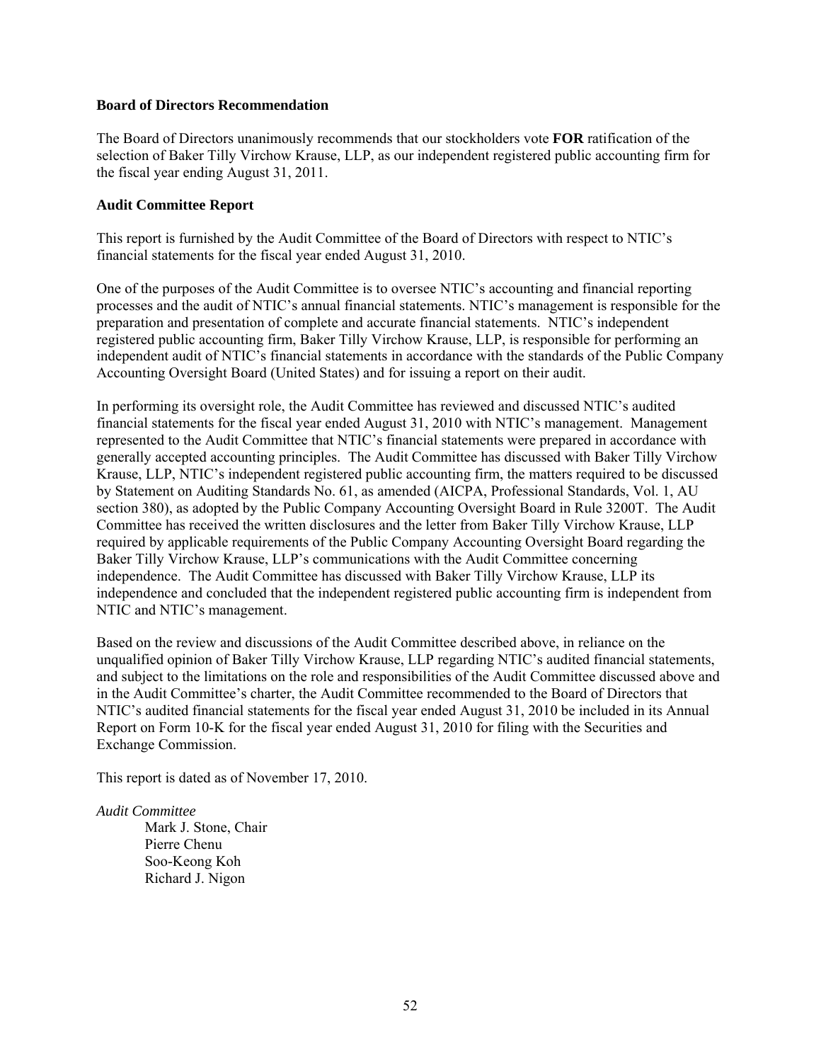### Board of Directors Recommendation

The Board of Directors unanimously recommends that our stockholders vote **FOR** ratification of the selection of Baker Tilly Virchow Krause, LLP, as our independent registered public accounting firm for the fiscal year ending August 31, 2011.

### Audit Committee Report

This report is furnished by the Audit Committee of the Board of Directors with respect to NTIC's financial statements for the fiscal year ended August 31, 2010.

One of the purposes of the Audit Committee is to oversee NTIC's accounting and financial reporting processes and the audit of NTIC's annual financial statements. NTIC's management is responsible for the preparation and presentation of complete and accurate financial statements. NTIC's independent registered public accounting firm, Baker Tilly Virchow Krause, LLP, is responsible for performing an independent audit of NTIC's financial statements in accordance with the standards of the Public Company Accounting Oversight Board (United States) and for issuing a report on their audit.

In performing its oversight role, the Audit Committee has reviewed and discussed NTIC's audited financial statements for the fiscal year ended August 31, 2010 with NTIC's management. Management represented to the Audit Committee that NTIC's financial statements were prepared in accordance with generally accepted accounting principles. The Audit Committee has discussed with Baker Tilly Virchow Krause, LLP, NTIC's independent registered public accounting firm, the matters required to be discussed by Statement on Auditing Standards No. 61, as amended (AICPA, Professional Standards, Vol. 1, AU section 380), as adopted by the Public Company Accounting Oversight Board in Rule 3200T. The Audit Committee has received the written disclosures and the letter from Baker Tilly Virchow Krause, LLP required by applicable requirements of the Public Company Accounting Oversight Board regarding the Baker Tilly Virchow Krause, LLP's communications with the Audit Committee concerning independence. The Audit Committee has discussed with Baker Tilly Virchow Krause, LLP its independence and concluded that the independent registered public accounting firm is independent from NTIC and NTIC's management.

Based on the review and discussions of the Audit Committee described above, in reliance on the unqualified opinion of Baker Tilly Virchow Krause, LLP regarding NTIC's audited financial statements, and subject to the limitations on the role and responsibilities of the Audit Committee discussed above and in the Audit Committee's charter, the Audit Committee recommended to the Board of Directors that NTIC's audited financial statements for the fiscal year ended August 31, 2010 be included in its Annual Report on Form 10-K for the fiscal year ended August 31, 2010 for filing with the Securities and Exchange Commission.

This report is dated as of November 17, 2010.

*Audit Committee*

Mark J. Stone, Chair
Pierre Chenu
Soo-Keong Koh
Richard J. Nigon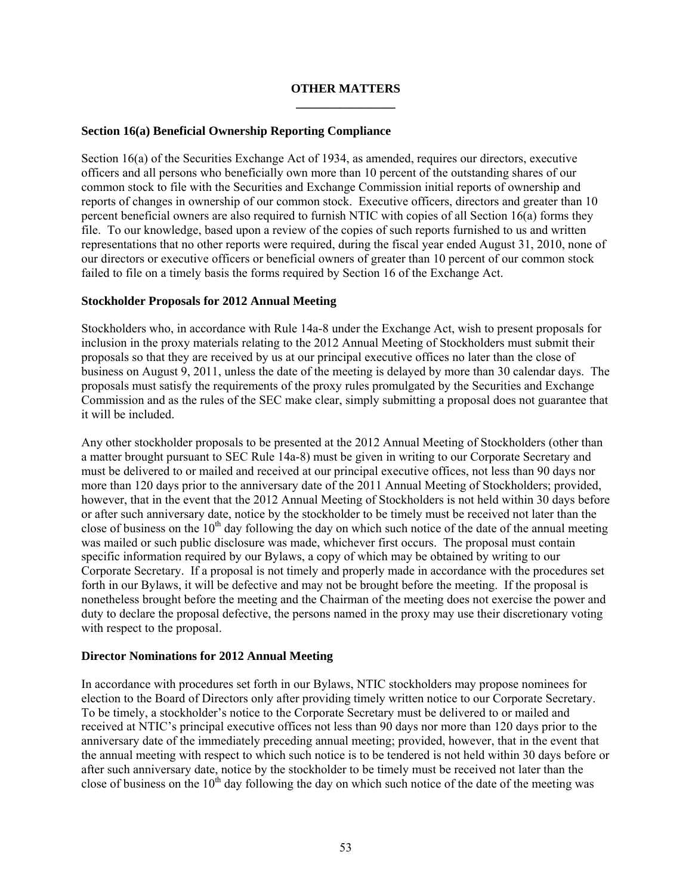## OTHER MATTERS

### Section 16(a) Beneficial Ownership Reporting Compliance

Section 16(a) of the Securities Exchange Act of 1934, as amended, requires our directors, executive officers and all persons who beneficially own more than 10 percent of the outstanding shares of our common stock to file with the Securities and Exchange Commission initial reports of ownership and reports of changes in ownership of our common stock. Executive officers, directors and greater than 10 percent beneficial owners are also required to furnish NTIC with copies of all Section 16(a) forms they file. To our knowledge, based upon a review of the copies of such reports furnished to us and written representations that no other reports were required, during the fiscal year ended August 31, 2010, none of our directors or executive officers or beneficial owners of greater than 10 percent of our common stock failed to file on a timely basis the forms required by Section 16 of the Exchange Act.

### Stockholder Proposals for 2012 Annual Meeting

Stockholders who, in accordance with Rule 14a-8 under the Exchange Act, wish to present proposals for inclusion in the proxy materials relating to the 2012 Annual Meeting of Stockholders must submit their proposals so that they are received by us at our principal executive offices no later than the close of business on August 9, 2011, unless the date of the meeting is delayed by more than 30 calendar days. The proposals must satisfy the requirements of the proxy rules promulgated by the Securities and Exchange Commission and as the rules of the SEC make clear, simply submitting a proposal does not guarantee that it will be included.

Any other stockholder proposals to be presented at the 2012 Annual Meeting of Stockholders (other than a matter brought pursuant to SEC Rule 14a-8) must be given in writing to our Corporate Secretary and must be delivered to or mailed and received at our principal executive offices, not less than 90 days nor more than 120 days prior to the anniversary date of the 2011 Annual Meeting of Stockholders; provided, however, that in the event that the 2012 Annual Meeting of Stockholders is not held within 30 days before or after such anniversary date, notice by the stockholder to be timely must be received not later than the close of business on the 10th day following the day on which such notice of the date of the annual meeting was mailed or such public disclosure was made, whichever first occurs. The proposal must contain specific information required by our Bylaws, a copy of which may be obtained by writing to our Corporate Secretary. If a proposal is not timely and properly made in accordance with the procedures set forth in our Bylaws, it will be defective and may not be brought before the meeting. If the proposal is nonetheless brought before the meeting and the Chairman of the meeting does not exercise the power and duty to declare the proposal defective, the persons named in the proxy may use their discretionary voting with respect to the proposal.

### Director Nominations for 2012 Annual Meeting

In accordance with procedures set forth in our Bylaws, NTIC stockholders may propose nominees for election to the Board of Directors only after providing timely written notice to our Corporate Secretary. To be timely, a stockholder's notice to the Corporate Secretary must be delivered to or mailed and received at NTIC's principal executive offices not less than 90 days nor more than 120 days prior to the anniversary date of the immediately preceding annual meeting; provided, however, that in the event that the annual meeting with respect to which such notice is to be tendered is not held within 30 days before or after such anniversary date, notice by the stockholder to be timely must be received not later than the close of business on the 10th day following the day on which such notice of the date of the meeting was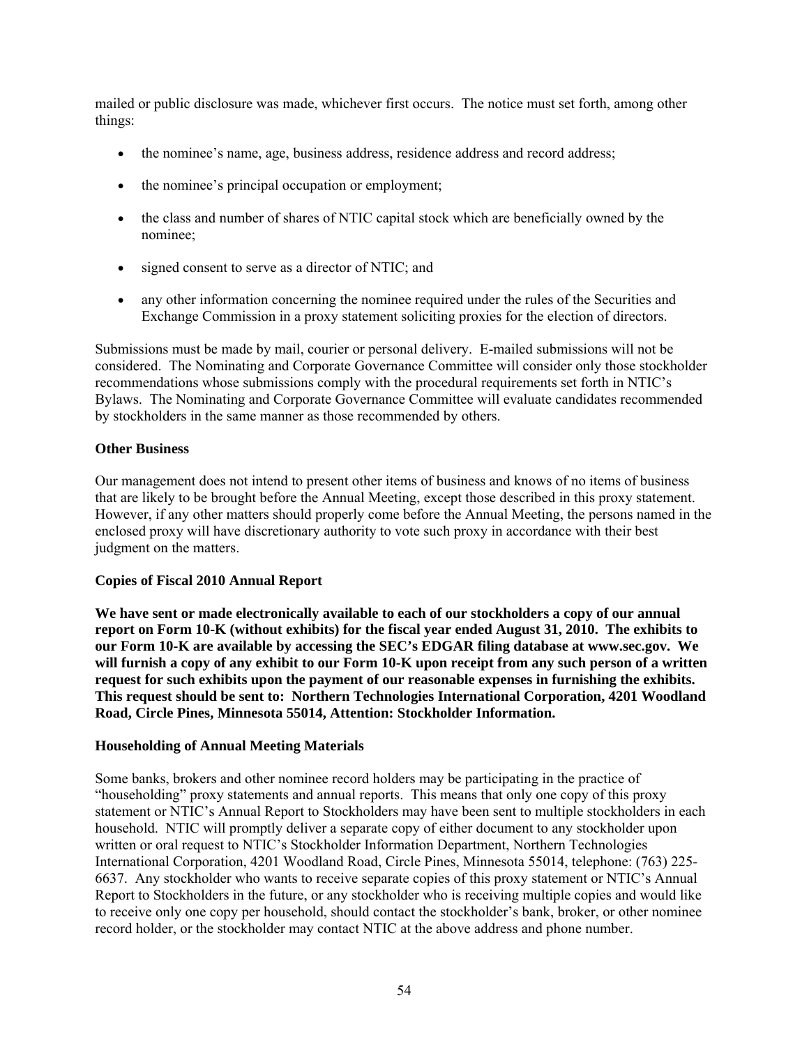mailed or public disclosure was made, whichever first occurs. The notice must set forth, among other things:

- the nominee's name, age, business address, residence address and record address;
- the nominee's principal occupation or employment;
- the class and number of shares of NTIC capital stock which are beneficially owned by the nominee;
- signed consent to serve as a director of NTIC; and
- any other information concerning the nominee required under the rules of the Securities and Exchange Commission in a proxy statement soliciting proxies for the election of directors.

Submissions must be made by mail, courier or personal delivery. E-mailed submissions will not be considered. The Nominating and Corporate Governance Committee will consider only those stockholder recommendations whose submissions comply with the procedural requirements set forth in NTIC's Bylaws. The Nominating and Corporate Governance Committee will evaluate candidates recommended by stockholders in the same manner as those recommended by others.

**Other Business**

Our management does not intend to present other items of business and knows of no items of business that are likely to be brought before the Annual Meeting, except those described in this proxy statement. However, if any other matters should properly come before the Annual Meeting, the persons named in the enclosed proxy will have discretionary authority to vote such proxy in accordance with their best judgment on the matters.

**Copies of Fiscal 2010 Annual Report**

**We have sent or made electronically available to each of our stockholders a copy of our annual report on Form 10-K (without exhibits) for the fiscal year ended August 31, 2010. The exhibits to our Form 10-K are available by accessing the SEC's EDGAR filing database at www.sec.gov. We will furnish a copy of any exhibit to our Form 10-K upon receipt from any such person of a written request for such exhibits upon the payment of our reasonable expenses in furnishing the exhibits. This request should be sent to: Northern Technologies International Corporation, 4201 Woodland Road, Circle Pines, Minnesota 55014, Attention: Stockholder Information.**

**Householding of Annual Meeting Materials**

Some banks, brokers and other nominee record holders may be participating in the practice of "householding" proxy statements and annual reports. This means that only one copy of this proxy statement or NTIC's Annual Report to Stockholders may have been sent to multiple stockholders in each household. NTIC will promptly deliver a separate copy of either document to any stockholder upon written or oral request to NTIC's Stockholder Information Department, Northern Technologies International Corporation, 4201 Woodland Road, Circle Pines, Minnesota 55014, telephone: (763) 225-6637. Any stockholder who wants to receive separate copies of this proxy statement or NTIC's Annual Report to Stockholders in the future, or any stockholder who is receiving multiple copies and would like to receive only one copy per household, should contact the stockholder's bank, broker, or other nominee record holder, or the stockholder may contact NTIC at the above address and phone number.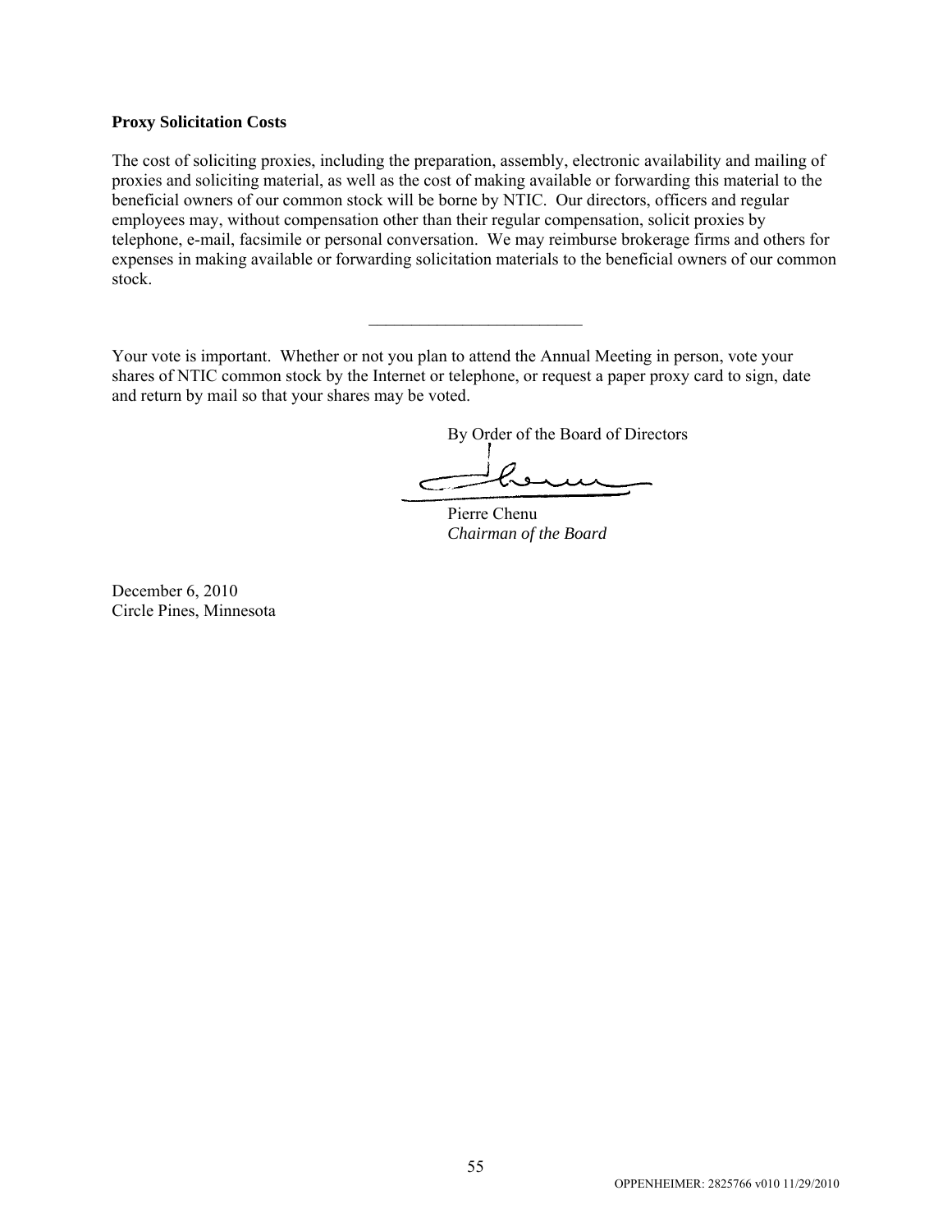**Proxy Solicitation Costs**

The cost of soliciting proxies, including the preparation, assembly, electronic availability and mailing of proxies and soliciting material, as well as the cost of making available or forwarding this material to the beneficial owners of our common stock will be borne by NTIC. Our directors, officers and regular employees may, without compensation other than their regular compensation, solicit proxies by telephone, e-mail, facsimile or personal conversation. We may reimburse brokerage firms and others for expenses in making available or forwarding solicitation materials to the beneficial owners of our common stock.

---

Your vote is important. Whether or not you plan to attend the Annual Meeting in person, vote your shares of NTIC common stock by the Internet or telephone, or request a paper proxy card to sign, date and return by mail so that your shares may be voted.

By Order of the Board of Directors

Pierre Chenu
*Chairman of the Board*

December 6, 2010
Circle Pines, Minnesota

OPPENHEIMER: 2825766 v010 11/29/2010